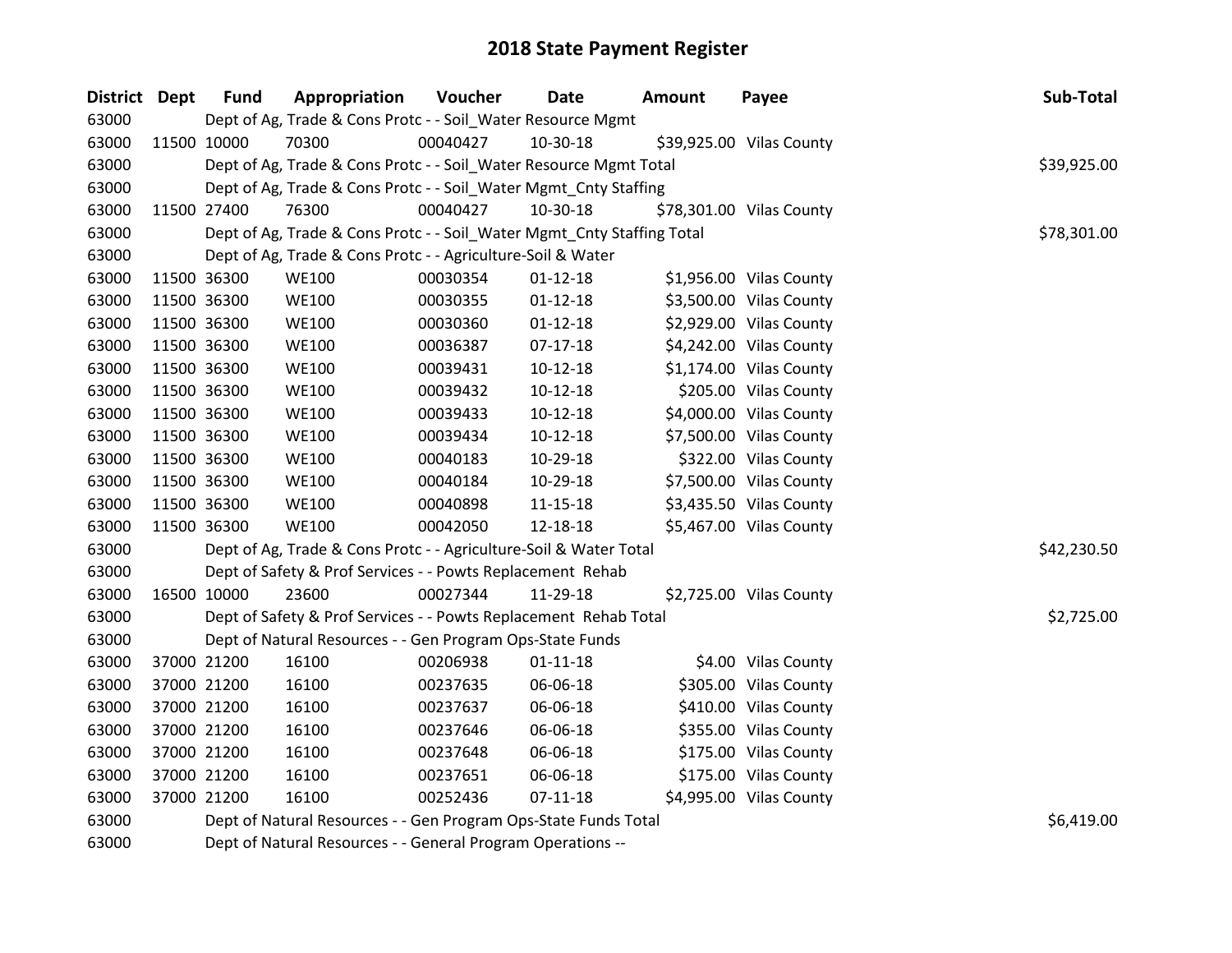# 2018 State Payment Register

| District | Dept | Fund | Appropriation | Voucher | Date | Amount | Payee | Sub-Total |
|---|---|---|---|---|---|---|---|---|
| 63000 | | Dept of Ag, Trade & Cons Protc - - Soil_Water Resource Mgmt | | | | | | |
| 63000 | 11500 | 10000 | 70300 | 00040427 | 10-30-18 | $39,925.00 | Vilas County | |
| 63000 | | Dept of Ag, Trade & Cons Protc - - Soil_Water Resource Mgmt Total | | | | | | $39,925.00 |
| 63000 | | Dept of Ag, Trade & Cons Protc - - Soil_Water Mgmt_Cnty Staffing | | | | | | |
| 63000 | 11500 | 27400 | 76300 | 00040427 | 10-30-18 | $78,301.00 | Vilas County | |
| 63000 | | Dept of Ag, Trade & Cons Protc - - Soil_Water Mgmt_Cnty Staffing Total | | | | | | $78,301.00 |
| 63000 | | Dept of Ag, Trade & Cons Protc - - Agriculture-Soil & Water | | | | | | |
| 63000 | 11500 | 36300 | WE100 | 00030354 | 01-12-18 | $1,956.00 | Vilas County | |
| 63000 | 11500 | 36300 | WE100 | 00030355 | 01-12-18 | $3,500.00 | Vilas County | |
| 63000 | 11500 | 36300 | WE100 | 00030360 | 01-12-18 | $2,929.00 | Vilas County | |
| 63000 | 11500 | 36300 | WE100 | 00036387 | 07-17-18 | $4,242.00 | Vilas County | |
| 63000 | 11500 | 36300 | WE100 | 00039431 | 10-12-18 | $1,174.00 | Vilas County | |
| 63000 | 11500 | 36300 | WE100 | 00039432 | 10-12-18 | $205.00 | Vilas County | |
| 63000 | 11500 | 36300 | WE100 | 00039433 | 10-12-18 | $4,000.00 | Vilas County | |
| 63000 | 11500 | 36300 | WE100 | 00039434 | 10-12-18 | $7,500.00 | Vilas County | |
| 63000 | 11500 | 36300 | WE100 | 00040183 | 10-29-18 | $322.00 | Vilas County | |
| 63000 | 11500 | 36300 | WE100 | 00040184 | 10-29-18 | $7,500.00 | Vilas County | |
| 63000 | 11500 | 36300 | WE100 | 00040898 | 11-15-18 | $3,435.50 | Vilas County | |
| 63000 | 11500 | 36300 | WE100 | 00042050 | 12-18-18 | $5,467.00 | Vilas County | |
| 63000 | | Dept of Ag, Trade & Cons Protc - - Agriculture-Soil & Water Total | | | | | | $42,230.50 |
| 63000 | | Dept of Safety & Prof Services - - Powts Replacement Rehab | | | | | | |
| 63000 | 16500 | 10000 | 23600 | 00027344 | 11-29-18 | $2,725.00 | Vilas County | |
| 63000 | | Dept of Safety & Prof Services - - Powts Replacement Rehab Total | | | | | | $2,725.00 |
| 63000 | | Dept of Natural Resources - - Gen Program Ops-State Funds | | | | | | |
| 63000 | 37000 | 21200 | 16100 | 00206938 | 01-11-18 | $4.00 | Vilas County | |
| 63000 | 37000 | 21200 | 16100 | 00237635 | 06-06-18 | $305.00 | Vilas County | |
| 63000 | 37000 | 21200 | 16100 | 00237637 | 06-06-18 | $410.00 | Vilas County | |
| 63000 | 37000 | 21200 | 16100 | 00237646 | 06-06-18 | $355.00 | Vilas County | |
| 63000 | 37000 | 21200 | 16100 | 00237648 | 06-06-18 | $175.00 | Vilas County | |
| 63000 | 37000 | 21200 | 16100 | 00237651 | 06-06-18 | $175.00 | Vilas County | |
| 63000 | 37000 | 21200 | 16100 | 00252436 | 07-11-18 | $4,995.00 | Vilas County | |
| 63000 | | Dept of Natural Resources - - Gen Program Ops-State Funds Total | | | | | | $6,419.00 |
| 63000 | | Dept of Natural Resources - - General Program Operations -- | | | | | | |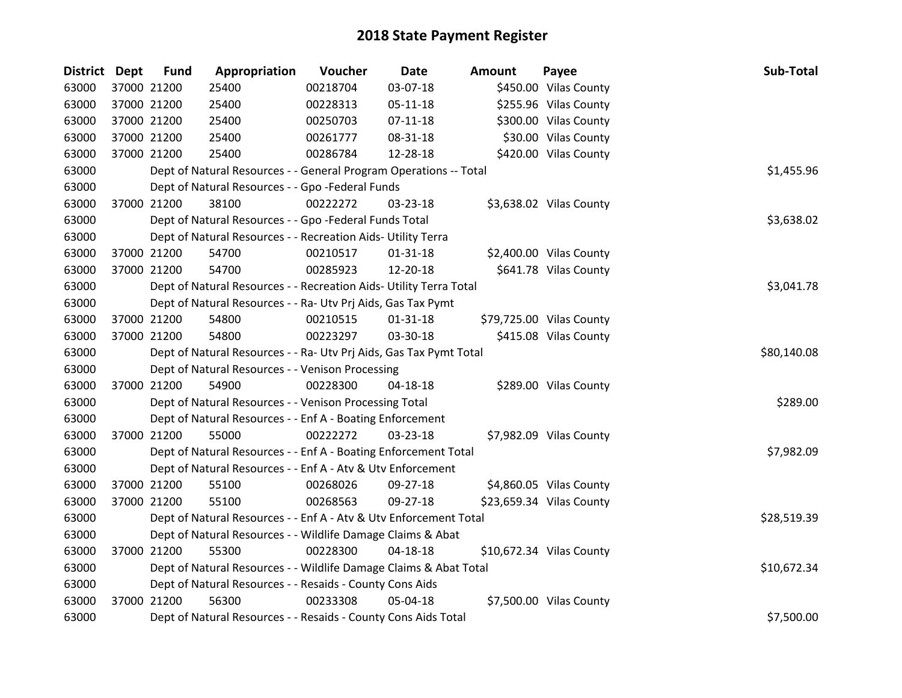# 2018 State Payment Register

| District | Dept | Fund | Appropriation | Voucher | Date | Amount | Payee | Sub-Total |
|---|---|---|---|---|---|---|---|---|
| 63000 | 37000 | 21200 | 25400 | 00218704 | 03-07-18 | $450.00 | Vilas County | |
| 63000 | 37000 | 21200 | 25400 | 00228313 | 05-11-18 | $255.96 | Vilas County | |
| 63000 | 37000 | 21200 | 25400 | 00250703 | 07-11-18 | $300.00 | Vilas County | |
| 63000 | 37000 | 21200 | 25400 | 00261777 | 08-31-18 | $30.00 | Vilas County | |
| 63000 | 37000 | 21200 | 25400 | 00286784 | 12-28-18 | $420.00 | Vilas County | |
| 63000 | | | Dept of Natural Resources - - General Program Operations -- Total | | | | | $1,455.96 |
| 63000 | | | Dept of Natural Resources - - Gpo -Federal Funds | | | | | |
| 63000 | 37000 | 21200 | 38100 | 00222272 | 03-23-18 | $3,638.02 | Vilas County | |
| 63000 | | | Dept of Natural Resources - - Gpo -Federal Funds Total | | | | | $3,638.02 |
| 63000 | | | Dept of Natural Resources - - Recreation Aids- Utility Terra | | | | | |
| 63000 | 37000 | 21200 | 54700 | 00210517 | 01-31-18 | $2,400.00 | Vilas County | |
| 63000 | 37000 | 21200 | 54700 | 00285923 | 12-20-18 | $641.78 | Vilas County | |
| 63000 | | | Dept of Natural Resources - - Recreation Aids- Utility Terra Total | | | | | $3,041.78 |
| 63000 | | | Dept of Natural Resources - - Ra- Utv Prj Aids, Gas Tax Pymt | | | | | |
| 63000 | 37000 | 21200 | 54800 | 00210515 | 01-31-18 | $79,725.00 | Vilas County | |
| 63000 | 37000 | 21200 | 54800 | 00223297 | 03-30-18 | $415.08 | Vilas County | |
| 63000 | | | Dept of Natural Resources - - Ra- Utv Prj Aids, Gas Tax Pymt Total | | | | | $80,140.08 |
| 63000 | | | Dept of Natural Resources - - Venison Processing | | | | | |
| 63000 | 37000 | 21200 | 54900 | 00228300 | 04-18-18 | $289.00 | Vilas County | |
| 63000 | | | Dept of Natural Resources - - Venison Processing Total | | | | | $289.00 |
| 63000 | | | Dept of Natural Resources - - Enf A - Boating Enforcement | | | | | |
| 63000 | 37000 | 21200 | 55000 | 00222272 | 03-23-18 | $7,982.09 | Vilas County | |
| 63000 | | | Dept of Natural Resources - - Enf A - Boating Enforcement Total | | | | | $7,982.09 |
| 63000 | | | Dept of Natural Resources - - Enf A - Atv & Utv Enforcement | | | | | |
| 63000 | 37000 | 21200 | 55100 | 00268026 | 09-27-18 | $4,860.05 | Vilas County | |
| 63000 | 37000 | 21200 | 55100 | 00268563 | 09-27-18 | $23,659.34 | Vilas County | |
| 63000 | | | Dept of Natural Resources - - Enf A - Atv & Utv Enforcement Total | | | | | $28,519.39 |
| 63000 | | | Dept of Natural Resources - - Wildlife Damage Claims & Abat | | | | | |
| 63000 | 37000 | 21200 | 55300 | 00228300 | 04-18-18 | $10,672.34 | Vilas County | |
| 63000 | | | Dept of Natural Resources - - Wildlife Damage Claims & Abat Total | | | | | $10,672.34 |
| 63000 | | | Dept of Natural Resources - - Resaids - County Cons Aids | | | | | |
| 63000 | 37000 | 21200 | 56300 | 00233308 | 05-04-18 | $7,500.00 | Vilas County | |
| 63000 | | | Dept of Natural Resources - - Resaids - County Cons Aids Total | | | | | $7,500.00 |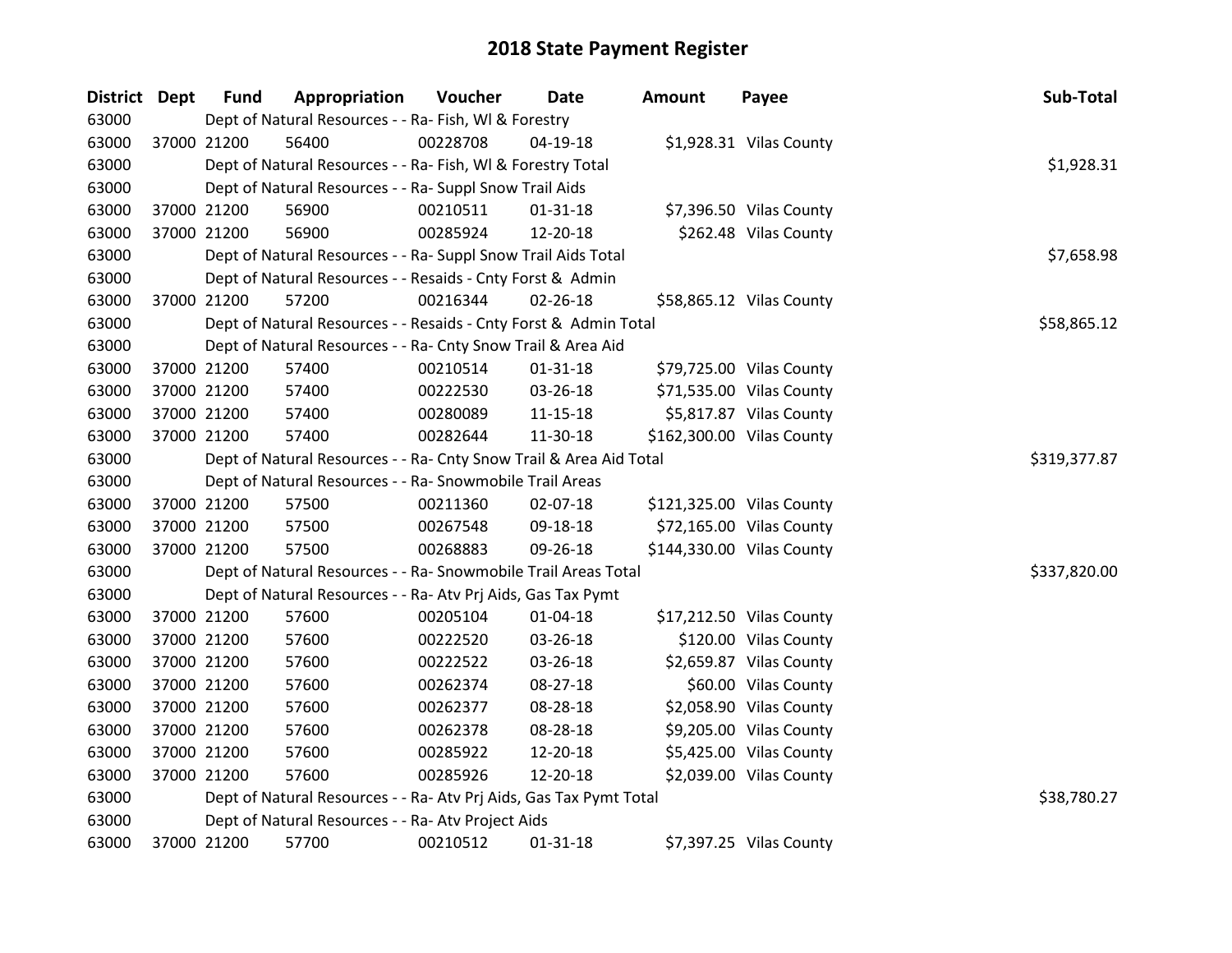# 2018 State Payment Register

| District | Dept | Fund | Appropriation | Voucher | Date | Amount | Payee | Sub-Total |
|---|---|---|---|---|---|---|---|---|
| 63000 | | Dept of Natural Resources - - Ra- Fish, Wl & Forestry | | | | | | |
| 63000 | 37000 | 21200 | 56400 | 00228708 | 04-19-18 | $1,928.31 | Vilas County | |
| 63000 | | Dept of Natural Resources - - Ra- Fish, Wl & Forestry Total | | | | | | $1,928.31 |
| 63000 | | Dept of Natural Resources - - Ra- Suppl Snow Trail Aids | | | | | | |
| 63000 | 37000 | 21200 | 56900 | 00210511 | 01-31-18 | $7,396.50 | Vilas County | |
| 63000 | 37000 | 21200 | 56900 | 00285924 | 12-20-18 | $262.48 | Vilas County | |
| 63000 | | Dept of Natural Resources - - Ra- Suppl Snow Trail Aids Total | | | | | | $7,658.98 |
| 63000 | | Dept of Natural Resources - - Resaids - Cnty Forst & Admin | | | | | | |
| 63000 | 37000 | 21200 | 57200 | 00216344 | 02-26-18 | $58,865.12 | Vilas County | |
| 63000 | | Dept of Natural Resources - - Resaids - Cnty Forst & Admin Total | | | | | | $58,865.12 |
| 63000 | | Dept of Natural Resources - - Ra- Cnty Snow Trail & Area Aid | | | | | | |
| 63000 | 37000 | 21200 | 57400 | 00210514 | 01-31-18 | $79,725.00 | Vilas County | |
| 63000 | 37000 | 21200 | 57400 | 00222530 | 03-26-18 | $71,535.00 | Vilas County | |
| 63000 | 37000 | 21200 | 57400 | 00280089 | 11-15-18 | $5,817.87 | Vilas County | |
| 63000 | 37000 | 21200 | 57400 | 00282644 | 11-30-18 | $162,300.00 | Vilas County | |
| 63000 | | Dept of Natural Resources - - Ra- Cnty Snow Trail & Area Aid Total | | | | | | $319,377.87 |
| 63000 | | Dept of Natural Resources - - Ra- Snowmobile Trail Areas | | | | | | |
| 63000 | 37000 | 21200 | 57500 | 00211360 | 02-07-18 | $121,325.00 | Vilas County | |
| 63000 | 37000 | 21200 | 57500 | 00267548 | 09-18-18 | $72,165.00 | Vilas County | |
| 63000 | 37000 | 21200 | 57500 | 00268883 | 09-26-18 | $144,330.00 | Vilas County | |
| 63000 | | Dept of Natural Resources - - Ra- Snowmobile Trail Areas Total | | | | | | $337,820.00 |
| 63000 | | Dept of Natural Resources - - Ra- Atv Prj Aids, Gas Tax Pymt | | | | | | |
| 63000 | 37000 | 21200 | 57600 | 00205104 | 01-04-18 | $17,212.50 | Vilas County | |
| 63000 | 37000 | 21200 | 57600 | 00222520 | 03-26-18 | $120.00 | Vilas County | |
| 63000 | 37000 | 21200 | 57600 | 00222522 | 03-26-18 | $2,659.87 | Vilas County | |
| 63000 | 37000 | 21200 | 57600 | 00262374 | 08-27-18 | $60.00 | Vilas County | |
| 63000 | 37000 | 21200 | 57600 | 00262377 | 08-28-18 | $2,058.90 | Vilas County | |
| 63000 | 37000 | 21200 | 57600 | 00262378 | 08-28-18 | $9,205.00 | Vilas County | |
| 63000 | 37000 | 21200 | 57600 | 00285922 | 12-20-18 | $5,425.00 | Vilas County | |
| 63000 | 37000 | 21200 | 57600 | 00285926 | 12-20-18 | $2,039.00 | Vilas County | |
| 63000 | | Dept of Natural Resources - - Ra- Atv Prj Aids, Gas Tax Pymt Total | | | | | | $38,780.27 |
| 63000 | | Dept of Natural Resources - - Ra- Atv Project Aids | | | | | | |
| 63000 | 37000 | 21200 | 57700 | 00210512 | 01-31-18 | $7,397.25 | Vilas County | |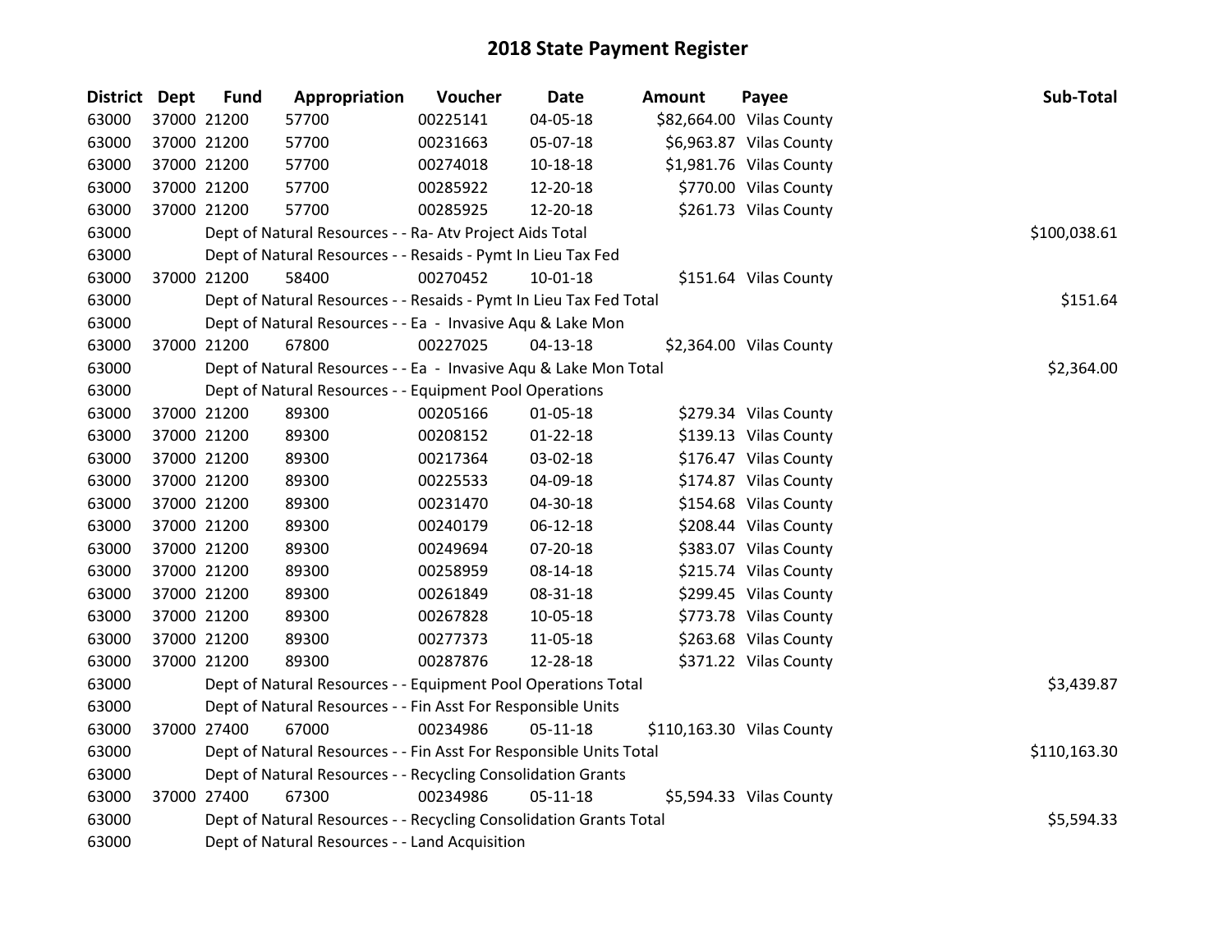# 2018 State Payment Register

| District | Dept | Fund | Appropriation | Voucher | Date | Amount | Payee | Sub-Total |
|---|---|---|---|---|---|---|---|---|
| 63000 | 37000 | 21200 | 57700 | 00225141 | 04-05-18 | $82,664.00 | Vilas County | |
| 63000 | 37000 | 21200 | 57700 | 00231663 | 05-07-18 | $6,963.87 | Vilas County | |
| 63000 | 37000 | 21200 | 57700 | 00274018 | 10-18-18 | $1,981.76 | Vilas County | |
| 63000 | 37000 | 21200 | 57700 | 00285922 | 12-20-18 | $770.00 | Vilas County | |
| 63000 | 37000 | 21200 | 57700 | 00285925 | 12-20-18 | $261.73 | Vilas County | |
| 63000 | | | Dept of Natural Resources - - Ra- Atv Project Aids Total | | | | | $100,038.61 |
| 63000 | | | Dept of Natural Resources - - Resaids - Pymt In Lieu Tax Fed | | | | | |
| 63000 | 37000 | 21200 | 58400 | 00270452 | 10-01-18 | $151.64 | Vilas County | |
| 63000 | | | Dept of Natural Resources - - Resaids - Pymt In Lieu Tax Fed Total | | | | | $151.64 |
| 63000 | | | Dept of Natural Resources - - Ea - Invasive Aqu & Lake Mon | | | | | |
| 63000 | 37000 | 21200 | 67800 | 00227025 | 04-13-18 | $2,364.00 | Vilas County | |
| 63000 | | | Dept of Natural Resources - - Ea - Invasive Aqu & Lake Mon Total | | | | | $2,364.00 |
| 63000 | | | Dept of Natural Resources - - Equipment Pool Operations | | | | | |
| 63000 | 37000 | 21200 | 89300 | 00205166 | 01-05-18 | $279.34 | Vilas County | |
| 63000 | 37000 | 21200 | 89300 | 00208152 | 01-22-18 | $139.13 | Vilas County | |
| 63000 | 37000 | 21200 | 89300 | 00217364 | 03-02-18 | $176.47 | Vilas County | |
| 63000 | 37000 | 21200 | 89300 | 00225533 | 04-09-18 | $174.87 | Vilas County | |
| 63000 | 37000 | 21200 | 89300 | 00231470 | 04-30-18 | $154.68 | Vilas County | |
| 63000 | 37000 | 21200 | 89300 | 00240179 | 06-12-18 | $208.44 | Vilas County | |
| 63000 | 37000 | 21200 | 89300 | 00249694 | 07-20-18 | $383.07 | Vilas County | |
| 63000 | 37000 | 21200 | 89300 | 00258959 | 08-14-18 | $215.74 | Vilas County | |
| 63000 | 37000 | 21200 | 89300 | 00261849 | 08-31-18 | $299.45 | Vilas County | |
| 63000 | 37000 | 21200 | 89300 | 00267828 | 10-05-18 | $773.78 | Vilas County | |
| 63000 | 37000 | 21200 | 89300 | 00277373 | 11-05-18 | $263.68 | Vilas County | |
| 63000 | 37000 | 21200 | 89300 | 00287876 | 12-28-18 | $371.22 | Vilas County | |
| 63000 | | | Dept of Natural Resources - - Equipment Pool Operations Total | | | | | $3,439.87 |
| 63000 | | | Dept of Natural Resources - - Fin Asst For Responsible Units | | | | | |
| 63000 | 37000 | 27400 | 67000 | 00234986 | 05-11-18 | $110,163.30 | Vilas County | |
| 63000 | | | Dept of Natural Resources - - Fin Asst For Responsible Units Total | | | | | $110,163.30 |
| 63000 | | | Dept of Natural Resources - - Recycling Consolidation Grants | | | | | |
| 63000 | 37000 | 27400 | 67300 | 00234986 | 05-11-18 | $5,594.33 | Vilas County | |
| 63000 | | | Dept of Natural Resources - - Recycling Consolidation Grants Total | | | | | $5,594.33 |
| 63000 | | | Dept of Natural Resources - - Land Acquisition | | | | | |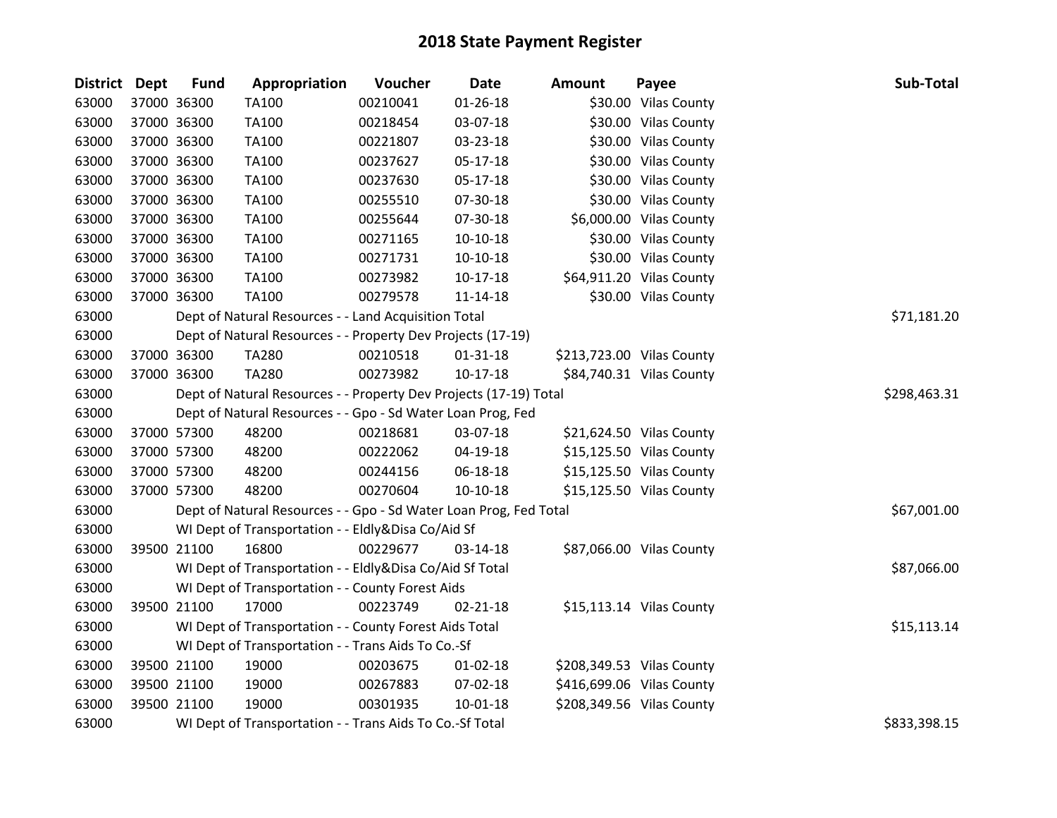# 2018 State Payment Register

| District | Dept | Fund | Appropriation | Voucher | Date | Amount | Payee | Sub-Total |
|---|---|---|---|---|---|---|---|---|
| 63000 | 37000 | 36300 | TA100 | 00210041 | 01-26-18 | $30.00 | Vilas County | |
| 63000 | 37000 | 36300 | TA100 | 00218454 | 03-07-18 | $30.00 | Vilas County | |
| 63000 | 37000 | 36300 | TA100 | 00221807 | 03-23-18 | $30.00 | Vilas County | |
| 63000 | 37000 | 36300 | TA100 | 00237627 | 05-17-18 | $30.00 | Vilas County | |
| 63000 | 37000 | 36300 | TA100 | 00237630 | 05-17-18 | $30.00 | Vilas County | |
| 63000 | 37000 | 36300 | TA100 | 00255510 | 07-30-18 | $30.00 | Vilas County | |
| 63000 | 37000 | 36300 | TA100 | 00255644 | 07-30-18 | $6,000.00 | Vilas County | |
| 63000 | 37000 | 36300 | TA100 | 00271165 | 10-10-18 | $30.00 | Vilas County | |
| 63000 | 37000 | 36300 | TA100 | 00271731 | 10-10-18 | $30.00 | Vilas County | |
| 63000 | 37000 | 36300 | TA100 | 00273982 | 10-17-18 | $64,911.20 | Vilas County | |
| 63000 | 37000 | 36300 | TA100 | 00279578 | 11-14-18 | $30.00 | Vilas County | |
| 63000 | | Dept of Natural Resources - - Land Acquisition Total | | | | | | $71,181.20 |
| 63000 | | Dept of Natural Resources - - Property Dev Projects (17-19) | | | | | | |
| 63000 | 37000 | 36300 | TA280 | 00210518 | 01-31-18 | $213,723.00 | Vilas County | |
| 63000 | 37000 | 36300 | TA280 | 00273982 | 10-17-18 | $84,740.31 | Vilas County | |
| 63000 | | Dept of Natural Resources - - Property Dev Projects (17-19) Total | | | | | | $298,463.31 |
| 63000 | | Dept of Natural Resources - - Gpo - Sd Water Loan Prog, Fed | | | | | | |
| 63000 | 37000 | 57300 | 48200 | 00218681 | 03-07-18 | $21,624.50 | Vilas County | |
| 63000 | 37000 | 57300 | 48200 | 00222062 | 04-19-18 | $15,125.50 | Vilas County | |
| 63000 | 37000 | 57300 | 48200 | 00244156 | 06-18-18 | $15,125.50 | Vilas County | |
| 63000 | 37000 | 57300 | 48200 | 00270604 | 10-10-18 | $15,125.50 | Vilas County | |
| 63000 | | Dept of Natural Resources - - Gpo - Sd Water Loan Prog, Fed Total | | | | | | $67,001.00 |
| 63000 | | WI Dept of Transportation - - Eldly&Disa Co/Aid Sf | | | | | | |
| 63000 | 39500 | 21100 | 16800 | 00229677 | 03-14-18 | $87,066.00 | Vilas County | |
| 63000 | | WI Dept of Transportation - - Eldly&Disa Co/Aid Sf Total | | | | | | $87,066.00 |
| 63000 | | WI Dept of Transportation - - County Forest Aids | | | | | | |
| 63000 | 39500 | 21100 | 17000 | 00223749 | 02-21-18 | $15,113.14 | Vilas County | |
| 63000 | | WI Dept of Transportation - - County Forest Aids Total | | | | | | $15,113.14 |
| 63000 | | WI Dept of Transportation - - Trans Aids To Co.-Sf | | | | | | |
| 63000 | 39500 | 21100 | 19000 | 00203675 | 01-02-18 | $208,349.53 | Vilas County | |
| 63000 | 39500 | 21100 | 19000 | 00267883 | 07-02-18 | $416,699.06 | Vilas County | |
| 63000 | 39500 | 21100 | 19000 | 00301935 | 10-01-18 | $208,349.56 | Vilas County | |
| 63000 | | WI Dept of Transportation - - Trans Aids To Co.-Sf Total | | | | | | $833,398.15 |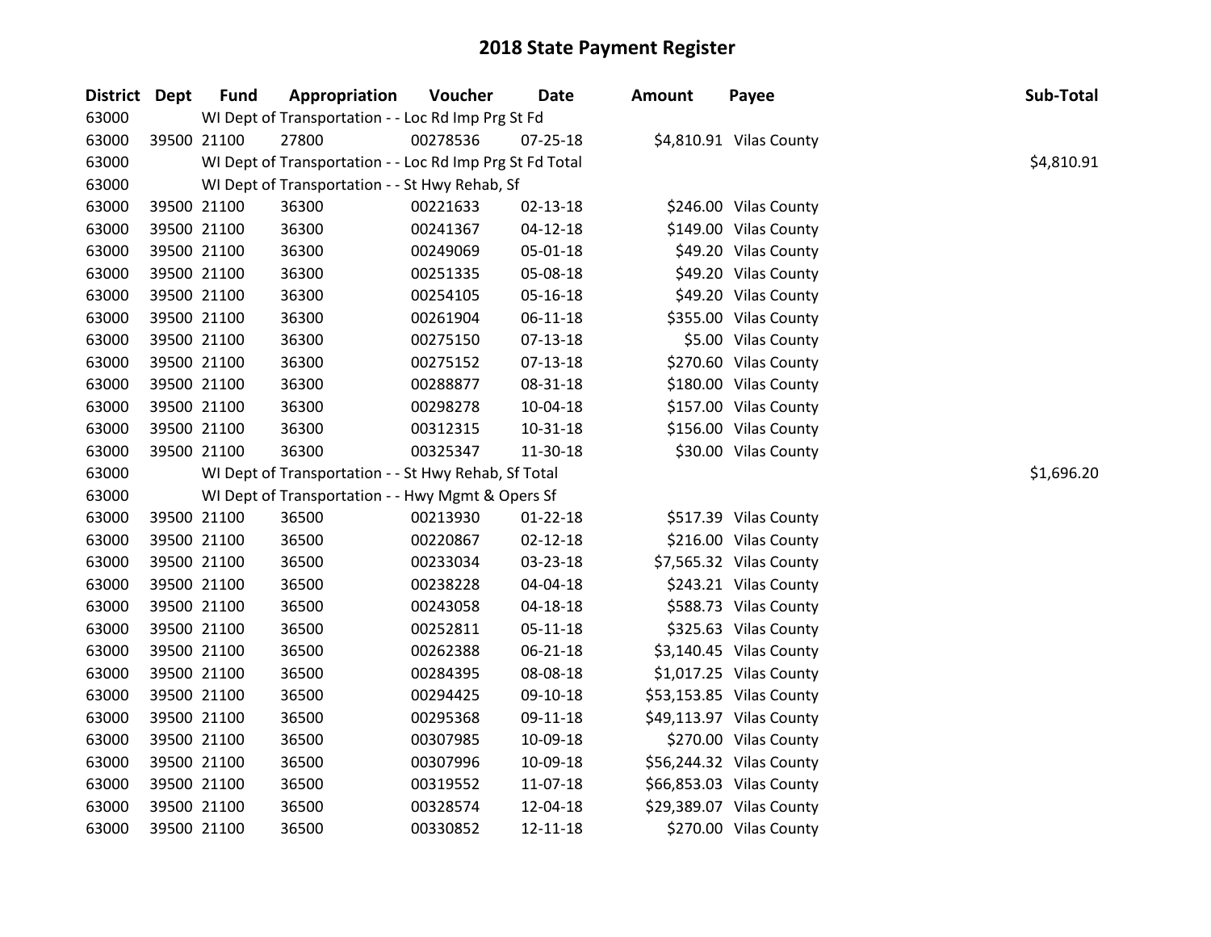# 2018 State Payment Register

| District | Dept | Fund | Appropriation | Voucher | Date | Amount | Payee | Sub-Total |
|---|---|---|---|---|---|---|---|---|
| 63000 | | WI Dept of Transportation - - Loc Rd Imp Prg St Fd | | | | | | |
| 63000 | 39500 | 21100 | 27800 | 00278536 | 07-25-18 | $4,810.91 | Vilas County | |
| 63000 | | WI Dept of Transportation - - Loc Rd Imp Prg St Fd Total | | | | | | $4,810.91 |
| 63000 | | WI Dept of Transportation - - St Hwy Rehab, Sf | | | | | | |
| 63000 | 39500 | 21100 | 36300 | 00221633 | 02-13-18 | $246.00 | Vilas County | |
| 63000 | 39500 | 21100 | 36300 | 00241367 | 04-12-18 | $149.00 | Vilas County | |
| 63000 | 39500 | 21100 | 36300 | 00249069 | 05-01-18 | $49.20 | Vilas County | |
| 63000 | 39500 | 21100 | 36300 | 00251335 | 05-08-18 | $49.20 | Vilas County | |
| 63000 | 39500 | 21100 | 36300 | 00254105 | 05-16-18 | $49.20 | Vilas County | |
| 63000 | 39500 | 21100 | 36300 | 00261904 | 06-11-18 | $355.00 | Vilas County | |
| 63000 | 39500 | 21100 | 36300 | 00275150 | 07-13-18 | $5.00 | Vilas County | |
| 63000 | 39500 | 21100 | 36300 | 00275152 | 07-13-18 | $270.60 | Vilas County | |
| 63000 | 39500 | 21100 | 36300 | 00288877 | 08-31-18 | $180.00 | Vilas County | |
| 63000 | 39500 | 21100 | 36300 | 00298278 | 10-04-18 | $157.00 | Vilas County | |
| 63000 | 39500 | 21100 | 36300 | 00312315 | 10-31-18 | $156.00 | Vilas County | |
| 63000 | 39500 | 21100 | 36300 | 00325347 | 11-30-18 | $30.00 | Vilas County | |
| 63000 | | WI Dept of Transportation - - St Hwy Rehab, Sf Total | | | | | | $1,696.20 |
| 63000 | | WI Dept of Transportation - - Hwy Mgmt & Opers Sf | | | | | | |
| 63000 | 39500 | 21100 | 36500 | 00213930 | 01-22-18 | $517.39 | Vilas County | |
| 63000 | 39500 | 21100 | 36500 | 00220867 | 02-12-18 | $216.00 | Vilas County | |
| 63000 | 39500 | 21100 | 36500 | 00233034 | 03-23-18 | $7,565.32 | Vilas County | |
| 63000 | 39500 | 21100 | 36500 | 00238228 | 04-04-18 | $243.21 | Vilas County | |
| 63000 | 39500 | 21100 | 36500 | 00243058 | 04-18-18 | $588.73 | Vilas County | |
| 63000 | 39500 | 21100 | 36500 | 00252811 | 05-11-18 | $325.63 | Vilas County | |
| 63000 | 39500 | 21100 | 36500 | 00262388 | 06-21-18 | $3,140.45 | Vilas County | |
| 63000 | 39500 | 21100 | 36500 | 00284395 | 08-08-18 | $1,017.25 | Vilas County | |
| 63000 | 39500 | 21100 | 36500 | 00294425 | 09-10-18 | $53,153.85 | Vilas County | |
| 63000 | 39500 | 21100 | 36500 | 00295368 | 09-11-18 | $49,113.97 | Vilas County | |
| 63000 | 39500 | 21100 | 36500 | 00307985 | 10-09-18 | $270.00 | Vilas County | |
| 63000 | 39500 | 21100 | 36500 | 00307996 | 10-09-18 | $56,244.32 | Vilas County | |
| 63000 | 39500 | 21100 | 36500 | 00319552 | 11-07-18 | $66,853.03 | Vilas County | |
| 63000 | 39500 | 21100 | 36500 | 00328574 | 12-04-18 | $29,389.07 | Vilas County | |
| 63000 | 39500 | 21100 | 36500 | 00330852 | 12-11-18 | $270.00 | Vilas County | |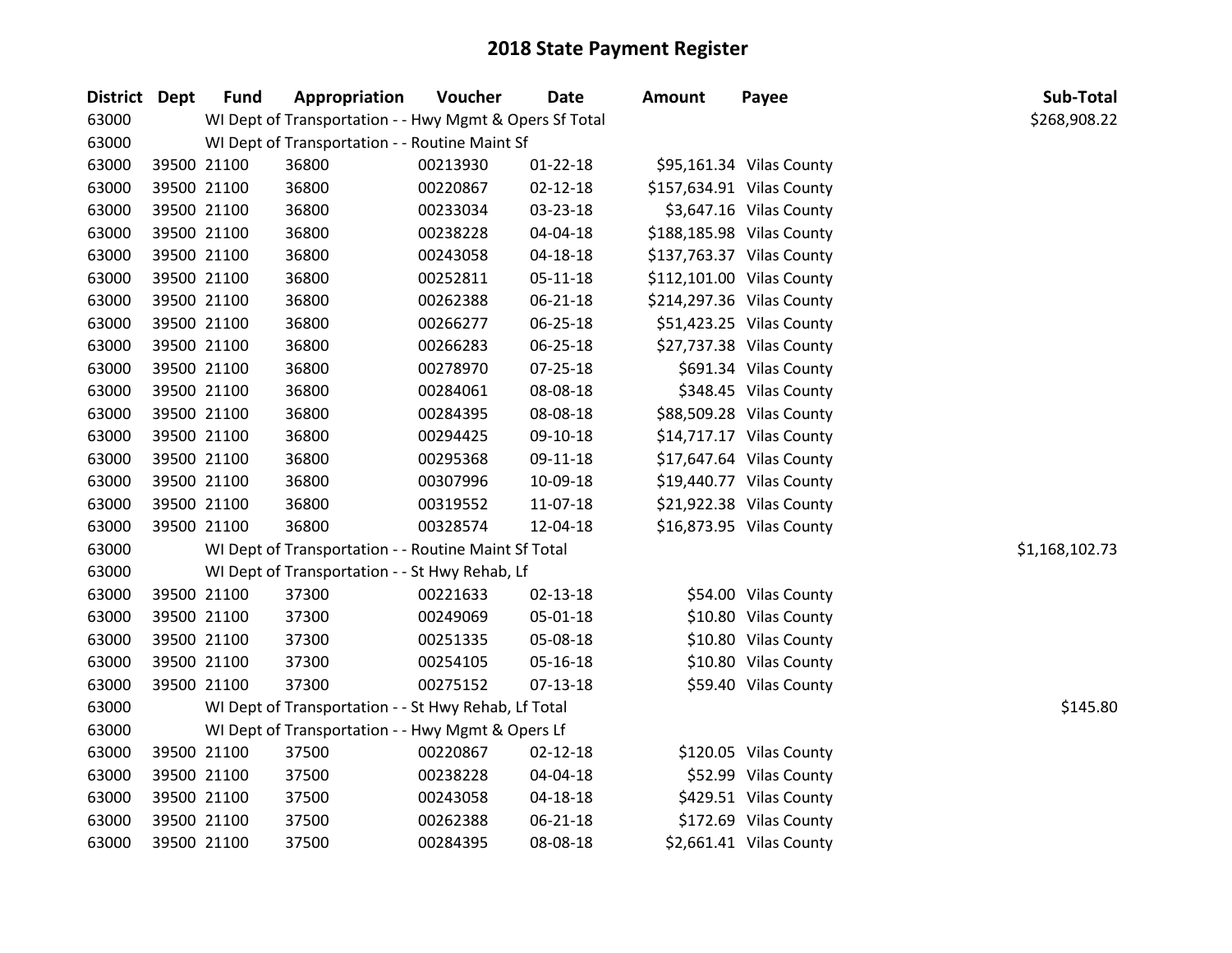# 2018 State Payment Register

| District | Dept | Fund | Appropriation | Voucher | Date | Amount | Payee | Sub-Total |
|---|---|---|---|---|---|---|---|---|
| 63000 | | WI Dept of Transportation - - Hwy Mgmt & Opers Sf Total | | | | | | $268,908.22 |
| 63000 | | WI Dept of Transportation - - Routine Maint Sf | | | | | | |
| 63000 | 39500 | 21100 | 36800 | 00213930 | 01-22-18 | $95,161.34 | Vilas County | |
| 63000 | 39500 | 21100 | 36800 | 00220867 | 02-12-18 | $157,634.91 | Vilas County | |
| 63000 | 39500 | 21100 | 36800 | 00233034 | 03-23-18 | $3,647.16 | Vilas County | |
| 63000 | 39500 | 21100 | 36800 | 00238228 | 04-04-18 | $188,185.98 | Vilas County | |
| 63000 | 39500 | 21100 | 36800 | 00243058 | 04-18-18 | $137,763.37 | Vilas County | |
| 63000 | 39500 | 21100 | 36800 | 00252811 | 05-11-18 | $112,101.00 | Vilas County | |
| 63000 | 39500 | 21100 | 36800 | 00262388 | 06-21-18 | $214,297.36 | Vilas County | |
| 63000 | 39500 | 21100 | 36800 | 00266277 | 06-25-18 | $51,423.25 | Vilas County | |
| 63000 | 39500 | 21100 | 36800 | 00266283 | 06-25-18 | $27,737.38 | Vilas County | |
| 63000 | 39500 | 21100 | 36800 | 00278970 | 07-25-18 | $691.34 | Vilas County | |
| 63000 | 39500 | 21100 | 36800 | 00284061 | 08-08-18 | $348.45 | Vilas County | |
| 63000 | 39500 | 21100 | 36800 | 00284395 | 08-08-18 | $88,509.28 | Vilas County | |
| 63000 | 39500 | 21100 | 36800 | 00294425 | 09-10-18 | $14,717.17 | Vilas County | |
| 63000 | 39500 | 21100 | 36800 | 00295368 | 09-11-18 | $17,647.64 | Vilas County | |
| 63000 | 39500 | 21100 | 36800 | 00307996 | 10-09-18 | $19,440.77 | Vilas County | |
| 63000 | 39500 | 21100 | 36800 | 00319552 | 11-07-18 | $21,922.38 | Vilas County | |
| 63000 | 39500 | 21100 | 36800 | 00328574 | 12-04-18 | $16,873.95 | Vilas County | |
| 63000 | | WI Dept of Transportation - - Routine Maint Sf Total | | | | | | $1,168,102.73 |
| 63000 | | WI Dept of Transportation - - St Hwy Rehab, Lf | | | | | | |
| 63000 | 39500 | 21100 | 37300 | 00221633 | 02-13-18 | $54.00 | Vilas County | |
| 63000 | 39500 | 21100 | 37300 | 00249069 | 05-01-18 | $10.80 | Vilas County | |
| 63000 | 39500 | 21100 | 37300 | 00251335 | 05-08-18 | $10.80 | Vilas County | |
| 63000 | 39500 | 21100 | 37300 | 00254105 | 05-16-18 | $10.80 | Vilas County | |
| 63000 | 39500 | 21100 | 37300 | 00275152 | 07-13-18 | $59.40 | Vilas County | |
| 63000 | | WI Dept of Transportation - - St Hwy Rehab, Lf Total | | | | | | $145.80 |
| 63000 | | WI Dept of Transportation - - Hwy Mgmt & Opers Lf | | | | | | |
| 63000 | 39500 | 21100 | 37500 | 00220867 | 02-12-18 | $120.05 | Vilas County | |
| 63000 | 39500 | 21100 | 37500 | 00238228 | 04-04-18 | $52.99 | Vilas County | |
| 63000 | 39500 | 21100 | 37500 | 00243058 | 04-18-18 | $429.51 | Vilas County | |
| 63000 | 39500 | 21100 | 37500 | 00262388 | 06-21-18 | $172.69 | Vilas County | |
| 63000 | 39500 | 21100 | 37500 | 00284395 | 08-08-18 | $2,661.41 | Vilas County | |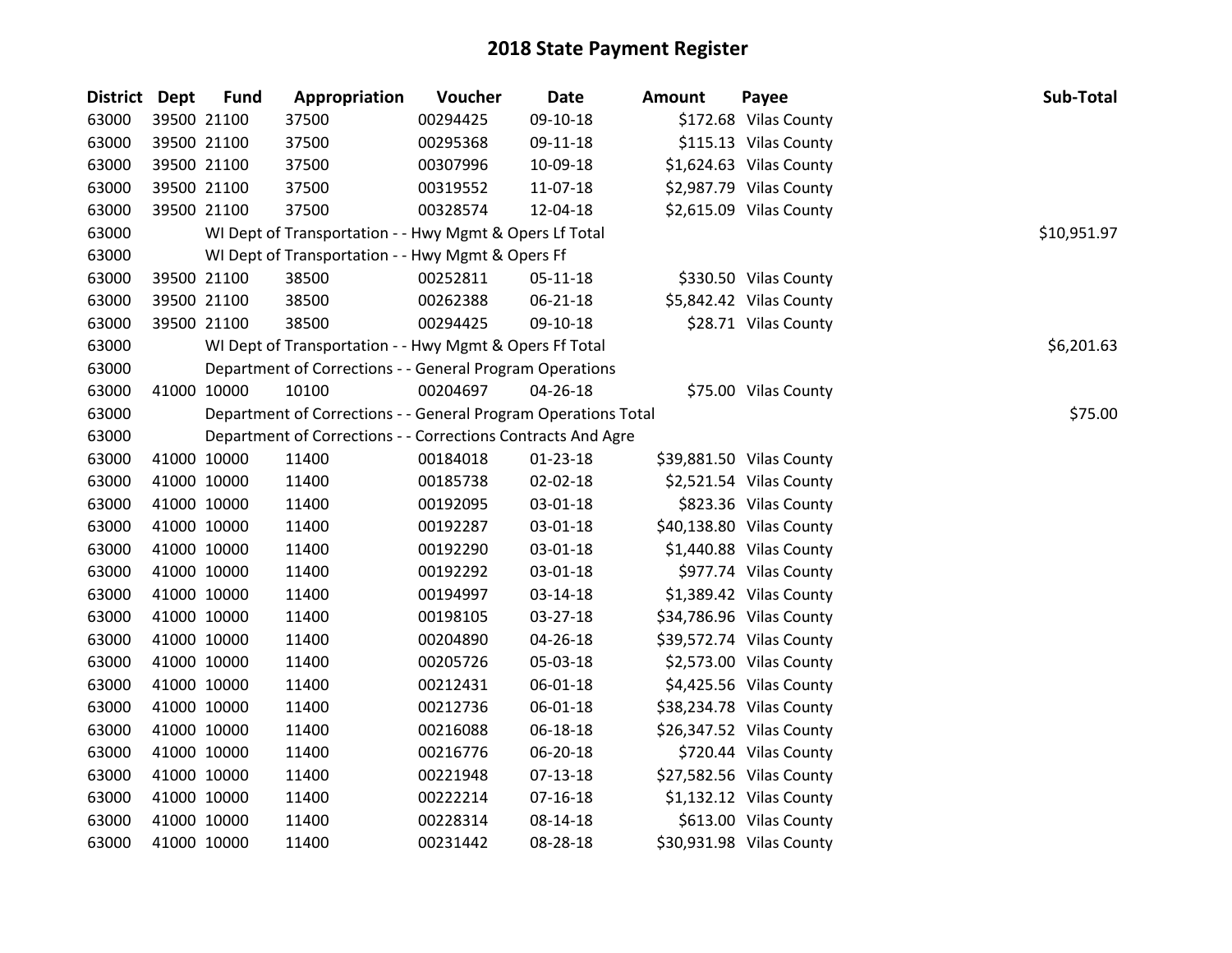# 2018 State Payment Register

| District | Dept | Fund | Appropriation | Voucher | Date | Amount | Payee | Sub-Total |
|---|---|---|---|---|---|---|---|---|
| 63000 | 39500 | 21100 | 37500 | 00294425 | 09-10-18 | $172.68 | Vilas County | |
| 63000 | 39500 | 21100 | 37500 | 00295368 | 09-11-18 | $115.13 | Vilas County | |
| 63000 | 39500 | 21100 | 37500 | 00307996 | 10-09-18 | $1,624.63 | Vilas County | |
| 63000 | 39500 | 21100 | 37500 | 00319552 | 11-07-18 | $2,987.79 | Vilas County | |
| 63000 | 39500 | 21100 | 37500 | 00328574 | 12-04-18 | $2,615.09 | Vilas County | |
| 63000 | | WI Dept of Transportation - - Hwy Mgmt & Opers Lf Total | | | | | | $10,951.97 |
| 63000 | | WI Dept of Transportation - - Hwy Mgmt & Opers Ff | | | | | | |
| 63000 | 39500 | 21100 | 38500 | 00252811 | 05-11-18 | $330.50 | Vilas County | |
| 63000 | 39500 | 21100 | 38500 | 00262388 | 06-21-18 | $5,842.42 | Vilas County | |
| 63000 | 39500 | 21100 | 38500 | 00294425 | 09-10-18 | $28.71 | Vilas County | |
| 63000 | | WI Dept of Transportation - - Hwy Mgmt & Opers Ff Total | | | | | | $6,201.63 |
| 63000 | | Department of Corrections - - General Program Operations | | | | | | |
| 63000 | 41000 | 10000 | 10100 | 00204697 | 04-26-18 | $75.00 | Vilas County | |
| 63000 | | Department of Corrections - - General Program Operations Total | | | | | | $75.00 |
| 63000 | | Department of Corrections - - Corrections Contracts And Agre | | | | | | |
| 63000 | 41000 | 10000 | 11400 | 00184018 | 01-23-18 | $39,881.50 | Vilas County | |
| 63000 | 41000 | 10000 | 11400 | 00185738 | 02-02-18 | $2,521.54 | Vilas County | |
| 63000 | 41000 | 10000 | 11400 | 00192095 | 03-01-18 | $823.36 | Vilas County | |
| 63000 | 41000 | 10000 | 11400 | 00192287 | 03-01-18 | $40,138.80 | Vilas County | |
| 63000 | 41000 | 10000 | 11400 | 00192290 | 03-01-18 | $1,440.88 | Vilas County | |
| 63000 | 41000 | 10000 | 11400 | 00192292 | 03-01-18 | $977.74 | Vilas County | |
| 63000 | 41000 | 10000 | 11400 | 00194997 | 03-14-18 | $1,389.42 | Vilas County | |
| 63000 | 41000 | 10000 | 11400 | 00198105 | 03-27-18 | $34,786.96 | Vilas County | |
| 63000 | 41000 | 10000 | 11400 | 00204890 | 04-26-18 | $39,572.74 | Vilas County | |
| 63000 | 41000 | 10000 | 11400 | 00205726 | 05-03-18 | $2,573.00 | Vilas County | |
| 63000 | 41000 | 10000 | 11400 | 00212431 | 06-01-18 | $4,425.56 | Vilas County | |
| 63000 | 41000 | 10000 | 11400 | 00212736 | 06-01-18 | $38,234.78 | Vilas County | |
| 63000 | 41000 | 10000 | 11400 | 00216088 | 06-18-18 | $26,347.52 | Vilas County | |
| 63000 | 41000 | 10000 | 11400 | 00216776 | 06-20-18 | $720.44 | Vilas County | |
| 63000 | 41000 | 10000 | 11400 | 00221948 | 07-13-18 | $27,582.56 | Vilas County | |
| 63000 | 41000 | 10000 | 11400 | 00222214 | 07-16-18 | $1,132.12 | Vilas County | |
| 63000 | 41000 | 10000 | 11400 | 00228314 | 08-14-18 | $613.00 | Vilas County | |
| 63000 | 41000 | 10000 | 11400 | 00231442 | 08-28-18 | $30,931.98 | Vilas County | |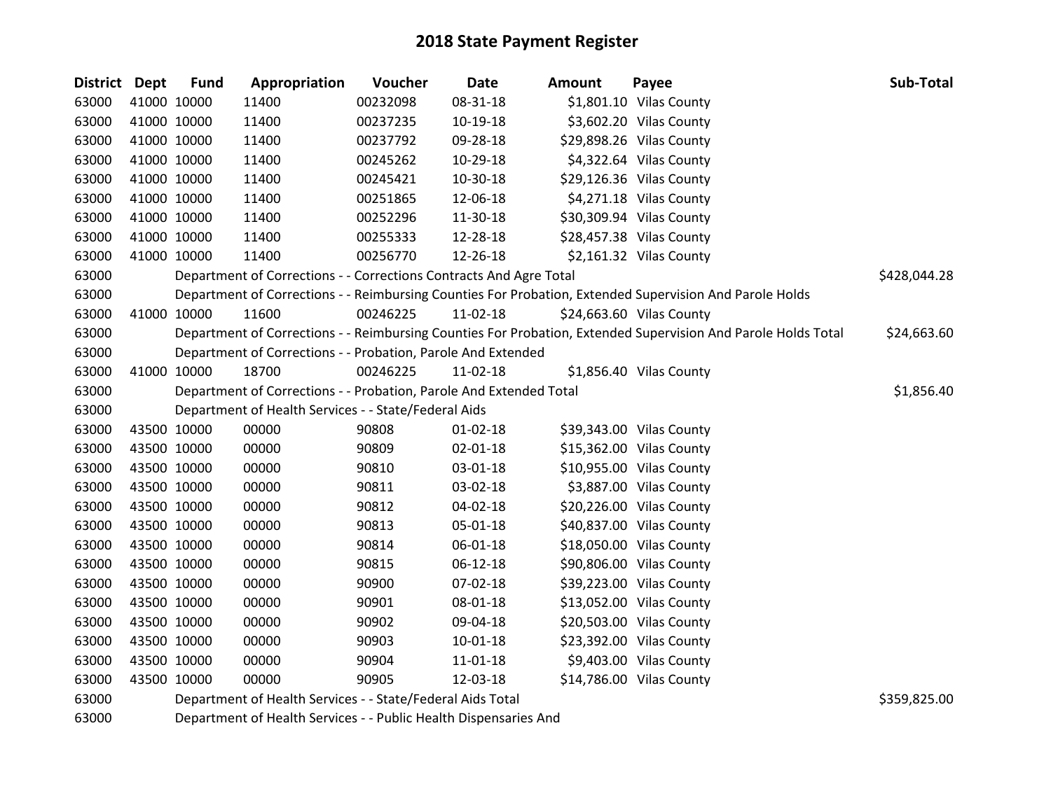# 2018 State Payment Register

| District | Dept | Fund | Appropriation | Voucher | Date | Amount | Payee | Sub-Total |
|---|---|---|---|---|---|---|---|---|
| 63000 | 41000 | 10000 | 11400 | 00232098 | 08-31-18 | $1,801.10 | Vilas County | |
| 63000 | 41000 | 10000 | 11400 | 00237235 | 10-19-18 | $3,602.20 | Vilas County | |
| 63000 | 41000 | 10000 | 11400 | 00237792 | 09-28-18 | $29,898.26 | Vilas County | |
| 63000 | 41000 | 10000 | 11400 | 00245262 | 10-29-18 | $4,322.64 | Vilas County | |
| 63000 | 41000 | 10000 | 11400 | 00245421 | 10-30-18 | $29,126.36 | Vilas County | |
| 63000 | 41000 | 10000 | 11400 | 00251865 | 12-06-18 | $4,271.18 | Vilas County | |
| 63000 | 41000 | 10000 | 11400 | 00252296 | 11-30-18 | $30,309.94 | Vilas County | |
| 63000 | 41000 | 10000 | 11400 | 00255333 | 12-28-18 | $28,457.38 | Vilas County | |
| 63000 | 41000 | 10000 | 11400 | 00256770 | 12-26-18 | $2,161.32 | Vilas County | |
| 63000 | | | Department of Corrections - - Corrections Contracts And Agre Total | | | | | $428,044.28 |
| 63000 | | | Department of Corrections - - Reimbursing Counties For Probation, Extended Supervision And Parole Holds | | | | | |
| 63000 | 41000 | 10000 | 11600 | 00246225 | 11-02-18 | $24,663.60 | Vilas County | |
| 63000 | | | Department of Corrections - - Reimbursing Counties For Probation, Extended Supervision And Parole Holds Total | | | | | $24,663.60 |
| 63000 | | | Department of Corrections - - Probation, Parole And Extended | | | | | |
| 63000 | 41000 | 10000 | 18700 | 00246225 | 11-02-18 | $1,856.40 | Vilas County | |
| 63000 | | | Department of Corrections - - Probation, Parole And Extended Total | | | | | $1,856.40 |
| 63000 | | | Department of Health Services - - State/Federal Aids | | | | | |
| 63000 | 43500 | 10000 | 00000 | 90808 | 01-02-18 | $39,343.00 | Vilas County | |
| 63000 | 43500 | 10000 | 00000 | 90809 | 02-01-18 | $15,362.00 | Vilas County | |
| 63000 | 43500 | 10000 | 00000 | 90810 | 03-01-18 | $10,955.00 | Vilas County | |
| 63000 | 43500 | 10000 | 00000 | 90811 | 03-02-18 | $3,887.00 | Vilas County | |
| 63000 | 43500 | 10000 | 00000 | 90812 | 04-02-18 | $20,226.00 | Vilas County | |
| 63000 | 43500 | 10000 | 00000 | 90813 | 05-01-18 | $40,837.00 | Vilas County | |
| 63000 | 43500 | 10000 | 00000 | 90814 | 06-01-18 | $18,050.00 | Vilas County | |
| 63000 | 43500 | 10000 | 00000 | 90815 | 06-12-18 | $90,806.00 | Vilas County | |
| 63000 | 43500 | 10000 | 00000 | 90900 | 07-02-18 | $39,223.00 | Vilas County | |
| 63000 | 43500 | 10000 | 00000 | 90901 | 08-01-18 | $13,052.00 | Vilas County | |
| 63000 | 43500 | 10000 | 00000 | 90902 | 09-04-18 | $20,503.00 | Vilas County | |
| 63000 | 43500 | 10000 | 00000 | 90903 | 10-01-18 | $23,392.00 | Vilas County | |
| 63000 | 43500 | 10000 | 00000 | 90904 | 11-01-18 | $9,403.00 | Vilas County | |
| 63000 | 43500 | 10000 | 00000 | 90905 | 12-03-18 | $14,786.00 | Vilas County | |
| 63000 | | | Department of Health Services - - State/Federal Aids Total | | | | | $359,825.00 |
| 63000 | | | Department of Health Services - - Public Health Dispensaries And | | | | | |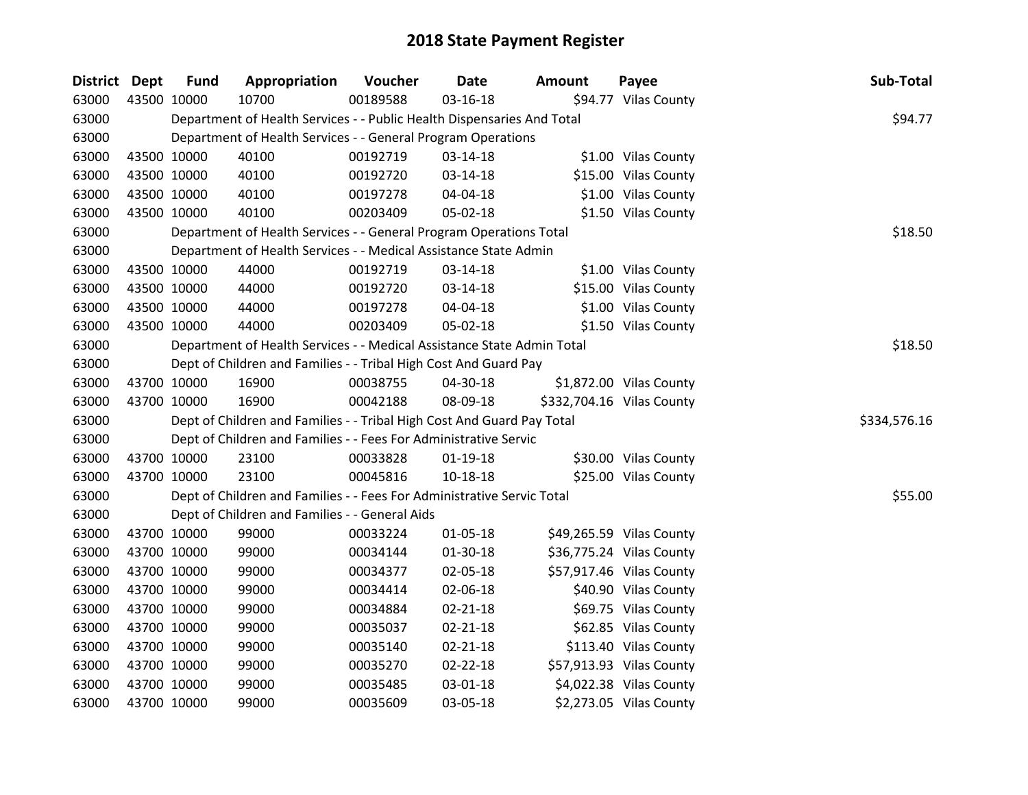# 2018 State Payment Register

| District | Dept | Fund | Appropriation | Voucher | Date | Amount | Payee | Sub-Total |
|---|---|---|---|---|---|---|---|---|
| 63000 | 43500 | 10000 | 10700 | 00189588 | 03-16-18 | $94.77 | Vilas County | |
| 63000 | | Department of Health Services - - Public Health Dispensaries And Total | | | | | | $94.77 |
| 63000 | | Department of Health Services - - General Program Operations | | | | | | |
| 63000 | 43500 | 10000 | 40100 | 00192719 | 03-14-18 | $1.00 | Vilas County | |
| 63000 | 43500 | 10000 | 40100 | 00192720 | 03-14-18 | $15.00 | Vilas County | |
| 63000 | 43500 | 10000 | 40100 | 00197278 | 04-04-18 | $1.00 | Vilas County | |
| 63000 | 43500 | 10000 | 40100 | 00203409 | 05-02-18 | $1.50 | Vilas County | |
| 63000 | | Department of Health Services - - General Program Operations Total | | | | | | $18.50 |
| 63000 | | Department of Health Services - - Medical Assistance State Admin | | | | | | |
| 63000 | 43500 | 10000 | 44000 | 00192719 | 03-14-18 | $1.00 | Vilas County | |
| 63000 | 43500 | 10000 | 44000 | 00192720 | 03-14-18 | $15.00 | Vilas County | |
| 63000 | 43500 | 10000 | 44000 | 00197278 | 04-04-18 | $1.00 | Vilas County | |
| 63000 | 43500 | 10000 | 44000 | 00203409 | 05-02-18 | $1.50 | Vilas County | |
| 63000 | | Department of Health Services - - Medical Assistance State Admin Total | | | | | | $18.50 |
| 63000 | | Dept of Children and Families - - Tribal High Cost And Guard Pay | | | | | | |
| 63000 | 43700 | 10000 | 16900 | 00038755 | 04-30-18 | $1,872.00 | Vilas County | |
| 63000 | 43700 | 10000 | 16900 | 00042188 | 08-09-18 | $332,704.16 | Vilas County | |
| 63000 | | Dept of Children and Families - - Tribal High Cost And Guard Pay Total | | | | | | $334,576.16 |
| 63000 | | Dept of Children and Families - - Fees For Administrative Servic | | | | | | |
| 63000 | 43700 | 10000 | 23100 | 00033828 | 01-19-18 | $30.00 | Vilas County | |
| 63000 | 43700 | 10000 | 23100 | 00045816 | 10-18-18 | $25.00 | Vilas County | |
| 63000 | | Dept of Children and Families - - Fees For Administrative Servic Total | | | | | | $55.00 |
| 63000 | | Dept of Children and Families - - General Aids | | | | | | |
| 63000 | 43700 | 10000 | 99000 | 00033224 | 01-05-18 | $49,265.59 | Vilas County | |
| 63000 | 43700 | 10000 | 99000 | 00034144 | 01-30-18 | $36,775.24 | Vilas County | |
| 63000 | 43700 | 10000 | 99000 | 00034377 | 02-05-18 | $57,917.46 | Vilas County | |
| 63000 | 43700 | 10000 | 99000 | 00034414 | 02-06-18 | $40.90 | Vilas County | |
| 63000 | 43700 | 10000 | 99000 | 00034884 | 02-21-18 | $69.75 | Vilas County | |
| 63000 | 43700 | 10000 | 99000 | 00035037 | 02-21-18 | $62.85 | Vilas County | |
| 63000 | 43700 | 10000 | 99000 | 00035140 | 02-21-18 | $113.40 | Vilas County | |
| 63000 | 43700 | 10000 | 99000 | 00035270 | 02-22-18 | $57,913.93 | Vilas County | |
| 63000 | 43700 | 10000 | 99000 | 00035485 | 03-01-18 | $4,022.38 | Vilas County | |
| 63000 | 43700 | 10000 | 99000 | 00035609 | 03-05-18 | $2,273.05 | Vilas County | |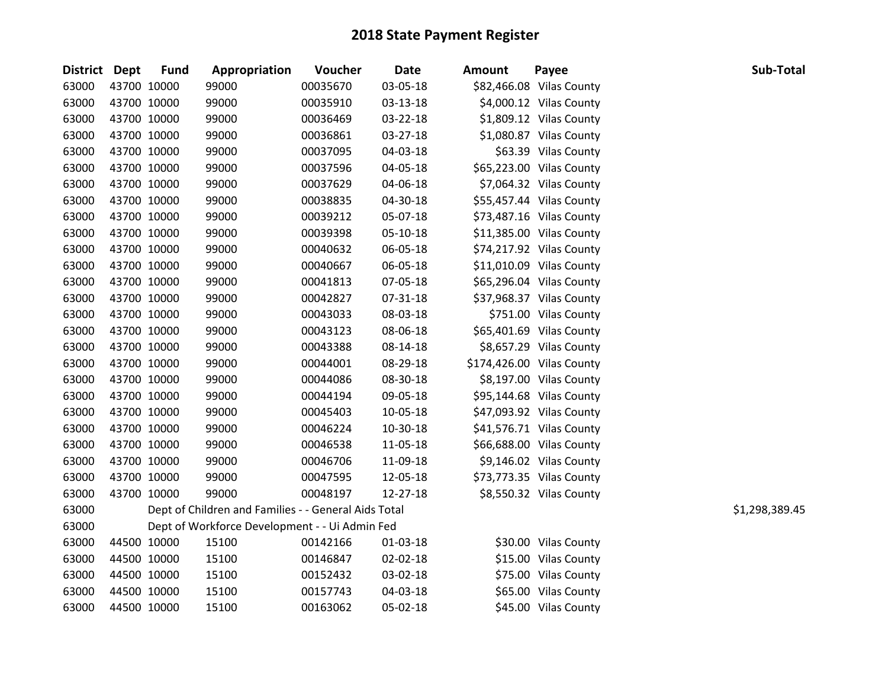# 2018 State Payment Register

| District | Dept | Fund | Appropriation | Voucher | Date | Amount | Payee | Sub-Total |
|---|---|---|---|---|---|---|---|---|
| 63000 | 43700 | 10000 | 99000 | 00035670 | 03-05-18 | $82,466.08 | Vilas County | |
| 63000 | 43700 | 10000 | 99000 | 00035910 | 03-13-18 | $4,000.12 | Vilas County | |
| 63000 | 43700 | 10000 | 99000 | 00036469 | 03-22-18 | $1,809.12 | Vilas County | |
| 63000 | 43700 | 10000 | 99000 | 00036861 | 03-27-18 | $1,080.87 | Vilas County | |
| 63000 | 43700 | 10000 | 99000 | 00037095 | 04-03-18 | $63.39 | Vilas County | |
| 63000 | 43700 | 10000 | 99000 | 00037596 | 04-05-18 | $65,223.00 | Vilas County | |
| 63000 | 43700 | 10000 | 99000 | 00037629 | 04-06-18 | $7,064.32 | Vilas County | |
| 63000 | 43700 | 10000 | 99000 | 00038835 | 04-30-18 | $55,457.44 | Vilas County | |
| 63000 | 43700 | 10000 | 99000 | 00039212 | 05-07-18 | $73,487.16 | Vilas County | |
| 63000 | 43700 | 10000 | 99000 | 00039398 | 05-10-18 | $11,385.00 | Vilas County | |
| 63000 | 43700 | 10000 | 99000 | 00040632 | 06-05-18 | $74,217.92 | Vilas County | |
| 63000 | 43700 | 10000 | 99000 | 00040667 | 06-05-18 | $11,010.09 | Vilas County | |
| 63000 | 43700 | 10000 | 99000 | 00041813 | 07-05-18 | $65,296.04 | Vilas County | |
| 63000 | 43700 | 10000 | 99000 | 00042827 | 07-31-18 | $37,968.37 | Vilas County | |
| 63000 | 43700 | 10000 | 99000 | 00043033 | 08-03-18 | $751.00 | Vilas County | |
| 63000 | 43700 | 10000 | 99000 | 00043123 | 08-06-18 | $65,401.69 | Vilas County | |
| 63000 | 43700 | 10000 | 99000 | 00043388 | 08-14-18 | $8,657.29 | Vilas County | |
| 63000 | 43700 | 10000 | 99000 | 00044001 | 08-29-18 | $174,426.00 | Vilas County | |
| 63000 | 43700 | 10000 | 99000 | 00044086 | 08-30-18 | $8,197.00 | Vilas County | |
| 63000 | 43700 | 10000 | 99000 | 00044194 | 09-05-18 | $95,144.68 | Vilas County | |
| 63000 | 43700 | 10000 | 99000 | 00045403 | 10-05-18 | $47,093.92 | Vilas County | |
| 63000 | 43700 | 10000 | 99000 | 00046224 | 10-30-18 | $41,576.71 | Vilas County | |
| 63000 | 43700 | 10000 | 99000 | 00046538 | 11-05-18 | $66,688.00 | Vilas County | |
| 63000 | 43700 | 10000 | 99000 | 00046706 | 11-09-18 | $9,146.02 | Vilas County | |
| 63000 | 43700 | 10000 | 99000 | 00047595 | 12-05-18 | $73,773.35 | Vilas County | |
| 63000 | 43700 | 10000 | 99000 | 00048197 | 12-27-18 | $8,550.32 | Vilas County | |
| 63000 | | Dept of Children and Families - - General Aids Total | | | | | | $1,298,389.45 |
| 63000 | | Dept of Workforce Development - - Ui Admin Fed | | | | | | |
| 63000 | 44500 | 10000 | 15100 | 00142166 | 01-03-18 | $30.00 | Vilas County | |
| 63000 | 44500 | 10000 | 15100 | 00146847 | 02-02-18 | $15.00 | Vilas County | |
| 63000 | 44500 | 10000 | 15100 | 00152432 | 03-02-18 | $75.00 | Vilas County | |
| 63000 | 44500 | 10000 | 15100 | 00157743 | 04-03-18 | $65.00 | Vilas County | |
| 63000 | 44500 | 10000 | 15100 | 00163062 | 05-02-18 | $45.00 | Vilas County | |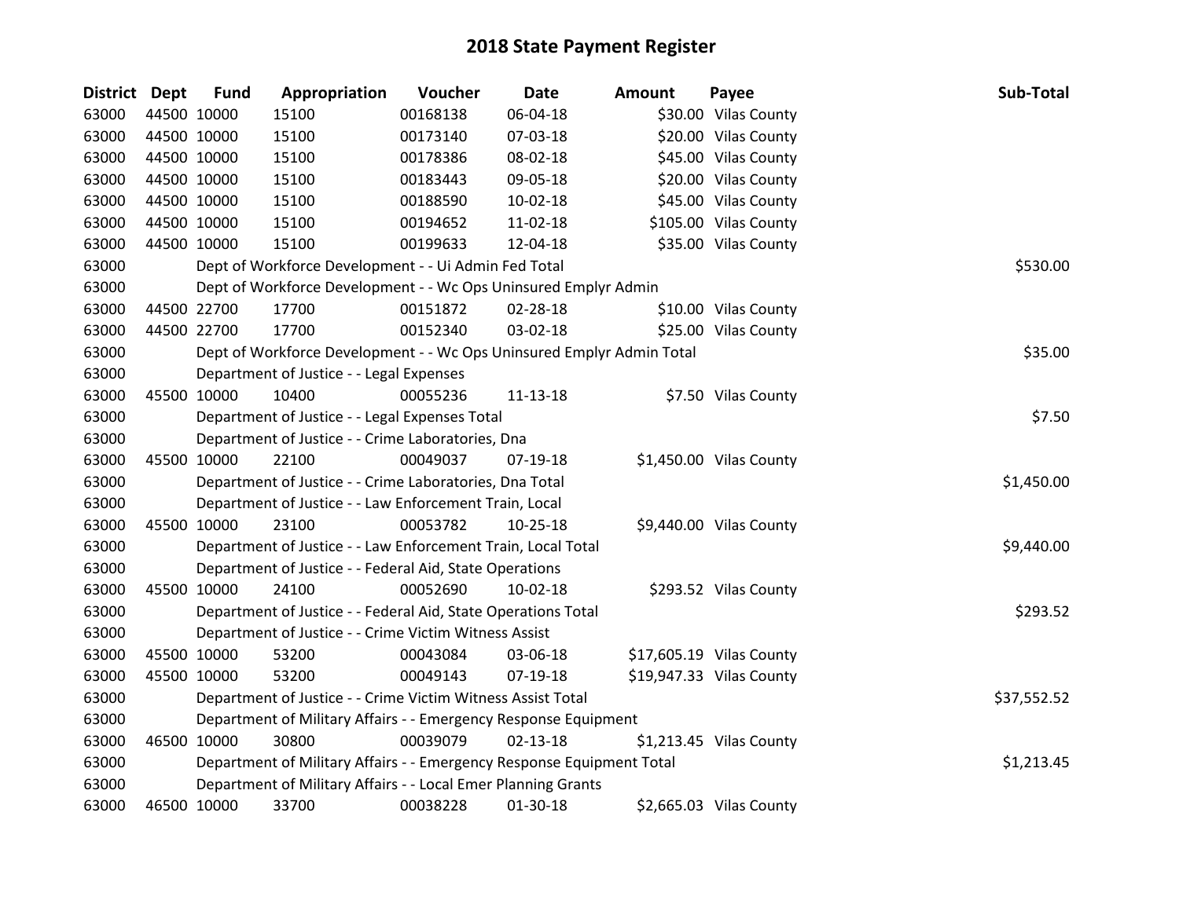# 2018 State Payment Register

| District | Dept | Fund | Appropriation | Voucher | Date | Amount | Payee | Sub-Total |
|---|---|---|---|---|---|---|---|---|
| 63000 | 44500 | 10000 | 15100 | 00168138 | 06-04-18 | $30.00 | Vilas County | |
| 63000 | 44500 | 10000 | 15100 | 00173140 | 07-03-18 | $20.00 | Vilas County | |
| 63000 | 44500 | 10000 | 15100 | 00178386 | 08-02-18 | $45.00 | Vilas County | |
| 63000 | 44500 | 10000 | 15100 | 00183443 | 09-05-18 | $20.00 | Vilas County | |
| 63000 | 44500 | 10000 | 15100 | 00188590 | 10-02-18 | $45.00 | Vilas County | |
| 63000 | 44500 | 10000 | 15100 | 00194652 | 11-02-18 | $105.00 | Vilas County | |
| 63000 | 44500 | 10000 | 15100 | 00199633 | 12-04-18 | $35.00 | Vilas County | |
| 63000 | | Dept of Workforce Development - - Ui Admin Fed Total | | | | | | $530.00 |
| 63000 | | Dept of Workforce Development - - Wc Ops Uninsured Emplyr Admin | | | | | | |
| 63000 | 44500 | 22700 | 17700 | 00151872 | 02-28-18 | $10.00 | Vilas County | |
| 63000 | 44500 | 22700 | 17700 | 00152340 | 03-02-18 | $25.00 | Vilas County | |
| 63000 | | Dept of Workforce Development - - Wc Ops Uninsured Emplyr Admin Total | | | | | | $35.00 |
| 63000 | | Department of Justice - - Legal Expenses | | | | | | |
| 63000 | 45500 | 10000 | 10400 | 00055236 | 11-13-18 | $7.50 | Vilas County | |
| 63000 | | Department of Justice - - Legal Expenses Total | | | | | | $7.50 |
| 63000 | | Department of Justice - - Crime Laboratories, Dna | | | | | | |
| 63000 | 45500 | 10000 | 22100 | 00049037 | 07-19-18 | $1,450.00 | Vilas County | |
| 63000 | | Department of Justice - - Crime Laboratories, Dna Total | | | | | | $1,450.00 |
| 63000 | | Department of Justice - - Law Enforcement Train, Local | | | | | | |
| 63000 | 45500 | 10000 | 23100 | 00053782 | 10-25-18 | $9,440.00 | Vilas County | |
| 63000 | | Department of Justice - - Law Enforcement Train, Local Total | | | | | | $9,440.00 |
| 63000 | | Department of Justice - - Federal Aid, State Operations | | | | | | |
| 63000 | 45500 | 10000 | 24100 | 00052690 | 10-02-18 | $293.52 | Vilas County | |
| 63000 | | Department of Justice - - Federal Aid, State Operations Total | | | | | | $293.52 |
| 63000 | | Department of Justice - - Crime Victim Witness Assist | | | | | | |
| 63000 | 45500 | 10000 | 53200 | 00043084 | 03-06-18 | $17,605.19 | Vilas County | |
| 63000 | 45500 | 10000 | 53200 | 00049143 | 07-19-18 | $19,947.33 | Vilas County | |
| 63000 | | Department of Justice - - Crime Victim Witness Assist Total | | | | | | $37,552.52 |
| 63000 | | Department of Military Affairs - - Emergency Response Equipment | | | | | | |
| 63000 | 46500 | 10000 | 30800 | 00039079 | 02-13-18 | $1,213.45 | Vilas County | |
| 63000 | | Department of Military Affairs - - Emergency Response Equipment Total | | | | | | $1,213.45 |
| 63000 | | Department of Military Affairs - - Local Emer Planning Grants | | | | | | |
| 63000 | 46500 | 10000 | 33700 | 00038228 | 01-30-18 | $2,665.03 | Vilas County | |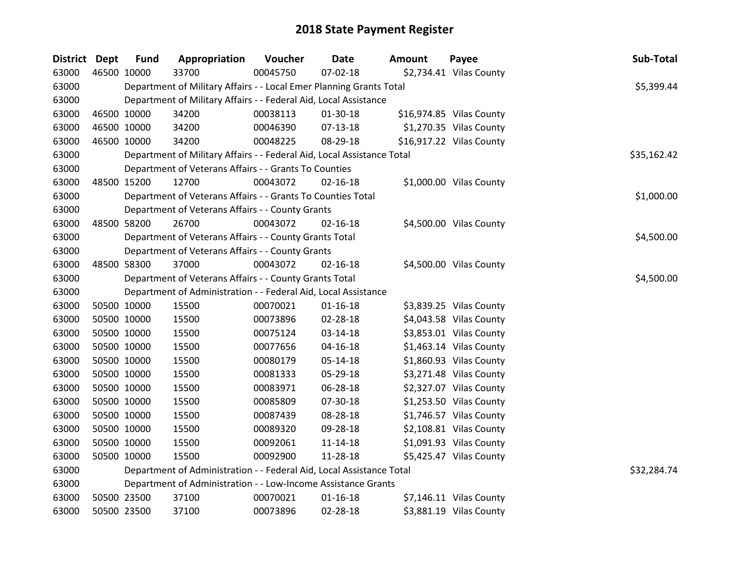# 2018 State Payment Register

| District | Dept | Fund | Appropriation | Voucher | Date | Amount | Payee | Sub-Total |
|---|---|---|---|---|---|---|---|---|
| 63000 | 46500 | 10000 | 33700 | 00045750 | 07-02-18 | $2,734.41 | Vilas County | |
| 63000 | Department of Military Affairs - - Local Emer Planning Grants Total | | | | | | | $5,399.44 |
| 63000 | Department of Military Affairs - - Federal Aid, Local Assistance | | | | | | | |
| 63000 | 46500 | 10000 | 34200 | 00038113 | 01-30-18 | $16,974.85 | Vilas County | |
| 63000 | 46500 | 10000 | 34200 | 00046390 | 07-13-18 | $1,270.35 | Vilas County | |
| 63000 | 46500 | 10000 | 34200 | 00048225 | 08-29-18 | $16,917.22 | Vilas County | |
| 63000 | Department of Military Affairs - - Federal Aid, Local Assistance Total | | | | | | | $35,162.42 |
| 63000 | Department of Veterans Affairs - - Grants To Counties | | | | | | | |
| 63000 | 48500 | 15200 | 12700 | 00043072 | 02-16-18 | $1,000.00 | Vilas County | |
| 63000 | Department of Veterans Affairs - - Grants To Counties Total | | | | | | | $1,000.00 |
| 63000 | Department of Veterans Affairs - - County Grants | | | | | | | |
| 63000 | 48500 | 58200 | 26700 | 00043072 | 02-16-18 | $4,500.00 | Vilas County | |
| 63000 | Department of Veterans Affairs - - County Grants Total | | | | | | | $4,500.00 |
| 63000 | Department of Veterans Affairs - - County Grants | | | | | | | |
| 63000 | 48500 | 58300 | 37000 | 00043072 | 02-16-18 | $4,500.00 | Vilas County | |
| 63000 | Department of Veterans Affairs - - County Grants Total | | | | | | | $4,500.00 |
| 63000 | Department of Administration - - Federal Aid, Local Assistance | | | | | | | |
| 63000 | 50500 | 10000 | 15500 | 00070021 | 01-16-18 | $3,839.25 | Vilas County | |
| 63000 | 50500 | 10000 | 15500 | 00073896 | 02-28-18 | $4,043.58 | Vilas County | |
| 63000 | 50500 | 10000 | 15500 | 00075124 | 03-14-18 | $3,853.01 | Vilas County | |
| 63000 | 50500 | 10000 | 15500 | 00077656 | 04-16-18 | $1,463.14 | Vilas County | |
| 63000 | 50500 | 10000 | 15500 | 00080179 | 05-14-18 | $1,860.93 | Vilas County | |
| 63000 | 50500 | 10000 | 15500 | 00081333 | 05-29-18 | $3,271.48 | Vilas County | |
| 63000 | 50500 | 10000 | 15500 | 00083971 | 06-28-18 | $2,327.07 | Vilas County | |
| 63000 | 50500 | 10000 | 15500 | 00085809 | 07-30-18 | $1,253.50 | Vilas County | |
| 63000 | 50500 | 10000 | 15500 | 00087439 | 08-28-18 | $1,746.57 | Vilas County | |
| 63000 | 50500 | 10000 | 15500 | 00089320 | 09-28-18 | $2,108.81 | Vilas County | |
| 63000 | 50500 | 10000 | 15500 | 00092061 | 11-14-18 | $1,091.93 | Vilas County | |
| 63000 | 50500 | 10000 | 15500 | 00092900 | 11-28-18 | $5,425.47 | Vilas County | |
| 63000 | Department of Administration - - Federal Aid, Local Assistance Total | | | | | | | $32,284.74 |
| 63000 | Department of Administration - - Low-Income Assistance Grants | | | | | | | |
| 63000 | 50500 | 23500 | 37100 | 00070021 | 01-16-18 | $7,146.11 | Vilas County | |
| 63000 | 50500 | 23500 | 37100 | 00073896 | 02-28-18 | $3,881.19 | Vilas County | |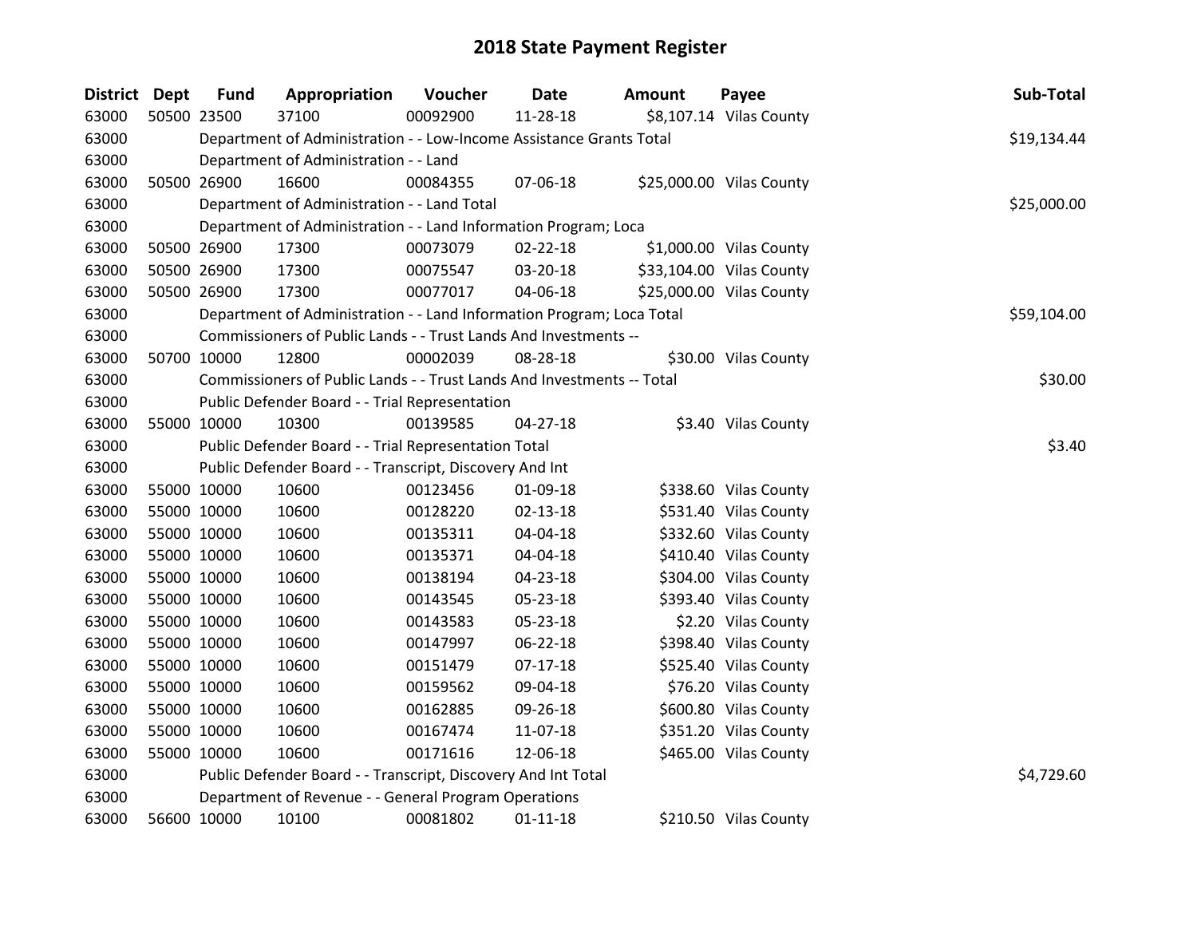# 2018 State Payment Register

| District | Dept | Fund | Appropriation | Voucher | Date | Amount | Payee | Sub-Total |
|---|---|---|---|---|---|---|---|---|
| 63000 | 50500 | 23500 | 37100 | 00092900 | 11-28-18 | $8,107.14 | Vilas County | |
| 63000 | | Department of Administration - - Low-Income Assistance Grants Total | | | | | | $19,134.44 |
| 63000 | | Department of Administration - - Land | | | | | | |
| 63000 | 50500 | 26900 | 16600 | 00084355 | 07-06-18 | $25,000.00 | Vilas County | |
| 63000 | | Department of Administration - - Land Total | | | | | | $25,000.00 |
| 63000 | | Department of Administration - - Land Information Program; Loca | | | | | | |
| 63000 | 50500 | 26900 | 17300 | 00073079 | 02-22-18 | $1,000.00 | Vilas County | |
| 63000 | 50500 | 26900 | 17300 | 00075547 | 03-20-18 | $33,104.00 | Vilas County | |
| 63000 | 50500 | 26900 | 17300 | 00077017 | 04-06-18 | $25,000.00 | Vilas County | |
| 63000 | | Department of Administration - - Land Information Program; Loca Total | | | | | | $59,104.00 |
| 63000 | | Commissioners of Public Lands - - Trust Lands And Investments -- | | | | | | |
| 63000 | 50700 | 10000 | 12800 | 00002039 | 08-28-18 | $30.00 | Vilas County | |
| 63000 | | Commissioners of Public Lands - - Trust Lands And Investments -- Total | | | | | | $30.00 |
| 63000 | | Public Defender Board - - Trial Representation | | | | | | |
| 63000 | 55000 | 10000 | 10300 | 00139585 | 04-27-18 | $3.40 | Vilas County | |
| 63000 | | Public Defender Board - - Trial Representation Total | | | | | | $3.40 |
| 63000 | | Public Defender Board - - Transcript, Discovery And Int | | | | | | |
| 63000 | 55000 | 10000 | 10600 | 00123456 | 01-09-18 | $338.60 | Vilas County | |
| 63000 | 55000 | 10000 | 10600 | 00128220 | 02-13-18 | $531.40 | Vilas County | |
| 63000 | 55000 | 10000 | 10600 | 00135311 | 04-04-18 | $332.60 | Vilas County | |
| 63000 | 55000 | 10000 | 10600 | 00135371 | 04-04-18 | $410.40 | Vilas County | |
| 63000 | 55000 | 10000 | 10600 | 00138194 | 04-23-18 | $304.00 | Vilas County | |
| 63000 | 55000 | 10000 | 10600 | 00143545 | 05-23-18 | $393.40 | Vilas County | |
| 63000 | 55000 | 10000 | 10600 | 00143583 | 05-23-18 | $2.20 | Vilas County | |
| 63000 | 55000 | 10000 | 10600 | 00147997 | 06-22-18 | $398.40 | Vilas County | |
| 63000 | 55000 | 10000 | 10600 | 00151479 | 07-17-18 | $525.40 | Vilas County | |
| 63000 | 55000 | 10000 | 10600 | 00159562 | 09-04-18 | $76.20 | Vilas County | |
| 63000 | 55000 | 10000 | 10600 | 00162885 | 09-26-18 | $600.80 | Vilas County | |
| 63000 | 55000 | 10000 | 10600 | 00167474 | 11-07-18 | $351.20 | Vilas County | |
| 63000 | 55000 | 10000 | 10600 | 00171616 | 12-06-18 | $465.00 | Vilas County | |
| 63000 | | Public Defender Board - - Transcript, Discovery And Int Total | | | | | | $4,729.60 |
| 63000 | | Department of Revenue - - General Program Operations | | | | | | |
| 63000 | 56600 | 10000 | 10100 | 00081802 | 01-11-18 | $210.50 | Vilas County | |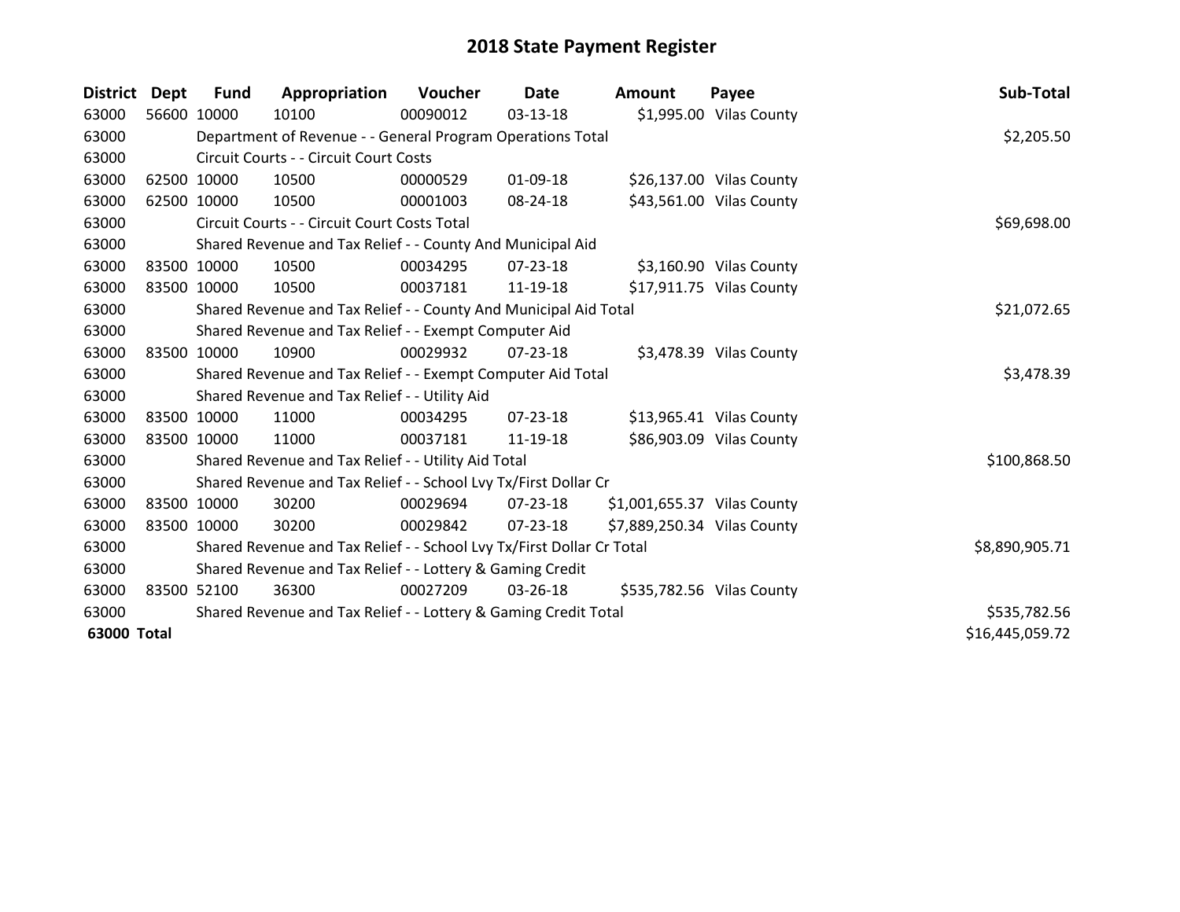# 2018 State Payment Register

| District | Dept | Fund | Appropriation | Voucher | Date | Amount | Payee | Sub-Total |
|---|---|---|---|---|---|---|---|---|
| 63000 | 56600 | 10000 | 10100 | 00090012 | 03-13-18 | $1,995.00 | Vilas County | |
| 63000 | | Department of Revenue - - General Program Operations Total | | | | | | $2,205.50 |
| 63000 | | Circuit Courts - - Circuit Court Costs | | | | | | |
| 63000 | 62500 | 10000 | 10500 | 00000529 | 01-09-18 | $26,137.00 | Vilas County | |
| 63000 | 62500 | 10000 | 10500 | 00001003 | 08-24-18 | $43,561.00 | Vilas County | |
| 63000 | | Circuit Courts - - Circuit Court Costs Total | | | | | | $69,698.00 |
| 63000 | | Shared Revenue and Tax Relief - - County And Municipal Aid | | | | | | |
| 63000 | 83500 | 10000 | 10500 | 00034295 | 07-23-18 | $3,160.90 | Vilas County | |
| 63000 | 83500 | 10000 | 10500 | 00037181 | 11-19-18 | $17,911.75 | Vilas County | |
| 63000 | | Shared Revenue and Tax Relief - - County And Municipal Aid Total | | | | | | $21,072.65 |
| 63000 | | Shared Revenue and Tax Relief - - Exempt Computer Aid | | | | | | |
| 63000 | 83500 | 10000 | 10900 | 00029932 | 07-23-18 | $3,478.39 | Vilas County | |
| 63000 | | Shared Revenue and Tax Relief - - Exempt Computer Aid Total | | | | | | $3,478.39 |
| 63000 | | Shared Revenue and Tax Relief - - Utility Aid | | | | | | |
| 63000 | 83500 | 10000 | 11000 | 00034295 | 07-23-18 | $13,965.41 | Vilas County | |
| 63000 | 83500 | 10000 | 11000 | 00037181 | 11-19-18 | $86,903.09 | Vilas County | |
| 63000 | | Shared Revenue and Tax Relief - - Utility Aid Total | | | | | | $100,868.50 |
| 63000 | | Shared Revenue and Tax Relief - - School Lvy Tx/First Dollar Cr | | | | | | |
| 63000 | 83500 | 10000 | 30200 | 00029694 | 07-23-18 | $1,001,655.37 | Vilas County | |
| 63000 | 83500 | 10000 | 30200 | 00029842 | 07-23-18 | $7,889,250.34 | Vilas County | |
| 63000 | | Shared Revenue and Tax Relief - - School Lvy Tx/First Dollar Cr Total | | | | | | $8,890,905.71 |
| 63000 | | Shared Revenue and Tax Relief - - Lottery & Gaming Credit | | | | | | |
| 63000 | 83500 | 52100 | 36300 | 00027209 | 03-26-18 | $535,782.56 | Vilas County | |
| 63000 | | Shared Revenue and Tax Relief - - Lottery & Gaming Credit Total | | | | | | $535,782.56 |
| **63000 Total** | | | | | | | | $16,445,059.72 |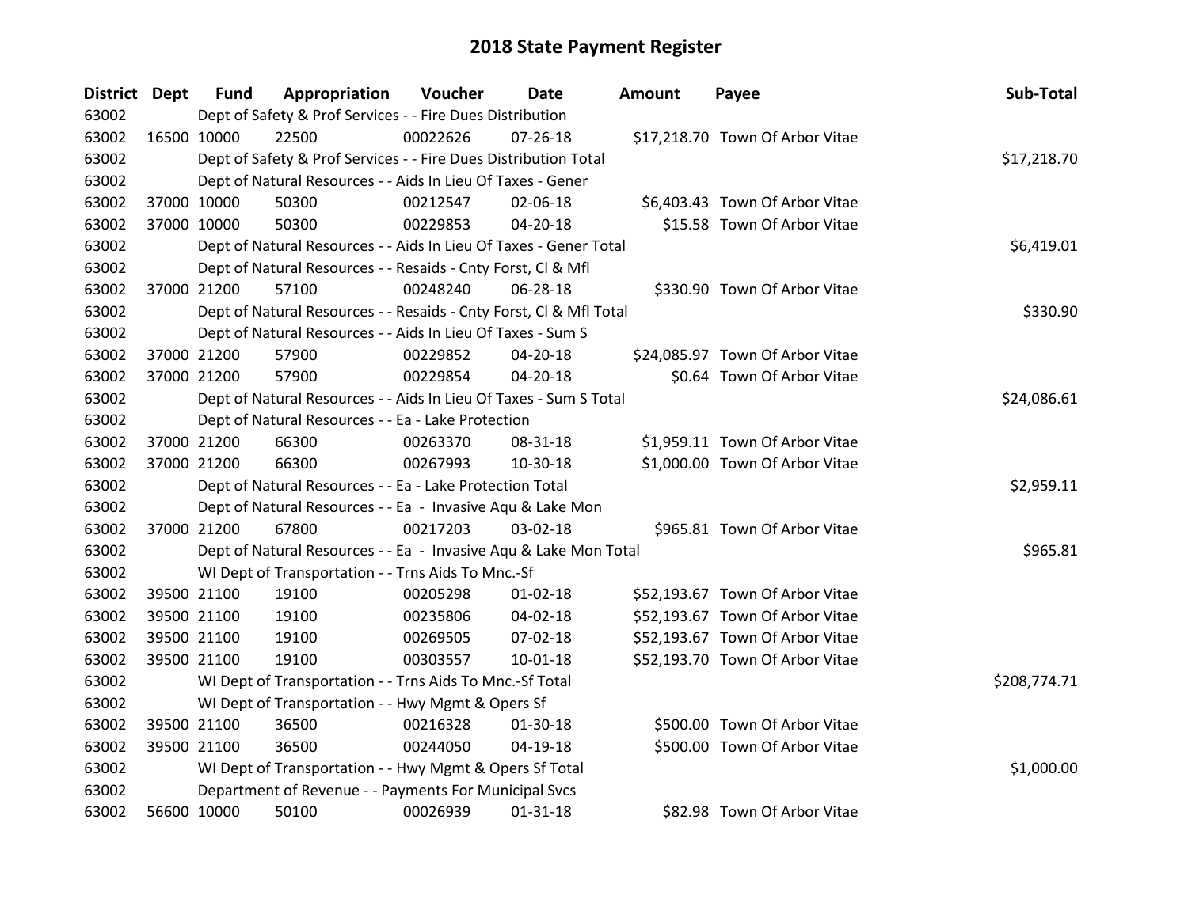# 2018 State Payment Register

| District | Dept | Fund | Appropriation | Voucher | Date | Amount | Payee | Sub-Total |
|---|---|---|---|---|---|---|---|---|
| 63002 | | Dept of Safety & Prof Services - - Fire Dues Distribution | | | | | | |
| 63002 | 16500 | 10000 | 22500 | 00022626 | 07-26-18 | $17,218.70 | Town Of Arbor Vitae | |
| 63002 | | Dept of Safety & Prof Services - - Fire Dues Distribution Total | | | | | | $17,218.70 |
| 63002 | | Dept of Natural Resources - - Aids In Lieu Of Taxes - Gener | | | | | | |
| 63002 | 37000 | 10000 | 50300 | 00212547 | 02-06-18 | $6,403.43 | Town Of Arbor Vitae | |
| 63002 | 37000 | 10000 | 50300 | 00229853 | 04-20-18 | $15.58 | Town Of Arbor Vitae | |
| 63002 | | Dept of Natural Resources - - Aids In Lieu Of Taxes - Gener Total | | | | | | $6,419.01 |
| 63002 | | Dept of Natural Resources - - Resaids - Cnty Forst, Cl & Mfl | | | | | | |
| 63002 | 37000 | 21200 | 57100 | 00248240 | 06-28-18 | $330.90 | Town Of Arbor Vitae | |
| 63002 | | Dept of Natural Resources - - Resaids - Cnty Forst, Cl & Mfl Total | | | | | | $330.90 |
| 63002 | | Dept of Natural Resources - - Aids In Lieu Of Taxes - Sum S | | | | | | |
| 63002 | 37000 | 21200 | 57900 | 00229852 | 04-20-18 | $24,085.97 | Town Of Arbor Vitae | |
| 63002 | 37000 | 21200 | 57900 | 00229854 | 04-20-18 | $0.64 | Town Of Arbor Vitae | |
| 63002 | | Dept of Natural Resources - - Aids In Lieu Of Taxes - Sum S Total | | | | | | $24,086.61 |
| 63002 | | Dept of Natural Resources - - Ea - Lake Protection | | | | | | |
| 63002 | 37000 | 21200 | 66300 | 00263370 | 08-31-18 | $1,959.11 | Town Of Arbor Vitae | |
| 63002 | 37000 | 21200 | 66300 | 00267993 | 10-30-18 | $1,000.00 | Town Of Arbor Vitae | |
| 63002 | | Dept of Natural Resources - - Ea - Lake Protection Total | | | | | | $2,959.11 |
| 63002 | | Dept of Natural Resources - - Ea - Invasive Aqu & Lake Mon | | | | | | |
| 63002 | 37000 | 21200 | 67800 | 00217203 | 03-02-18 | $965.81 | Town Of Arbor Vitae | |
| 63002 | | Dept of Natural Resources - - Ea - Invasive Aqu & Lake Mon Total | | | | | | $965.81 |
| 63002 | | WI Dept of Transportation - - Trns Aids To Mnc.-Sf | | | | | | |
| 63002 | 39500 | 21100 | 19100 | 00205298 | 01-02-18 | $52,193.67 | Town Of Arbor Vitae | |
| 63002 | 39500 | 21100 | 19100 | 00235806 | 04-02-18 | $52,193.67 | Town Of Arbor Vitae | |
| 63002 | 39500 | 21100 | 19100 | 00269505 | 07-02-18 | $52,193.67 | Town Of Arbor Vitae | |
| 63002 | 39500 | 21100 | 19100 | 00303557 | 10-01-18 | $52,193.70 | Town Of Arbor Vitae | |
| 63002 | | WI Dept of Transportation - - Trns Aids To Mnc.-Sf Total | | | | | | $208,774.71 |
| 63002 | | WI Dept of Transportation - - Hwy Mgmt & Opers Sf | | | | | | |
| 63002 | 39500 | 21100 | 36500 | 00216328 | 01-30-18 | $500.00 | Town Of Arbor Vitae | |
| 63002 | 39500 | 21100 | 36500 | 00244050 | 04-19-18 | $500.00 | Town Of Arbor Vitae | |
| 63002 | | WI Dept of Transportation - - Hwy Mgmt & Opers Sf Total | | | | | | $1,000.00 |
| 63002 | | Department of Revenue - - Payments For Municipal Svcs | | | | | | |
| 63002 | 56600 | 10000 | 50100 | 00026939 | 01-31-18 | $82.98 | Town Of Arbor Vitae | |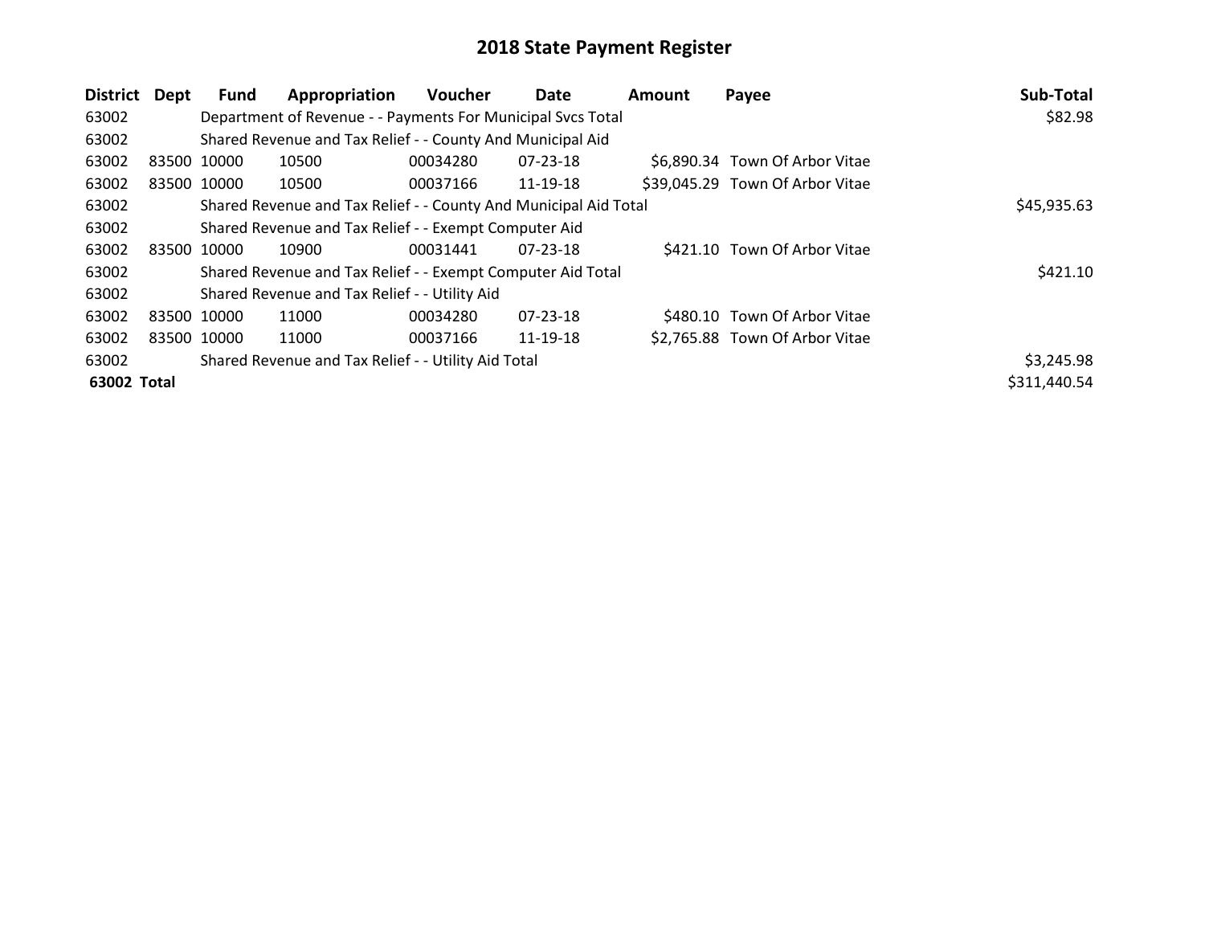# 2018 State Payment Register

| District | Dept | Fund | Appropriation | Voucher | Date | Amount | Payee | Sub-Total |
|---|---|---|---|---|---|---|---|---|
| 63002 | | Department of Revenue - - Payments For Municipal Svcs Total | | | | | | $82.98 |
| 63002 | | Shared Revenue and Tax Relief - - County And Municipal Aid | | | | | | |
| 63002 | 83500 | 10000 | 10500 | 00034280 | 07-23-18 | $6,890.34 | Town Of Arbor Vitae | |
| 63002 | 83500 | 10000 | 10500 | 00037166 | 11-19-18 | $39,045.29 | Town Of Arbor Vitae | |
| 63002 | | Shared Revenue and Tax Relief - - County And Municipal Aid Total | | | | | | $45,935.63 |
| 63002 | | Shared Revenue and Tax Relief - - Exempt Computer Aid | | | | | | |
| 63002 | 83500 | 10000 | 10900 | 00031441 | 07-23-18 | $421.10 | Town Of Arbor Vitae | |
| 63002 | | Shared Revenue and Tax Relief - - Exempt Computer Aid Total | | | | | | $421.10 |
| 63002 | | Shared Revenue and Tax Relief - - Utility Aid | | | | | | |
| 63002 | 83500 | 10000 | 11000 | 00034280 | 07-23-18 | $480.10 | Town Of Arbor Vitae | |
| 63002 | 83500 | 10000 | 11000 | 00037166 | 11-19-18 | $2,765.88 | Town Of Arbor Vitae | |
| 63002 | | Shared Revenue and Tax Relief - - Utility Aid Total | | | | | | $3,245.98 |
| **63002 Total** | | | | | | | | $311,440.54 |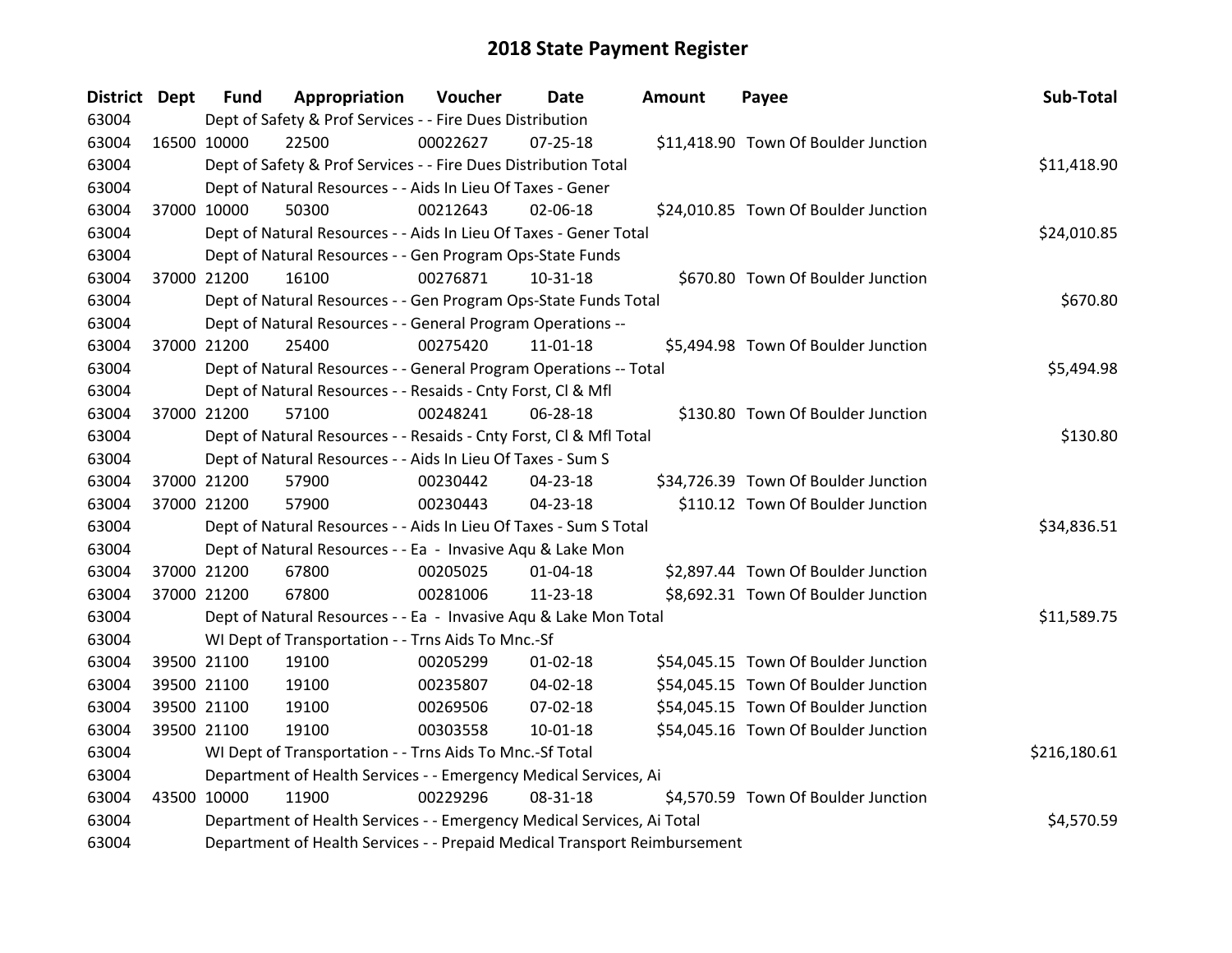# 2018 State Payment Register

| District | Dept | Fund | Appropriation | Voucher | Date | Amount | Payee | Sub-Total |
|---|---|---|---|---|---|---|---|---|
| 63004 | | Dept of Safety & Prof Services - - Fire Dues Distribution | | | | | | |
| 63004 | 16500 | 10000 | 22500 | 00022627 | 07-25-18 | $11,418.90 | Town Of Boulder Junction | |
| 63004 | | Dept of Safety & Prof Services - - Fire Dues Distribution Total | | | | | | $11,418.90 |
| 63004 | | Dept of Natural Resources - - Aids In Lieu Of Taxes - Gener | | | | | | |
| 63004 | 37000 | 10000 | 50300 | 00212643 | 02-06-18 | $24,010.85 | Town Of Boulder Junction | |
| 63004 | | Dept of Natural Resources - - Aids In Lieu Of Taxes - Gener Total | | | | | | $24,010.85 |
| 63004 | | Dept of Natural Resources - - Gen Program Ops-State Funds | | | | | | |
| 63004 | 37000 | 21200 | 16100 | 00276871 | 10-31-18 | $670.80 | Town Of Boulder Junction | |
| 63004 | | Dept of Natural Resources - - Gen Program Ops-State Funds Total | | | | | | $670.80 |
| 63004 | | Dept of Natural Resources - - General Program Operations -- | | | | | | |
| 63004 | 37000 | 21200 | 25400 | 00275420 | 11-01-18 | $5,494.98 | Town Of Boulder Junction | |
| 63004 | | Dept of Natural Resources - - General Program Operations -- Total | | | | | | $5,494.98 |
| 63004 | | Dept of Natural Resources - - Resaids - Cnty Forst, Cl & Mfl | | | | | | |
| 63004 | 37000 | 21200 | 57100 | 00248241 | 06-28-18 | $130.80 | Town Of Boulder Junction | |
| 63004 | | Dept of Natural Resources - - Resaids - Cnty Forst, Cl & Mfl Total | | | | | | $130.80 |
| 63004 | | Dept of Natural Resources - - Aids In Lieu Of Taxes - Sum S | | | | | | |
| 63004 | 37000 | 21200 | 57900 | 00230442 | 04-23-18 | $34,726.39 | Town Of Boulder Junction | |
| 63004 | 37000 | 21200 | 57900 | 00230443 | 04-23-18 | $110.12 | Town Of Boulder Junction | |
| 63004 | | Dept of Natural Resources - - Aids In Lieu Of Taxes - Sum S Total | | | | | | $34,836.51 |
| 63004 | | Dept of Natural Resources - - Ea - Invasive Aqu & Lake Mon | | | | | | |
| 63004 | 37000 | 21200 | 67800 | 00205025 | 01-04-18 | $2,897.44 | Town Of Boulder Junction | |
| 63004 | 37000 | 21200 | 67800 | 00281006 | 11-23-18 | $8,692.31 | Town Of Boulder Junction | |
| 63004 | | Dept of Natural Resources - - Ea - Invasive Aqu & Lake Mon Total | | | | | | $11,589.75 |
| 63004 | | WI Dept of Transportation - - Trns Aids To Mnc.-Sf | | | | | | |
| 63004 | 39500 | 21100 | 19100 | 00205299 | 01-02-18 | $54,045.15 | Town Of Boulder Junction | |
| 63004 | 39500 | 21100 | 19100 | 00235807 | 04-02-18 | $54,045.15 | Town Of Boulder Junction | |
| 63004 | 39500 | 21100 | 19100 | 00269506 | 07-02-18 | $54,045.15 | Town Of Boulder Junction | |
| 63004 | 39500 | 21100 | 19100 | 00303558 | 10-01-18 | $54,045.16 | Town Of Boulder Junction | |
| 63004 | | WI Dept of Transportation - - Trns Aids To Mnc.-Sf Total | | | | | | $216,180.61 |
| 63004 | | Department of Health Services - - Emergency Medical Services, Ai | | | | | | |
| 63004 | 43500 | 10000 | 11900 | 00229296 | 08-31-18 | $4,570.59 | Town Of Boulder Junction | |
| 63004 | | Department of Health Services - - Emergency Medical Services, Ai Total | | | | | | $4,570.59 |
| 63004 | | Department of Health Services - - Prepaid Medical Transport Reimbursement | | | | | | |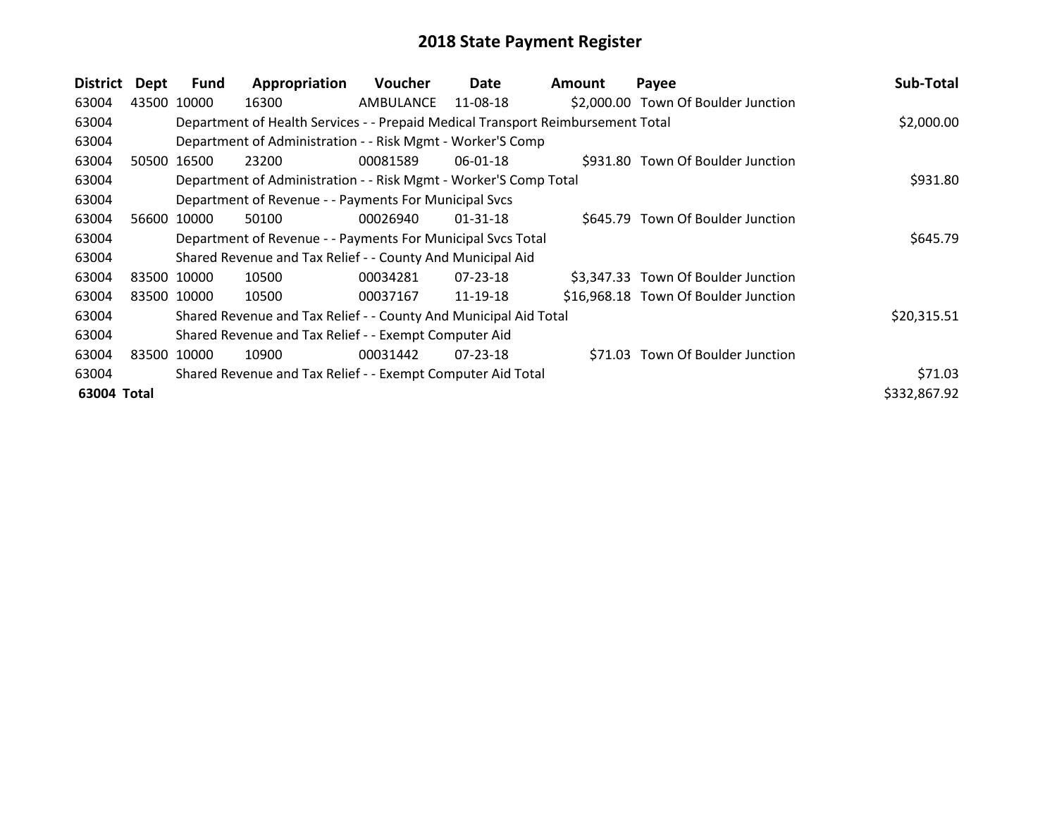# 2018 State Payment Register

| District | Dept | Fund | Appropriation | Voucher | Date | Amount | Payee | Sub-Total |
|---|---|---|---|---|---|---|---|---|
| 63004 | 43500 | 10000 | 16300 | AMBULANCE | 11-08-18 | $2,000.00 | Town Of Boulder Junction | |
| 63004 | | Department of Health Services - - Prepaid Medical Transport Reimbursement Total | | | | | | $2,000.00 |
| 63004 | | Department of Administration - - Risk Mgmt - Worker'S Comp | | | | | | |
| 63004 | 50500 | 16500 | 23200 | 00081589 | 06-01-18 | $931.80 | Town Of Boulder Junction | |
| 63004 | | Department of Administration - - Risk Mgmt - Worker'S Comp Total | | | | | | $931.80 |
| 63004 | | Department of Revenue - - Payments For Municipal Svcs | | | | | | |
| 63004 | 56600 | 10000 | 50100 | 00026940 | 01-31-18 | $645.79 | Town Of Boulder Junction | |
| 63004 | | Department of Revenue - - Payments For Municipal Svcs Total | | | | | | $645.79 |
| 63004 | | Shared Revenue and Tax Relief - - County And Municipal Aid | | | | | | |
| 63004 | 83500 | 10000 | 10500 | 00034281 | 07-23-18 | $3,347.33 | Town Of Boulder Junction | |
| 63004 | 83500 | 10000 | 10500 | 00037167 | 11-19-18 | $16,968.18 | Town Of Boulder Junction | |
| 63004 | | Shared Revenue and Tax Relief - - County And Municipal Aid Total | | | | | | $20,315.51 |
| 63004 | | Shared Revenue and Tax Relief - - Exempt Computer Aid | | | | | | |
| 63004 | 83500 | 10000 | 10900 | 00031442 | 07-23-18 | $71.03 | Town Of Boulder Junction | |
| 63004 | | Shared Revenue and Tax Relief - - Exempt Computer Aid Total | | | | | | $71.03 |
| **63004 Total** | | | | | | | | $332,867.92 |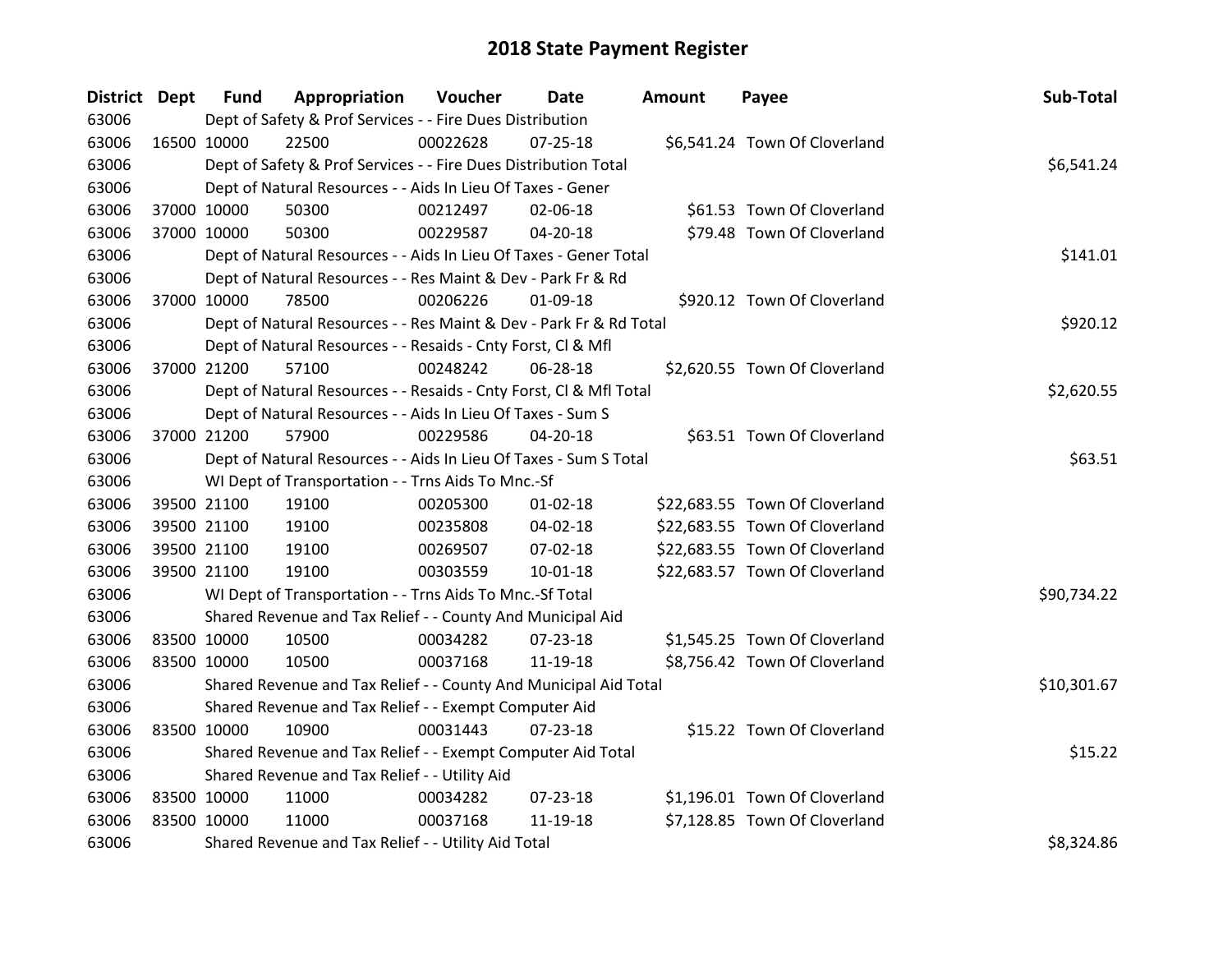# 2018 State Payment Register

| District | Dept | Fund | Appropriation | Voucher | Date | Amount | Payee | Sub-Total |
|---|---|---|---|---|---|---|---|---|
| 63006 | | Dept of Safety & Prof Services - - Fire Dues Distribution | | | | | | |
| 63006 | 16500 | 10000 | 22500 | 00022628 | 07-25-18 | $6,541.24 | Town Of Cloverland | |
| 63006 | | Dept of Safety & Prof Services - - Fire Dues Distribution Total | | | | | | $6,541.24 |
| 63006 | | Dept of Natural Resources - - Aids In Lieu Of Taxes - Gener | | | | | | |
| 63006 | 37000 | 10000 | 50300 | 00212497 | 02-06-18 | $61.53 | Town Of Cloverland | |
| 63006 | 37000 | 10000 | 50300 | 00229587 | 04-20-18 | $79.48 | Town Of Cloverland | |
| 63006 | | Dept of Natural Resources - - Aids In Lieu Of Taxes - Gener Total | | | | | | $141.01 |
| 63006 | | Dept of Natural Resources - - Res Maint & Dev - Park Fr & Rd | | | | | | |
| 63006 | 37000 | 10000 | 78500 | 00206226 | 01-09-18 | $920.12 | Town Of Cloverland | |
| 63006 | | Dept of Natural Resources - - Res Maint & Dev - Park Fr & Rd Total | | | | | | $920.12 |
| 63006 | | Dept of Natural Resources - - Resaids - Cnty Forst, Cl & Mfl | | | | | | |
| 63006 | 37000 | 21200 | 57100 | 00248242 | 06-28-18 | $2,620.55 | Town Of Cloverland | |
| 63006 | | Dept of Natural Resources - - Resaids - Cnty Forst, Cl & Mfl Total | | | | | | $2,620.55 |
| 63006 | | Dept of Natural Resources - - Aids In Lieu Of Taxes - Sum S | | | | | | |
| 63006 | 37000 | 21200 | 57900 | 00229586 | 04-20-18 | $63.51 | Town Of Cloverland | |
| 63006 | | Dept of Natural Resources - - Aids In Lieu Of Taxes - Sum S Total | | | | | | $63.51 |
| 63006 | | WI Dept of Transportation - - Trns Aids To Mnc.-Sf | | | | | | |
| 63006 | 39500 | 21100 | 19100 | 00205300 | 01-02-18 | $22,683.55 | Town Of Cloverland | |
| 63006 | 39500 | 21100 | 19100 | 00235808 | 04-02-18 | $22,683.55 | Town Of Cloverland | |
| 63006 | 39500 | 21100 | 19100 | 00269507 | 07-02-18 | $22,683.55 | Town Of Cloverland | |
| 63006 | 39500 | 21100 | 19100 | 00303559 | 10-01-18 | $22,683.57 | Town Of Cloverland | |
| 63006 | | WI Dept of Transportation - - Trns Aids To Mnc.-Sf Total | | | | | | $90,734.22 |
| 63006 | | Shared Revenue and Tax Relief - - County And Municipal Aid | | | | | | |
| 63006 | 83500 | 10000 | 10500 | 00034282 | 07-23-18 | $1,545.25 | Town Of Cloverland | |
| 63006 | 83500 | 10000 | 10500 | 00037168 | 11-19-18 | $8,756.42 | Town Of Cloverland | |
| 63006 | | Shared Revenue and Tax Relief - - County And Municipal Aid Total | | | | | | $10,301.67 |
| 63006 | | Shared Revenue and Tax Relief - - Exempt Computer Aid | | | | | | |
| 63006 | 83500 | 10000 | 10900 | 00031443 | 07-23-18 | $15.22 | Town Of Cloverland | |
| 63006 | | Shared Revenue and Tax Relief - - Exempt Computer Aid Total | | | | | | $15.22 |
| 63006 | | Shared Revenue and Tax Relief - - Utility Aid | | | | | | |
| 63006 | 83500 | 10000 | 11000 | 00034282 | 07-23-18 | $1,196.01 | Town Of Cloverland | |
| 63006 | 83500 | 10000 | 11000 | 00037168 | 11-19-18 | $7,128.85 | Town Of Cloverland | |
| 63006 | | Shared Revenue and Tax Relief - - Utility Aid Total | | | | | | $8,324.86 |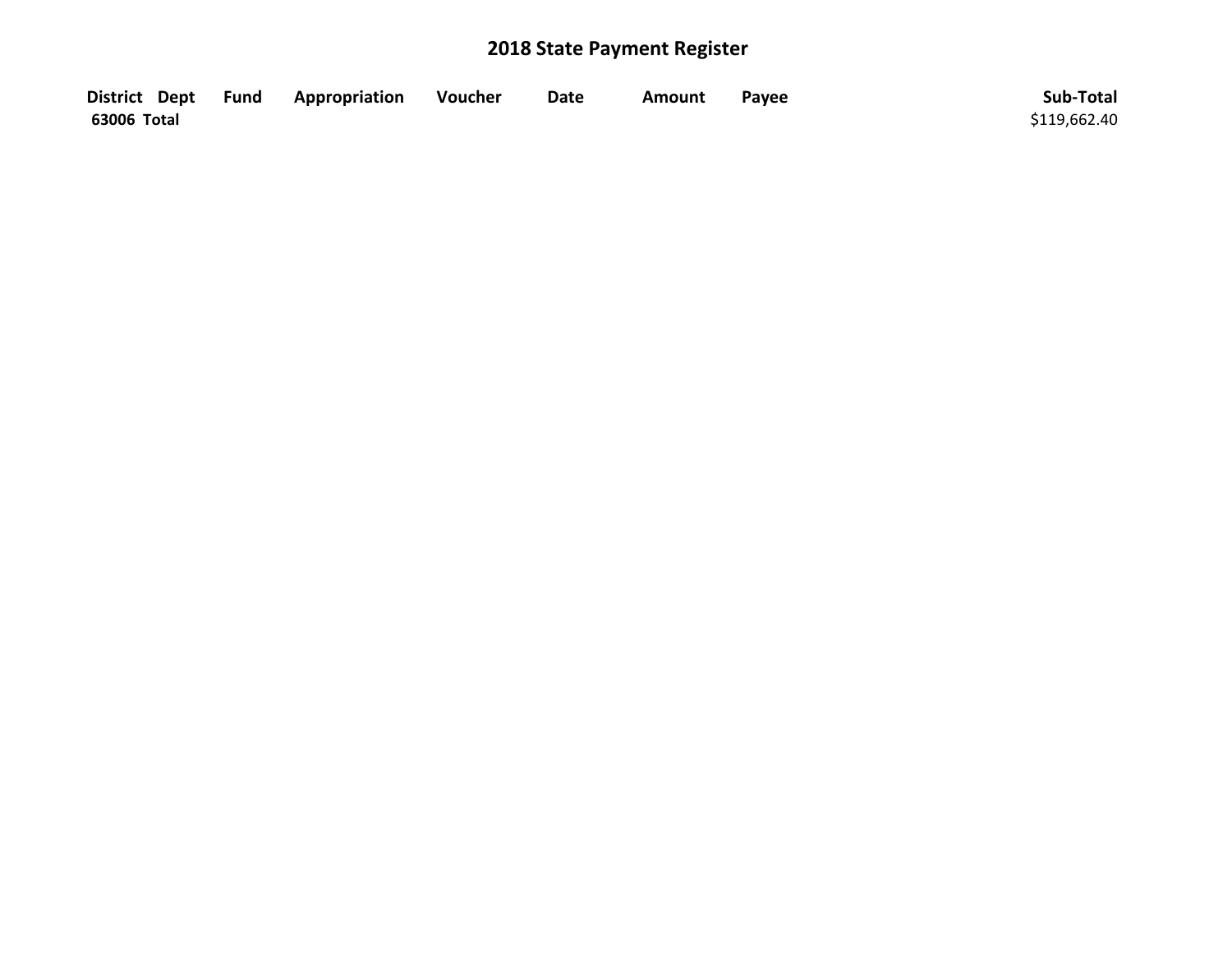# 2018 State Payment Register

| District | Dept | Fund | Appropriation | Voucher | Date | Amount | Payee | Sub-Total |
|---|---|---|---|---|---|---|---|---|
| **63006 Total** | | | | | | | | $119,662.40 |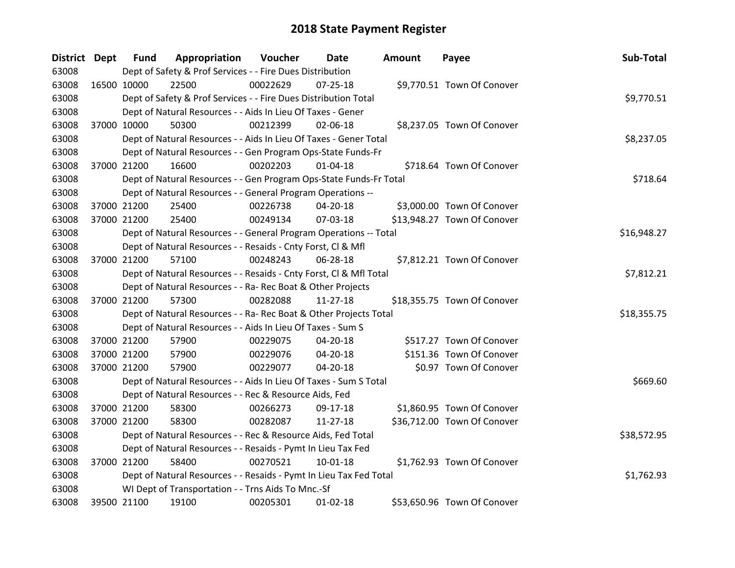# 2018 State Payment Register

| District | Dept | Fund | Appropriation | Voucher | Date | Amount | Payee | Sub-Total |
|---|---|---|---|---|---|---|---|---|
| 63008 | | Dept of Safety & Prof Services - - Fire Dues Distribution | | | | | | |
| 63008 | 16500 | 10000 | 22500 | 00022629 | 07-25-18 | $9,770.51 | Town Of Conover | |
| 63008 | | Dept of Safety & Prof Services - - Fire Dues Distribution Total | | | | | | $9,770.51 |
| 63008 | | Dept of Natural Resources - - Aids In Lieu Of Taxes - Gener | | | | | | |
| 63008 | 37000 | 10000 | 50300 | 00212399 | 02-06-18 | $8,237.05 | Town Of Conover | |
| 63008 | | Dept of Natural Resources - - Aids In Lieu Of Taxes - Gener Total | | | | | | $8,237.05 |
| 63008 | | Dept of Natural Resources - - Gen Program Ops-State Funds-Fr | | | | | | |
| 63008 | 37000 | 21200 | 16600 | 00202203 | 01-04-18 | $718.64 | Town Of Conover | |
| 63008 | | Dept of Natural Resources - - Gen Program Ops-State Funds-Fr Total | | | | | | $718.64 |
| 63008 | | Dept of Natural Resources - - General Program Operations -- | | | | | | |
| 63008 | 37000 | 21200 | 25400 | 00226738 | 04-20-18 | $3,000.00 | Town Of Conover | |
| 63008 | 37000 | 21200 | 25400 | 00249134 | 07-03-18 | $13,948.27 | Town Of Conover | |
| 63008 | | Dept of Natural Resources - - General Program Operations -- Total | | | | | | $16,948.27 |
| 63008 | | Dept of Natural Resources - - Resaids - Cnty Forst, Cl & Mfl | | | | | | |
| 63008 | 37000 | 21200 | 57100 | 00248243 | 06-28-18 | $7,812.21 | Town Of Conover | |
| 63008 | | Dept of Natural Resources - - Resaids - Cnty Forst, Cl & Mfl Total | | | | | | $7,812.21 |
| 63008 | | Dept of Natural Resources - - Ra- Rec Boat & Other Projects | | | | | | |
| 63008 | 37000 | 21200 | 57300 | 00282088 | 11-27-18 | $18,355.75 | Town Of Conover | |
| 63008 | | Dept of Natural Resources - - Ra- Rec Boat & Other Projects Total | | | | | | $18,355.75 |
| 63008 | | Dept of Natural Resources - - Aids In Lieu Of Taxes - Sum S | | | | | | |
| 63008 | 37000 | 21200 | 57900 | 00229075 | 04-20-18 | $517.27 | Town Of Conover | |
| 63008 | 37000 | 21200 | 57900 | 00229076 | 04-20-18 | $151.36 | Town Of Conover | |
| 63008 | 37000 | 21200 | 57900 | 00229077 | 04-20-18 | $0.97 | Town Of Conover | |
| 63008 | | Dept of Natural Resources - - Aids In Lieu Of Taxes - Sum S Total | | | | | | $669.60 |
| 63008 | | Dept of Natural Resources - - Rec & Resource Aids, Fed | | | | | | |
| 63008 | 37000 | 21200 | 58300 | 00266273 | 09-17-18 | $1,860.95 | Town Of Conover | |
| 63008 | 37000 | 21200 | 58300 | 00282087 | 11-27-18 | $36,712.00 | Town Of Conover | |
| 63008 | | Dept of Natural Resources - - Rec & Resource Aids, Fed Total | | | | | | $38,572.95 |
| 63008 | | Dept of Natural Resources - - Resaids - Pymt In Lieu Tax Fed | | | | | | |
| 63008 | 37000 | 21200 | 58400 | 00270521 | 10-01-18 | $1,762.93 | Town Of Conover | |
| 63008 | | Dept of Natural Resources - - Resaids - Pymt In Lieu Tax Fed Total | | | | | | $1,762.93 |
| 63008 | | WI Dept of Transportation - - Trns Aids To Mnc.-Sf | | | | | | |
| 63008 | 39500 | 21100 | 19100 | 00205301 | 01-02-18 | $53,650.96 | Town Of Conover | |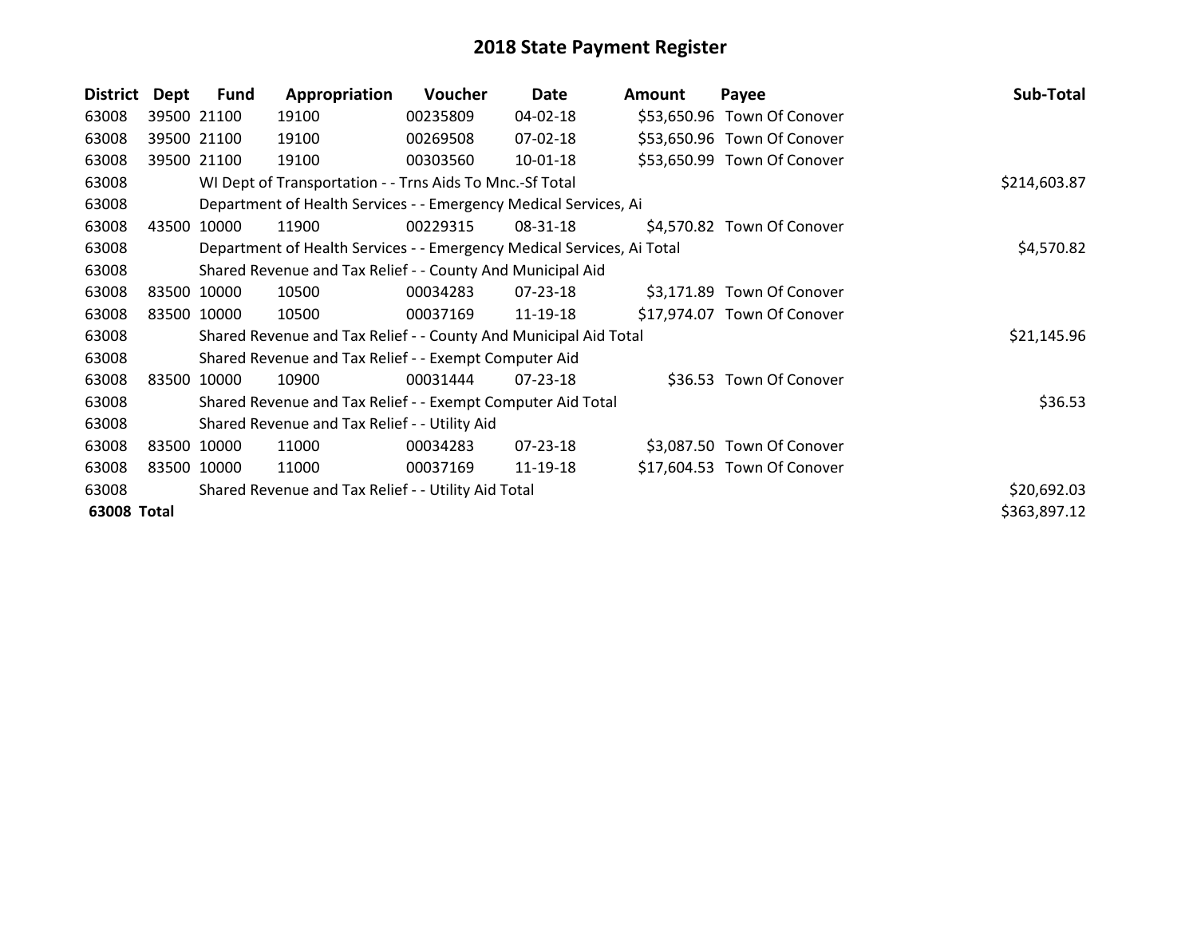# 2018 State Payment Register

| District | Dept | Fund | Appropriation | Voucher | Date | Amount | Payee | Sub-Total |
|---|---|---|---|---|---|---|---|---|
| 63008 | 39500 | 21100 | 19100 | 00235809 | 04-02-18 | $53,650.96 | Town Of Conover | |
| 63008 | 39500 | 21100 | 19100 | 00269508 | 07-02-18 | $53,650.96 | Town Of Conover | |
| 63008 | 39500 | 21100 | 19100 | 00303560 | 10-01-18 | $53,650.99 | Town Of Conover | |
| 63008 | | WI Dept of Transportation - - Trns Aids To Mnc.-Sf Total | | | | | | $214,603.87 |
| 63008 | | Department of Health Services - - Emergency Medical Services, Ai | | | | | | |
| 63008 | 43500 | 10000 | 11900 | 00229315 | 08-31-18 | $4,570.82 | Town Of Conover | |
| 63008 | | Department of Health Services - - Emergency Medical Services, Ai Total | | | | | | $4,570.82 |
| 63008 | | Shared Revenue and Tax Relief - - County And Municipal Aid | | | | | | |
| 63008 | 83500 | 10000 | 10500 | 00034283 | 07-23-18 | $3,171.89 | Town Of Conover | |
| 63008 | 83500 | 10000 | 10500 | 00037169 | 11-19-18 | $17,974.07 | Town Of Conover | |
| 63008 | | Shared Revenue and Tax Relief - - County And Municipal Aid Total | | | | | | $21,145.96 |
| 63008 | | Shared Revenue and Tax Relief - - Exempt Computer Aid | | | | | | |
| 63008 | 83500 | 10000 | 10900 | 00031444 | 07-23-18 | $36.53 | Town Of Conover | |
| 63008 | | Shared Revenue and Tax Relief - - Exempt Computer Aid Total | | | | | | $36.53 |
| 63008 | | Shared Revenue and Tax Relief - - Utility Aid | | | | | | |
| 63008 | 83500 | 10000 | 11000 | 00034283 | 07-23-18 | $3,087.50 | Town Of Conover | |
| 63008 | 83500 | 10000 | 11000 | 00037169 | 11-19-18 | $17,604.53 | Town Of Conover | |
| 63008 | | Shared Revenue and Tax Relief - - Utility Aid Total | | | | | | $20,692.03 |
| **63008 Total** | | | | | | | | $363,897.12 |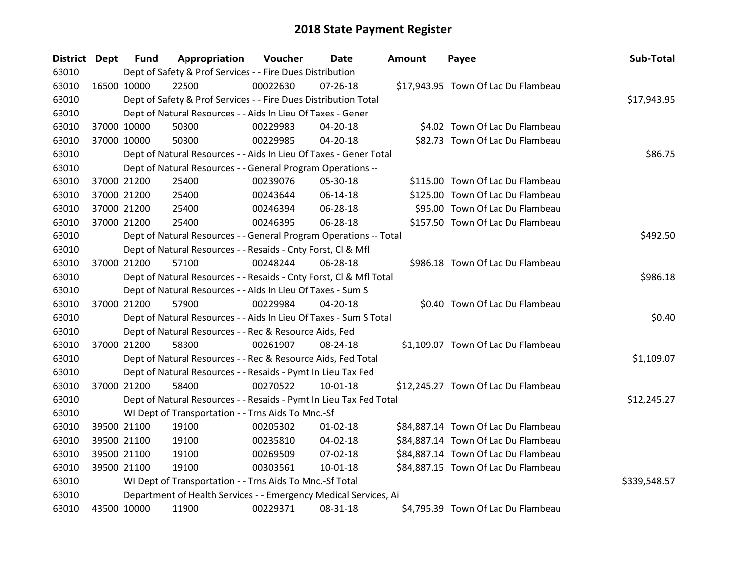# 2018 State Payment Register

| District | Dept | Fund | Appropriation | Voucher | Date | Amount | Payee | Sub-Total |
|---|---|---|---|---|---|---|---|---|
| 63010 | | Dept of Safety & Prof Services - - Fire Dues Distribution | | | | | | |
| 63010 | 16500 | 10000 | 22500 | 00022630 | 07-26-18 | $17,943.95 | Town Of Lac Du Flambeau | |
| 63010 | | Dept of Safety & Prof Services - - Fire Dues Distribution Total | | | | | | $17,943.95 |
| 63010 | | Dept of Natural Resources - - Aids In Lieu Of Taxes - Gener | | | | | | |
| 63010 | 37000 | 10000 | 50300 | 00229983 | 04-20-18 | $4.02 | Town Of Lac Du Flambeau | |
| 63010 | 37000 | 10000 | 50300 | 00229985 | 04-20-18 | $82.73 | Town Of Lac Du Flambeau | |
| 63010 | | Dept of Natural Resources - - Aids In Lieu Of Taxes - Gener Total | | | | | | $86.75 |
| 63010 | | Dept of Natural Resources - - General Program Operations -- | | | | | | |
| 63010 | 37000 | 21200 | 25400 | 00239076 | 05-30-18 | $115.00 | Town Of Lac Du Flambeau | |
| 63010 | 37000 | 21200 | 25400 | 00243644 | 06-14-18 | $125.00 | Town Of Lac Du Flambeau | |
| 63010 | 37000 | 21200 | 25400 | 00246394 | 06-28-18 | $95.00 | Town Of Lac Du Flambeau | |
| 63010 | 37000 | 21200 | 25400 | 00246395 | 06-28-18 | $157.50 | Town Of Lac Du Flambeau | |
| 63010 | | Dept of Natural Resources - - General Program Operations -- Total | | | | | | $492.50 |
| 63010 | | Dept of Natural Resources - - Resaids - Cnty Forst, Cl & Mfl | | | | | | |
| 63010 | 37000 | 21200 | 57100 | 00248244 | 06-28-18 | $986.18 | Town Of Lac Du Flambeau | |
| 63010 | | Dept of Natural Resources - - Resaids - Cnty Forst, Cl & Mfl Total | | | | | | $986.18 |
| 63010 | | Dept of Natural Resources - - Aids In Lieu Of Taxes - Sum S | | | | | | |
| 63010 | 37000 | 21200 | 57900 | 00229984 | 04-20-18 | $0.40 | Town Of Lac Du Flambeau | |
| 63010 | | Dept of Natural Resources - - Aids In Lieu Of Taxes - Sum S Total | | | | | | $0.40 |
| 63010 | | Dept of Natural Resources - - Rec & Resource Aids, Fed | | | | | | |
| 63010 | 37000 | 21200 | 58300 | 00261907 | 08-24-18 | $1,109.07 | Town Of Lac Du Flambeau | |
| 63010 | | Dept of Natural Resources - - Rec & Resource Aids, Fed Total | | | | | | $1,109.07 |
| 63010 | | Dept of Natural Resources - - Resaids - Pymt In Lieu Tax Fed | | | | | | |
| 63010 | 37000 | 21200 | 58400 | 00270522 | 10-01-18 | $12,245.27 | Town Of Lac Du Flambeau | |
| 63010 | | Dept of Natural Resources - - Resaids - Pymt In Lieu Tax Fed Total | | | | | | $12,245.27 |
| 63010 | | WI Dept of Transportation - - Trns Aids To Mnc.-Sf | | | | | | |
| 63010 | 39500 | 21100 | 19100 | 00205302 | 01-02-18 | $84,887.14 | Town Of Lac Du Flambeau | |
| 63010 | 39500 | 21100 | 19100 | 00235810 | 04-02-18 | $84,887.14 | Town Of Lac Du Flambeau | |
| 63010 | 39500 | 21100 | 19100 | 00269509 | 07-02-18 | $84,887.14 | Town Of Lac Du Flambeau | |
| 63010 | 39500 | 21100 | 19100 | 00303561 | 10-01-18 | $84,887.15 | Town Of Lac Du Flambeau | |
| 63010 | | WI Dept of Transportation - - Trns Aids To Mnc.-Sf Total | | | | | | $339,548.57 |
| 63010 | | Department of Health Services - - Emergency Medical Services, Ai | | | | | | |
| 63010 | 43500 | 10000 | 11900 | 00229371 | 08-31-18 | $4,795.39 | Town Of Lac Du Flambeau | |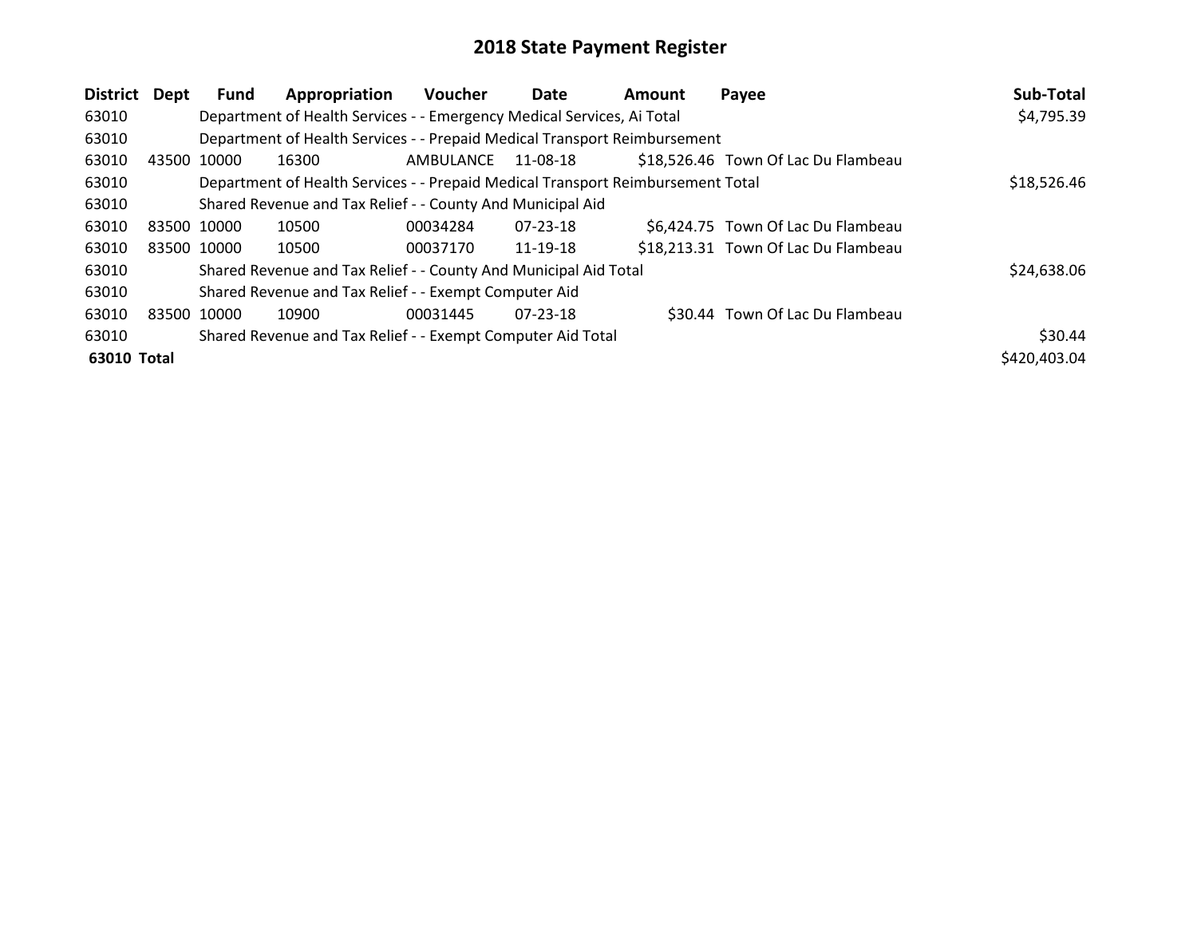# 2018 State Payment Register

| District | Dept | Fund | Appropriation | Voucher | Date | Amount | Payee | Sub-Total |
|---|---|---|---|---|---|---|---|---|
| 63010 | | Department of Health Services - - Emergency Medical Services, Ai Total | | | | | | $4,795.39 |
| 63010 | | Department of Health Services - - Prepaid Medical Transport Reimbursement | | | | | | |
| 63010 | 43500 | 10000 | 16300 | AMBULANCE | 11-08-18 | $18,526.46 | Town Of Lac Du Flambeau | |
| 63010 | | Department of Health Services - - Prepaid Medical Transport Reimbursement Total | | | | | | $18,526.46 |
| 63010 | | Shared Revenue and Tax Relief - - County And Municipal Aid | | | | | | |
| 63010 | 83500 | 10000 | 10500 | 00034284 | 07-23-18 | $6,424.75 | Town Of Lac Du Flambeau | |
| 63010 | 83500 | 10000 | 10500 | 00037170 | 11-19-18 | $18,213.31 | Town Of Lac Du Flambeau | |
| 63010 | | Shared Revenue and Tax Relief - - County And Municipal Aid Total | | | | | | $24,638.06 |
| 63010 | | Shared Revenue and Tax Relief - - Exempt Computer Aid | | | | | | |
| 63010 | 83500 | 10000 | 10900 | 00031445 | 07-23-18 | $30.44 | Town Of Lac Du Flambeau | |
| 63010 | | Shared Revenue and Tax Relief - - Exempt Computer Aid Total | | | | | | $30.44 |
| **63010 Total** | | | | | | | | $420,403.04 |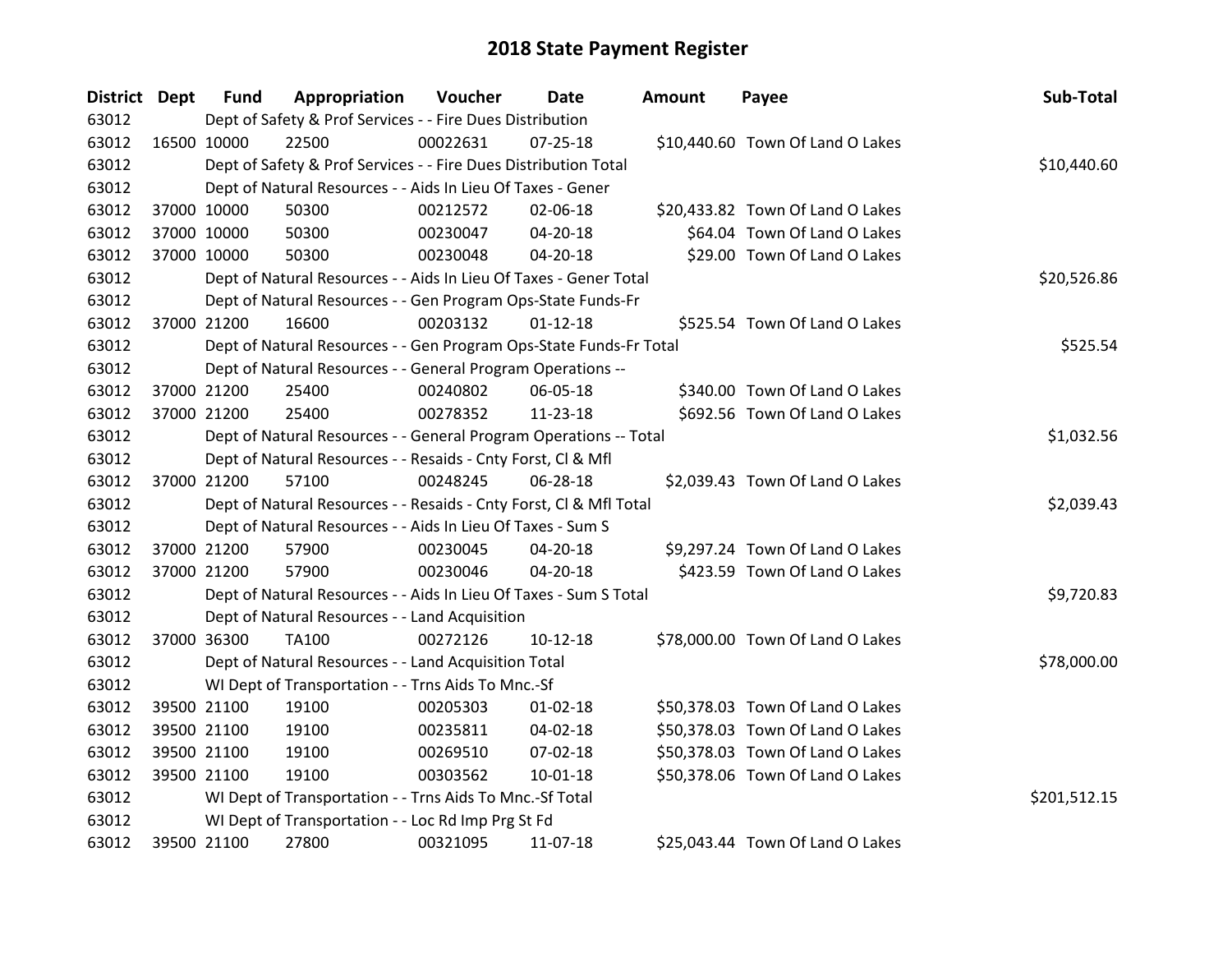# 2018 State Payment Register

| District | Dept | Fund | Appropriation | Voucher | Date | Amount | Payee | Sub-Total |
|---|---|---|---|---|---|---|---|---|
| 63012 | Dept of Safety & Prof Services - - Fire Dues Distribution | | | | | | | |
| 63012 | 16500 | 10000 | 22500 | 00022631 | 07-25-18 | $10,440.60 | Town Of Land O Lakes | |
| 63012 | Dept of Safety & Prof Services - - Fire Dues Distribution Total | | | | | | | $10,440.60 |
| 63012 | Dept of Natural Resources - - Aids In Lieu Of Taxes - Gener | | | | | | | |
| 63012 | 37000 | 10000 | 50300 | 00212572 | 02-06-18 | $20,433.82 | Town Of Land O Lakes | |
| 63012 | 37000 | 10000 | 50300 | 00230047 | 04-20-18 | $64.04 | Town Of Land O Lakes | |
| 63012 | 37000 | 10000 | 50300 | 00230048 | 04-20-18 | $29.00 | Town Of Land O Lakes | |
| 63012 | Dept of Natural Resources - - Aids In Lieu Of Taxes - Gener Total | | | | | | | $20,526.86 |
| 63012 | Dept of Natural Resources - - Gen Program Ops-State Funds-Fr | | | | | | | |
| 63012 | 37000 | 21200 | 16600 | 00203132 | 01-12-18 | $525.54 | Town Of Land O Lakes | |
| 63012 | Dept of Natural Resources - - Gen Program Ops-State Funds-Fr Total | | | | | | | $525.54 |
| 63012 | Dept of Natural Resources - - General Program Operations -- | | | | | | | |
| 63012 | 37000 | 21200 | 25400 | 00240802 | 06-05-18 | $340.00 | Town Of Land O Lakes | |
| 63012 | 37000 | 21200 | 25400 | 00278352 | 11-23-18 | $692.56 | Town Of Land O Lakes | |
| 63012 | Dept of Natural Resources - - General Program Operations -- Total | | | | | | | $1,032.56 |
| 63012 | Dept of Natural Resources - - Resaids - Cnty Forst, Cl & Mfl | | | | | | | |
| 63012 | 37000 | 21200 | 57100 | 00248245 | 06-28-18 | $2,039.43 | Town Of Land O Lakes | |
| 63012 | Dept of Natural Resources - - Resaids - Cnty Forst, Cl & Mfl Total | | | | | | | $2,039.43 |
| 63012 | Dept of Natural Resources - - Aids In Lieu Of Taxes - Sum S | | | | | | | |
| 63012 | 37000 | 21200 | 57900 | 00230045 | 04-20-18 | $9,297.24 | Town Of Land O Lakes | |
| 63012 | 37000 | 21200 | 57900 | 00230046 | 04-20-18 | $423.59 | Town Of Land O Lakes | |
| 63012 | Dept of Natural Resources - - Aids In Lieu Of Taxes - Sum S Total | | | | | | | $9,720.83 |
| 63012 | Dept of Natural Resources - - Land Acquisition | | | | | | | |
| 63012 | 37000 | 36300 | TA100 | 00272126 | 10-12-18 | $78,000.00 | Town Of Land O Lakes | |
| 63012 | Dept of Natural Resources - - Land Acquisition Total | | | | | | | $78,000.00 |
| 63012 | WI Dept of Transportation - - Trns Aids To Mnc.-Sf | | | | | | | |
| 63012 | 39500 | 21100 | 19100 | 00205303 | 01-02-18 | $50,378.03 | Town Of Land O Lakes | |
| 63012 | 39500 | 21100 | 19100 | 00235811 | 04-02-18 | $50,378.03 | Town Of Land O Lakes | |
| 63012 | 39500 | 21100 | 19100 | 00269510 | 07-02-18 | $50,378.03 | Town Of Land O Lakes | |
| 63012 | 39500 | 21100 | 19100 | 00303562 | 10-01-18 | $50,378.06 | Town Of Land O Lakes | |
| 63012 | WI Dept of Transportation - - Trns Aids To Mnc.-Sf Total | | | | | | | $201,512.15 |
| 63012 | WI Dept of Transportation - - Loc Rd Imp Prg St Fd | | | | | | | |
| 63012 | 39500 | 21100 | 27800 | 00321095 | 11-07-18 | $25,043.44 | Town Of Land O Lakes | |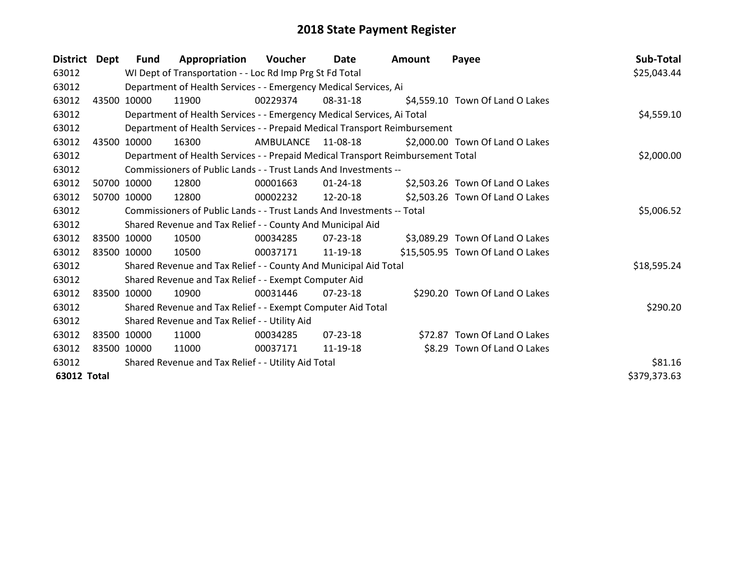# 2018 State Payment Register

| District | Dept | Fund | Appropriation | Voucher | Date | Amount | Payee | Sub-Total |
|---|---|---|---|---|---|---|---|---|
| 63012 | | WI Dept of Transportation - - Loc Rd Imp Prg St Fd Total | | | | | | $25,043.44 |
| 63012 | | Department of Health Services - - Emergency Medical Services, Ai | | | | | | |
| 63012 | 43500 | 10000 | 11900 | 00229374 | 08-31-18 | $4,559.10 | Town Of Land O Lakes | |
| 63012 | | Department of Health Services - - Emergency Medical Services, Ai Total | | | | | | $4,559.10 |
| 63012 | | Department of Health Services - - Prepaid Medical Transport Reimbursement | | | | | | |
| 63012 | 43500 | 10000 | 16300 | AMBULANCE | 11-08-18 | $2,000.00 | Town Of Land O Lakes | |
| 63012 | | Department of Health Services - - Prepaid Medical Transport Reimbursement Total | | | | | | $2,000.00 |
| 63012 | | Commissioners of Public Lands - - Trust Lands And Investments -- | | | | | | |
| 63012 | 50700 | 10000 | 12800 | 00001663 | 01-24-18 | $2,503.26 | Town Of Land O Lakes | |
| 63012 | 50700 | 10000 | 12800 | 00002232 | 12-20-18 | $2,503.26 | Town Of Land O Lakes | |
| 63012 | | Commissioners of Public Lands - - Trust Lands And Investments -- Total | | | | | | $5,006.52 |
| 63012 | | Shared Revenue and Tax Relief - - County And Municipal Aid | | | | | | |
| 63012 | 83500 | 10000 | 10500 | 00034285 | 07-23-18 | $3,089.29 | Town Of Land O Lakes | |
| 63012 | 83500 | 10000 | 10500 | 00037171 | 11-19-18 | $15,505.95 | Town Of Land O Lakes | |
| 63012 | | Shared Revenue and Tax Relief - - County And Municipal Aid Total | | | | | | $18,595.24 |
| 63012 | | Shared Revenue and Tax Relief - - Exempt Computer Aid | | | | | | |
| 63012 | 83500 | 10000 | 10900 | 00031446 | 07-23-18 | $290.20 | Town Of Land O Lakes | |
| 63012 | | Shared Revenue and Tax Relief - - Exempt Computer Aid Total | | | | | | $290.20 |
| 63012 | | Shared Revenue and Tax Relief - - Utility Aid | | | | | | |
| 63012 | 83500 | 10000 | 11000 | 00034285 | 07-23-18 | $72.87 | Town Of Land O Lakes | |
| 63012 | 83500 | 10000 | 11000 | 00037171 | 11-19-18 | $8.29 | Town Of Land O Lakes | |
| 63012 | | Shared Revenue and Tax Relief - - Utility Aid Total | | | | | | $81.16 |
| **63012 Total** | | | | | | | | $379,373.63 |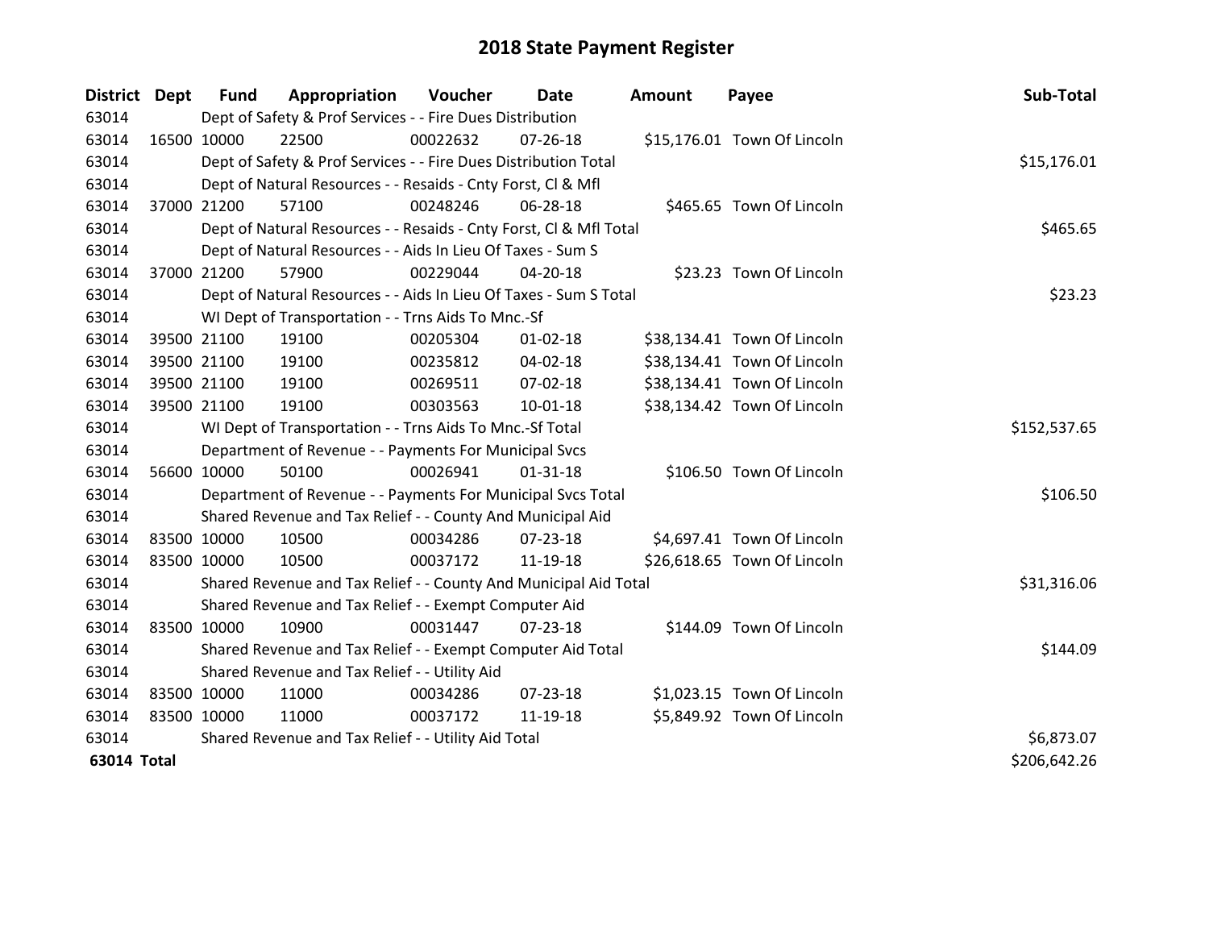# 2018 State Payment Register

| District | Dept | Fund | Appropriation | Voucher | Date | Amount | Payee | Sub-Total |
|---|---|---|---|---|---|---|---|---|
| 63014 | | Dept of Safety & Prof Services - - Fire Dues Distribution | | | | | | |
| 63014 | 16500 | 10000 | 22500 | 00022632 | 07-26-18 | $15,176.01 | Town Of Lincoln | |
| 63014 | | Dept of Safety & Prof Services - - Fire Dues Distribution Total | | | | | | $15,176.01 |
| 63014 | | Dept of Natural Resources - - Resaids - Cnty Forst, Cl & Mfl | | | | | | |
| 63014 | 37000 | 21200 | 57100 | 00248246 | 06-28-18 | $465.65 | Town Of Lincoln | |
| 63014 | | Dept of Natural Resources - - Resaids - Cnty Forst, Cl & Mfl Total | | | | | | $465.65 |
| 63014 | | Dept of Natural Resources - - Aids In Lieu Of Taxes - Sum S | | | | | | |
| 63014 | 37000 | 21200 | 57900 | 00229044 | 04-20-18 | $23.23 | Town Of Lincoln | |
| 63014 | | Dept of Natural Resources - - Aids In Lieu Of Taxes - Sum S Total | | | | | | $23.23 |
| 63014 | | WI Dept of Transportation - - Trns Aids To Mnc.-Sf | | | | | | |
| 63014 | 39500 | 21100 | 19100 | 00205304 | 01-02-18 | $38,134.41 | Town Of Lincoln | |
| 63014 | 39500 | 21100 | 19100 | 00235812 | 04-02-18 | $38,134.41 | Town Of Lincoln | |
| 63014 | 39500 | 21100 | 19100 | 00269511 | 07-02-18 | $38,134.41 | Town Of Lincoln | |
| 63014 | 39500 | 21100 | 19100 | 00303563 | 10-01-18 | $38,134.42 | Town Of Lincoln | |
| 63014 | | WI Dept of Transportation - - Trns Aids To Mnc.-Sf Total | | | | | | $152,537.65 |
| 63014 | | Department of Revenue - - Payments For Municipal Svcs | | | | | | |
| 63014 | 56600 | 10000 | 50100 | 00026941 | 01-31-18 | $106.50 | Town Of Lincoln | |
| 63014 | | Department of Revenue - - Payments For Municipal Svcs Total | | | | | | $106.50 |
| 63014 | | Shared Revenue and Tax Relief - - County And Municipal Aid | | | | | | |
| 63014 | 83500 | 10000 | 10500 | 00034286 | 07-23-18 | $4,697.41 | Town Of Lincoln | |
| 63014 | 83500 | 10000 | 10500 | 00037172 | 11-19-18 | $26,618.65 | Town Of Lincoln | |
| 63014 | | Shared Revenue and Tax Relief - - County And Municipal Aid Total | | | | | | $31,316.06 |
| 63014 | | Shared Revenue and Tax Relief - - Exempt Computer Aid | | | | | | |
| 63014 | 83500 | 10000 | 10900 | 00031447 | 07-23-18 | $144.09 | Town Of Lincoln | |
| 63014 | | Shared Revenue and Tax Relief - - Exempt Computer Aid Total | | | | | | $144.09 |
| 63014 | | Shared Revenue and Tax Relief - - Utility Aid | | | | | | |
| 63014 | 83500 | 10000 | 11000 | 00034286 | 07-23-18 | $1,023.15 | Town Of Lincoln | |
| 63014 | 83500 | 10000 | 11000 | 00037172 | 11-19-18 | $5,849.92 | Town Of Lincoln | |
| 63014 | | Shared Revenue and Tax Relief - - Utility Aid Total | | | | | | $6,873.07 |
| **63014 Total** | | | | | | | | $206,642.26 |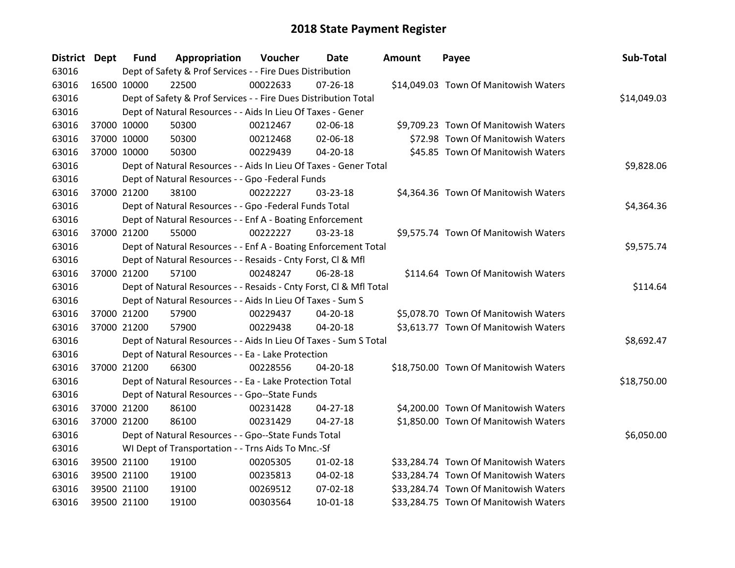# 2018 State Payment Register

| District | Dept | Fund | Appropriation | Voucher | Date | Amount | Payee | Sub-Total |
|---|---|---|---|---|---|---|---|---|
| 63016 | | Dept of Safety & Prof Services - - Fire Dues Distribution | | | | | | |
| 63016 | 16500 | 10000 | 22500 | 00022633 | 07-26-18 | $14,049.03 | Town Of Manitowish Waters | |
| 63016 | | Dept of Safety & Prof Services - - Fire Dues Distribution Total | | | | | | $14,049.03 |
| 63016 | | Dept of Natural Resources - - Aids In Lieu Of Taxes - Gener | | | | | | |
| 63016 | 37000 | 10000 | 50300 | 00212467 | 02-06-18 | $9,709.23 | Town Of Manitowish Waters | |
| 63016 | 37000 | 10000 | 50300 | 00212468 | 02-06-18 | $72.98 | Town Of Manitowish Waters | |
| 63016 | 37000 | 10000 | 50300 | 00229439 | 04-20-18 | $45.85 | Town Of Manitowish Waters | |
| 63016 | | Dept of Natural Resources - - Aids In Lieu Of Taxes - Gener Total | | | | | | $9,828.06 |
| 63016 | | Dept of Natural Resources - - Gpo -Federal Funds | | | | | | |
| 63016 | 37000 | 21200 | 38100 | 00222227 | 03-23-18 | $4,364.36 | Town Of Manitowish Waters | |
| 63016 | | Dept of Natural Resources - - Gpo -Federal Funds Total | | | | | | $4,364.36 |
| 63016 | | Dept of Natural Resources - - Enf A - Boating Enforcement | | | | | | |
| 63016 | 37000 | 21200 | 55000 | 00222227 | 03-23-18 | $9,575.74 | Town Of Manitowish Waters | |
| 63016 | | Dept of Natural Resources - - Enf A - Boating Enforcement Total | | | | | | $9,575.74 |
| 63016 | | Dept of Natural Resources - - Resaids - Cnty Forst, Cl & Mfl | | | | | | |
| 63016 | 37000 | 21200 | 57100 | 00248247 | 06-28-18 | $114.64 | Town Of Manitowish Waters | |
| 63016 | | Dept of Natural Resources - - Resaids - Cnty Forst, Cl & Mfl Total | | | | | | $114.64 |
| 63016 | | Dept of Natural Resources - - Aids In Lieu Of Taxes - Sum S | | | | | | |
| 63016 | 37000 | 21200 | 57900 | 00229437 | 04-20-18 | $5,078.70 | Town Of Manitowish Waters | |
| 63016 | 37000 | 21200 | 57900 | 00229438 | 04-20-18 | $3,613.77 | Town Of Manitowish Waters | |
| 63016 | | Dept of Natural Resources - - Aids In Lieu Of Taxes - Sum S Total | | | | | | $8,692.47 |
| 63016 | | Dept of Natural Resources - - Ea - Lake Protection | | | | | | |
| 63016 | 37000 | 21200 | 66300 | 00228556 | 04-20-18 | $18,750.00 | Town Of Manitowish Waters | |
| 63016 | | Dept of Natural Resources - - Ea - Lake Protection Total | | | | | | $18,750.00 |
| 63016 | | Dept of Natural Resources - - Gpo--State Funds | | | | | | |
| 63016 | 37000 | 21200 | 86100 | 00231428 | 04-27-18 | $4,200.00 | Town Of Manitowish Waters | |
| 63016 | 37000 | 21200 | 86100 | 00231429 | 04-27-18 | $1,850.00 | Town Of Manitowish Waters | |
| 63016 | | Dept of Natural Resources - - Gpo--State Funds Total | | | | | | $6,050.00 |
| 63016 | | WI Dept of Transportation - - Trns Aids To Mnc.-Sf | | | | | | |
| 63016 | 39500 | 21100 | 19100 | 00205305 | 01-02-18 | $33,284.74 | Town Of Manitowish Waters | |
| 63016 | 39500 | 21100 | 19100 | 00235813 | 04-02-18 | $33,284.74 | Town Of Manitowish Waters | |
| 63016 | 39500 | 21100 | 19100 | 00269512 | 07-02-18 | $33,284.74 | Town Of Manitowish Waters | |
| 63016 | 39500 | 21100 | 19100 | 00303564 | 10-01-18 | $33,284.75 | Town Of Manitowish Waters | |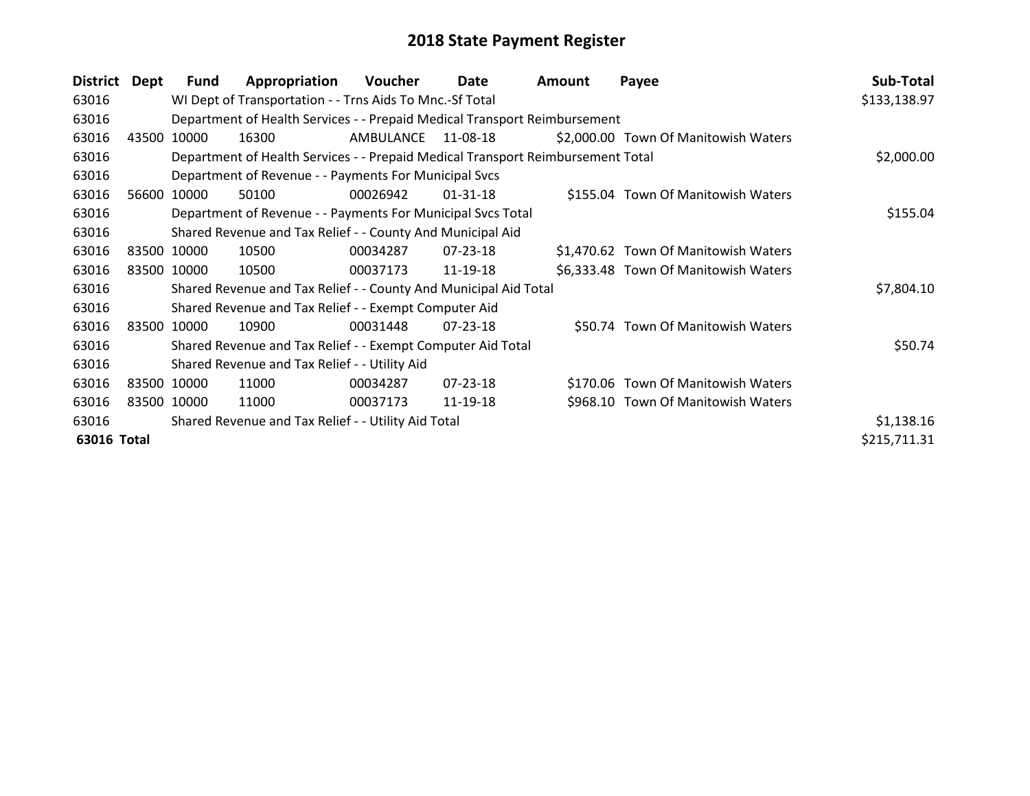# 2018 State Payment Register

| District | Dept | Fund | Appropriation | Voucher | Date | Amount | Payee | Sub-Total |
|---|---|---|---|---|---|---|---|---|
| 63016 | | WI Dept of Transportation - - Trns Aids To Mnc.-Sf Total | | | | | | $133,138.97 |
| 63016 | | Department of Health Services - - Prepaid Medical Transport Reimbursement | | | | | | |
| 63016 | 43500 | 10000 | 16300 | AMBULANCE | 11-08-18 | $2,000.00 | Town Of Manitowish Waters | |
| 63016 | | Department of Health Services - - Prepaid Medical Transport Reimbursement Total | | | | | | $2,000.00 |
| 63016 | | Department of Revenue - - Payments For Municipal Svcs | | | | | | |
| 63016 | 56600 | 10000 | 50100 | 00026942 | 01-31-18 | $155.04 | Town Of Manitowish Waters | |
| 63016 | | Department of Revenue - - Payments For Municipal Svcs Total | | | | | | $155.04 |
| 63016 | | Shared Revenue and Tax Relief - - County And Municipal Aid | | | | | | |
| 63016 | 83500 | 10000 | 10500 | 00034287 | 07-23-18 | $1,470.62 | Town Of Manitowish Waters | |
| 63016 | 83500 | 10000 | 10500 | 00037173 | 11-19-18 | $6,333.48 | Town Of Manitowish Waters | |
| 63016 | | Shared Revenue and Tax Relief - - County And Municipal Aid Total | | | | | | $7,804.10 |
| 63016 | | Shared Revenue and Tax Relief - - Exempt Computer Aid | | | | | | |
| 63016 | 83500 | 10000 | 10900 | 00031448 | 07-23-18 | $50.74 | Town Of Manitowish Waters | |
| 63016 | | Shared Revenue and Tax Relief - - Exempt Computer Aid Total | | | | | | $50.74 |
| 63016 | | Shared Revenue and Tax Relief - - Utility Aid | | | | | | |
| 63016 | 83500 | 10000 | 11000 | 00034287 | 07-23-18 | $170.06 | Town Of Manitowish Waters | |
| 63016 | 83500 | 10000 | 11000 | 00037173 | 11-19-18 | $968.10 | Town Of Manitowish Waters | |
| 63016 | | Shared Revenue and Tax Relief - - Utility Aid Total | | | | | | $1,138.16 |
| **63016 Total** | | | | | | | | $215,711.31 |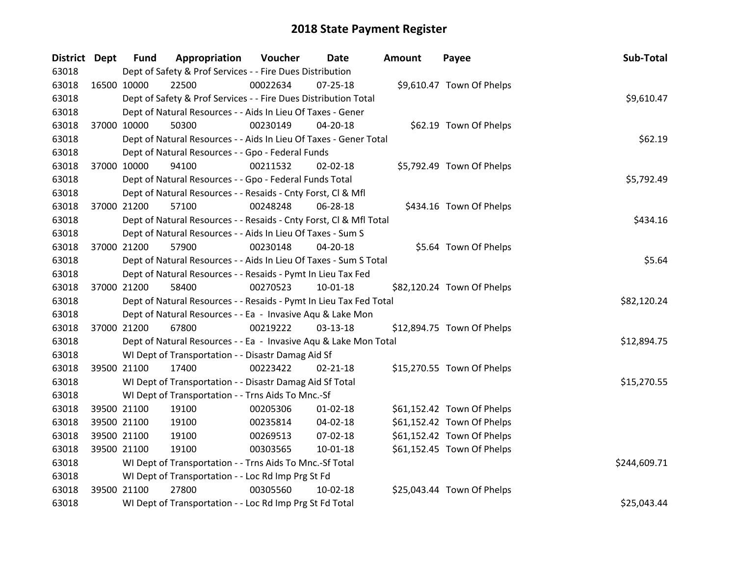# 2018 State Payment Register

| District | Dept | Fund | Appropriation | Voucher | Date | Amount | Payee | Sub-Total |
|---|---|---|---|---|---|---|---|---|
| 63018 | | Dept of Safety & Prof Services - - Fire Dues Distribution | | | | | | |
| 63018 | 16500 | 10000 | 22500 | 00022634 | 07-25-18 | $9,610.47 | Town Of Phelps | |
| 63018 | | Dept of Safety & Prof Services - - Fire Dues Distribution Total | | | | | | $9,610.47 |
| 63018 | | Dept of Natural Resources - - Aids In Lieu Of Taxes - Gener | | | | | | |
| 63018 | 37000 | 10000 | 50300 | 00230149 | 04-20-18 | $62.19 | Town Of Phelps | |
| 63018 | | Dept of Natural Resources - - Aids In Lieu Of Taxes - Gener Total | | | | | | $62.19 |
| 63018 | | Dept of Natural Resources - - Gpo - Federal Funds | | | | | | |
| 63018 | 37000 | 10000 | 94100 | 00211532 | 02-02-18 | $5,792.49 | Town Of Phelps | |
| 63018 | | Dept of Natural Resources - - Gpo - Federal Funds Total | | | | | | $5,792.49 |
| 63018 | | Dept of Natural Resources - - Resaids - Cnty Forst, Cl & Mfl | | | | | | |
| 63018 | 37000 | 21200 | 57100 | 00248248 | 06-28-18 | $434.16 | Town Of Phelps | |
| 63018 | | Dept of Natural Resources - - Resaids - Cnty Forst, Cl & Mfl Total | | | | | | $434.16 |
| 63018 | | Dept of Natural Resources - - Aids In Lieu Of Taxes - Sum S | | | | | | |
| 63018 | 37000 | 21200 | 57900 | 00230148 | 04-20-18 | $5.64 | Town Of Phelps | |
| 63018 | | Dept of Natural Resources - - Aids In Lieu Of Taxes - Sum S Total | | | | | | $5.64 |
| 63018 | | Dept of Natural Resources - - Resaids - Pymt In Lieu Tax Fed | | | | | | |
| 63018 | 37000 | 21200 | 58400 | 00270523 | 10-01-18 | $82,120.24 | Town Of Phelps | |
| 63018 | | Dept of Natural Resources - - Resaids - Pymt In Lieu Tax Fed Total | | | | | | $82,120.24 |
| 63018 | | Dept of Natural Resources - - Ea - Invasive Aqu & Lake Mon | | | | | | |
| 63018 | 37000 | 21200 | 67800 | 00219222 | 03-13-18 | $12,894.75 | Town Of Phelps | |
| 63018 | | Dept of Natural Resources - - Ea - Invasive Aqu & Lake Mon Total | | | | | | $12,894.75 |
| 63018 | | WI Dept of Transportation - - Disastr Damag Aid Sf | | | | | | |
| 63018 | 39500 | 21100 | 17400 | 00223422 | 02-21-18 | $15,270.55 | Town Of Phelps | |
| 63018 | | WI Dept of Transportation - - Disastr Damag Aid Sf Total | | | | | | $15,270.55 |
| 63018 | | WI Dept of Transportation - - Trns Aids To Mnc.-Sf | | | | | | |
| 63018 | 39500 | 21100 | 19100 | 00205306 | 01-02-18 | $61,152.42 | Town Of Phelps | |
| 63018 | 39500 | 21100 | 19100 | 00235814 | 04-02-18 | $61,152.42 | Town Of Phelps | |
| 63018 | 39500 | 21100 | 19100 | 00269513 | 07-02-18 | $61,152.42 | Town Of Phelps | |
| 63018 | 39500 | 21100 | 19100 | 00303565 | 10-01-18 | $61,152.45 | Town Of Phelps | |
| 63018 | | WI Dept of Transportation - - Trns Aids To Mnc.-Sf Total | | | | | | $244,609.71 |
| 63018 | | WI Dept of Transportation - - Loc Rd Imp Prg St Fd | | | | | | |
| 63018 | 39500 | 21100 | 27800 | 00305560 | 10-02-18 | $25,043.44 | Town Of Phelps | |
| 63018 | | WI Dept of Transportation - - Loc Rd Imp Prg St Fd Total | | | | | | $25,043.44 |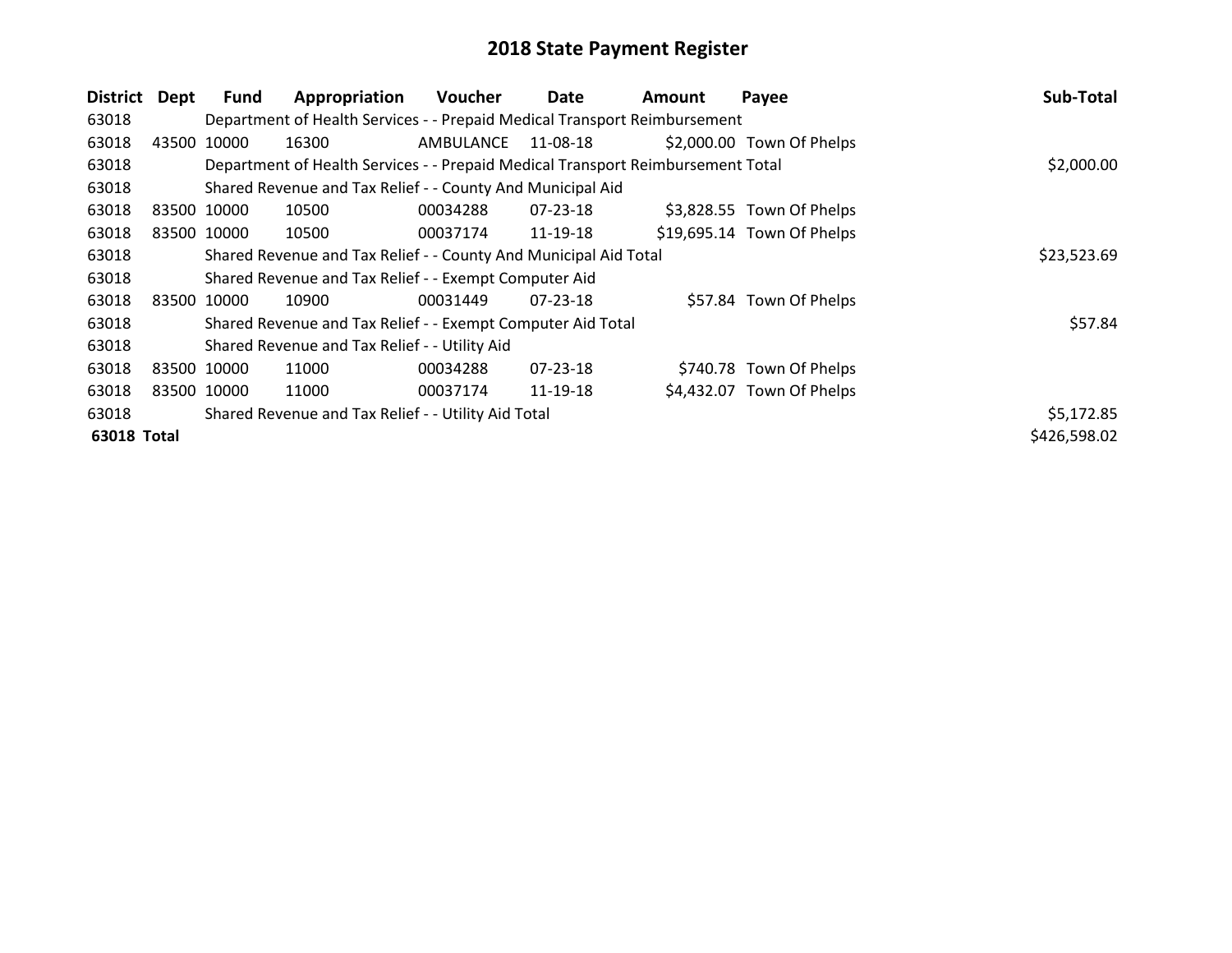# 2018 State Payment Register

| District | Dept | Fund | Appropriation | Voucher | Date | Amount | Payee | Sub-Total |
|---|---|---|---|---|---|---|---|---|
| 63018 | | Department of Health Services - - Prepaid Medical Transport Reimbursement | | | | | | |
| 63018 | 43500 | 10000 | 16300 | AMBULANCE | 11-08-18 | $2,000.00 | Town Of Phelps | |
| 63018 | | Department of Health Services - - Prepaid Medical Transport Reimbursement Total | | | | | | $2,000.00 |
| 63018 | | Shared Revenue and Tax Relief - - County And Municipal Aid | | | | | | |
| 63018 | 83500 | 10000 | 10500 | 00034288 | 07-23-18 | $3,828.55 | Town Of Phelps | |
| 63018 | 83500 | 10000 | 10500 | 00037174 | 11-19-18 | $19,695.14 | Town Of Phelps | |
| 63018 | | Shared Revenue and Tax Relief - - County And Municipal Aid Total | | | | | | $23,523.69 |
| 63018 | | Shared Revenue and Tax Relief - - Exempt Computer Aid | | | | | | |
| 63018 | 83500 | 10000 | 10900 | 00031449 | 07-23-18 | $57.84 | Town Of Phelps | |
| 63018 | | Shared Revenue and Tax Relief - - Exempt Computer Aid Total | | | | | | $57.84 |
| 63018 | | Shared Revenue and Tax Relief - - Utility Aid | | | | | | |
| 63018 | 83500 | 10000 | 11000 | 00034288 | 07-23-18 | $740.78 | Town Of Phelps | |
| 63018 | 83500 | 10000 | 11000 | 00037174 | 11-19-18 | $4,432.07 | Town Of Phelps | |
| 63018 | | Shared Revenue and Tax Relief - - Utility Aid Total | | | | | | $5,172.85 |
| **63018 Total** | | | | | | | | $426,598.02 |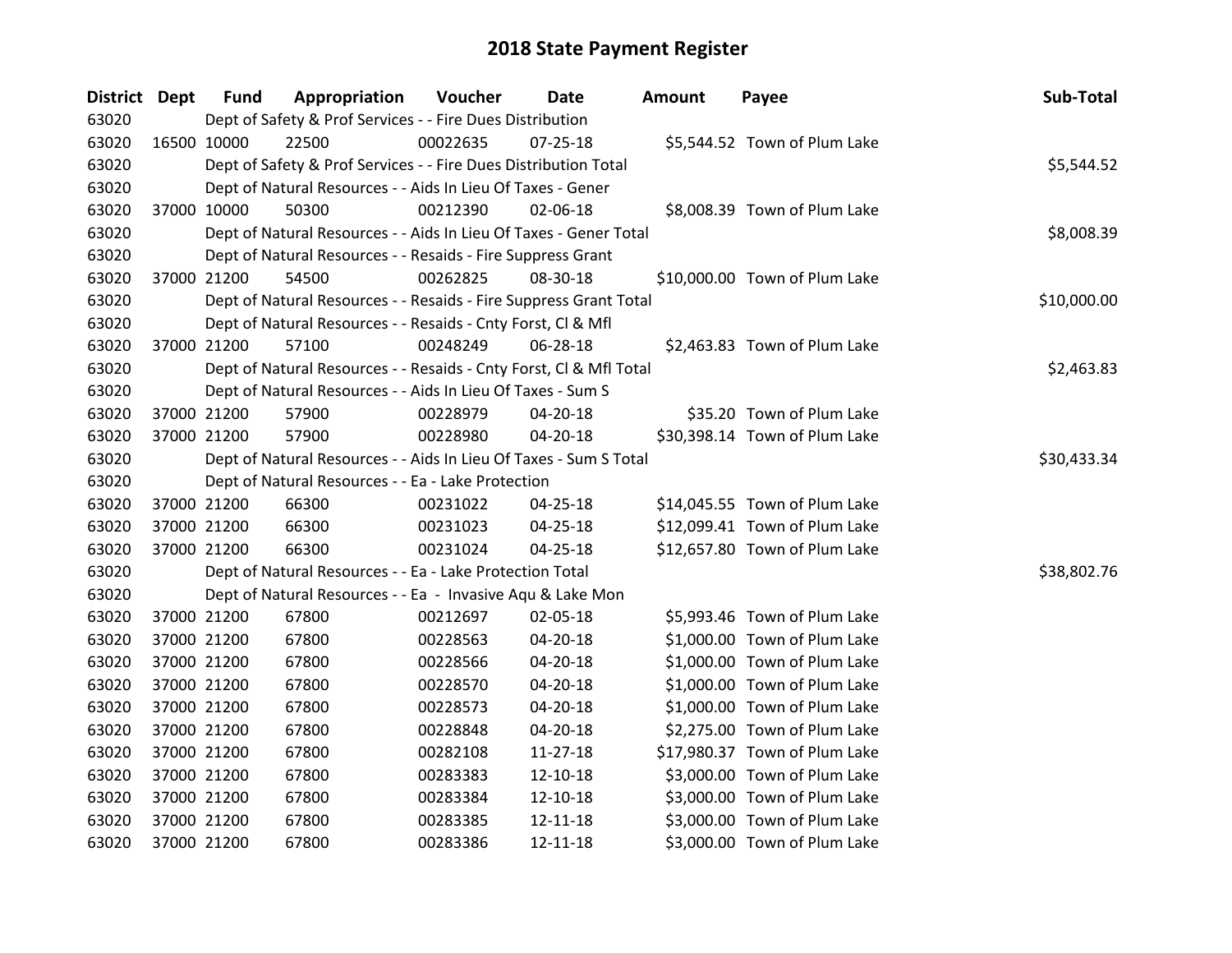# 2018 State Payment Register

| District | Dept | Fund | Appropriation | Voucher | Date | Amount | Payee | Sub-Total |
|---|---|---|---|---|---|---|---|---|
| 63020 | | Dept of Safety & Prof Services - - Fire Dues Distribution | | | | | | |
| 63020 | 16500 | 10000 | 22500 | 00022635 | 07-25-18 | $5,544.52 | Town of Plum Lake | |
| 63020 | | Dept of Safety & Prof Services - - Fire Dues Distribution Total | | | | | | $5,544.52 |
| 63020 | | Dept of Natural Resources - - Aids In Lieu Of Taxes - Gener | | | | | | |
| 63020 | 37000 | 10000 | 50300 | 00212390 | 02-06-18 | $8,008.39 | Town of Plum Lake | |
| 63020 | | Dept of Natural Resources - - Aids In Lieu Of Taxes - Gener Total | | | | | | $8,008.39 |
| 63020 | | Dept of Natural Resources - - Resaids - Fire Suppress Grant | | | | | | |
| 63020 | 37000 | 21200 | 54500 | 00262825 | 08-30-18 | $10,000.00 | Town of Plum Lake | |
| 63020 | | Dept of Natural Resources - - Resaids - Fire Suppress Grant Total | | | | | | $10,000.00 |
| 63020 | | Dept of Natural Resources - - Resaids - Cnty Forst, Cl & Mfl | | | | | | |
| 63020 | 37000 | 21200 | 57100 | 00248249 | 06-28-18 | $2,463.83 | Town of Plum Lake | |
| 63020 | | Dept of Natural Resources - - Resaids - Cnty Forst, Cl & Mfl Total | | | | | | $2,463.83 |
| 63020 | | Dept of Natural Resources - - Aids In Lieu Of Taxes - Sum S | | | | | | |
| 63020 | 37000 | 21200 | 57900 | 00228979 | 04-20-18 | $35.20 | Town of Plum Lake | |
| 63020 | 37000 | 21200 | 57900 | 00228980 | 04-20-18 | $30,398.14 | Town of Plum Lake | |
| 63020 | | Dept of Natural Resources - - Aids In Lieu Of Taxes - Sum S Total | | | | | | $30,433.34 |
| 63020 | | Dept of Natural Resources - - Ea - Lake Protection | | | | | | |
| 63020 | 37000 | 21200 | 66300 | 00231022 | 04-25-18 | $14,045.55 | Town of Plum Lake | |
| 63020 | 37000 | 21200 | 66300 | 00231023 | 04-25-18 | $12,099.41 | Town of Plum Lake | |
| 63020 | 37000 | 21200 | 66300 | 00231024 | 04-25-18 | $12,657.80 | Town of Plum Lake | |
| 63020 | | Dept of Natural Resources - - Ea - Lake Protection Total | | | | | | $38,802.76 |
| 63020 | | Dept of Natural Resources - - Ea - Invasive Aqu & Lake Mon | | | | | | |
| 63020 | 37000 | 21200 | 67800 | 00212697 | 02-05-18 | $5,993.46 | Town of Plum Lake | |
| 63020 | 37000 | 21200 | 67800 | 00228563 | 04-20-18 | $1,000.00 | Town of Plum Lake | |
| 63020 | 37000 | 21200 | 67800 | 00228566 | 04-20-18 | $1,000.00 | Town of Plum Lake | |
| 63020 | 37000 | 21200 | 67800 | 00228570 | 04-20-18 | $1,000.00 | Town of Plum Lake | |
| 63020 | 37000 | 21200 | 67800 | 00228573 | 04-20-18 | $1,000.00 | Town of Plum Lake | |
| 63020 | 37000 | 21200 | 67800 | 00228848 | 04-20-18 | $2,275.00 | Town of Plum Lake | |
| 63020 | 37000 | 21200 | 67800 | 00282108 | 11-27-18 | $17,980.37 | Town of Plum Lake | |
| 63020 | 37000 | 21200 | 67800 | 00283383 | 12-10-18 | $3,000.00 | Town of Plum Lake | |
| 63020 | 37000 | 21200 | 67800 | 00283384 | 12-10-18 | $3,000.00 | Town of Plum Lake | |
| 63020 | 37000 | 21200 | 67800 | 00283385 | 12-11-18 | $3,000.00 | Town of Plum Lake | |
| 63020 | 37000 | 21200 | 67800 | 00283386 | 12-11-18 | $3,000.00 | Town of Plum Lake | |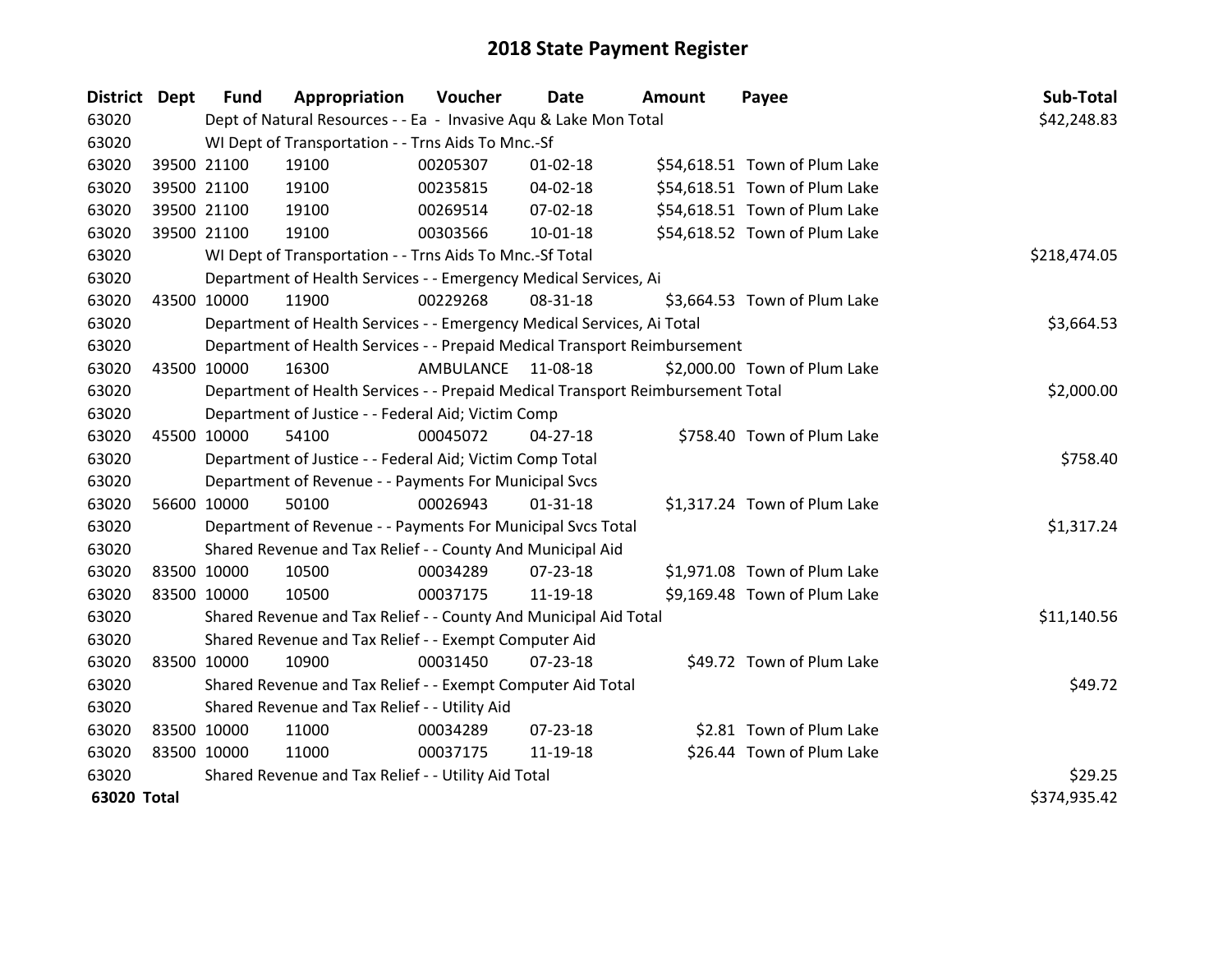# 2018 State Payment Register

| District | Dept | Fund | Appropriation | Voucher | Date | Amount | Payee | Sub-Total |
|---|---|---|---|---|---|---|---|---|
| 63020 | | Dept of Natural Resources - - Ea - Invasive Aqu & Lake Mon Total | | | | | | $42,248.83 |
| 63020 | | WI Dept of Transportation - - Trns Aids To Mnc.-Sf | | | | | | |
| 63020 | 39500 | 21100 | 19100 | 00205307 | 01-02-18 | $54,618.51 | Town of Plum Lake | |
| 63020 | 39500 | 21100 | 19100 | 00235815 | 04-02-18 | $54,618.51 | Town of Plum Lake | |
| 63020 | 39500 | 21100 | 19100 | 00269514 | 07-02-18 | $54,618.51 | Town of Plum Lake | |
| 63020 | 39500 | 21100 | 19100 | 00303566 | 10-01-18 | $54,618.52 | Town of Plum Lake | |
| 63020 | | WI Dept of Transportation - - Trns Aids To Mnc.-Sf Total | | | | | | $218,474.05 |
| 63020 | | Department of Health Services - - Emergency Medical Services, Ai | | | | | | |
| 63020 | 43500 | 10000 | 11900 | 00229268 | 08-31-18 | $3,664.53 | Town of Plum Lake | |
| 63020 | | Department of Health Services - - Emergency Medical Services, Ai Total | | | | | | $3,664.53 |
| 63020 | | Department of Health Services - - Prepaid Medical Transport Reimbursement | | | | | | |
| 63020 | 43500 | 10000 | 16300 | AMBULANCE | 11-08-18 | $2,000.00 | Town of Plum Lake | |
| 63020 | | Department of Health Services - - Prepaid Medical Transport Reimbursement Total | | | | | | $2,000.00 |
| 63020 | | Department of Justice - - Federal Aid; Victim Comp | | | | | | |
| 63020 | 45500 | 10000 | 54100 | 00045072 | 04-27-18 | $758.40 | Town of Plum Lake | |
| 63020 | | Department of Justice - - Federal Aid; Victim Comp Total | | | | | | $758.40 |
| 63020 | | Department of Revenue - - Payments For Municipal Svcs | | | | | | |
| 63020 | 56600 | 10000 | 50100 | 00026943 | 01-31-18 | $1,317.24 | Town of Plum Lake | |
| 63020 | | Department of Revenue - - Payments For Municipal Svcs Total | | | | | | $1,317.24 |
| 63020 | | Shared Revenue and Tax Relief - - County And Municipal Aid | | | | | | |
| 63020 | 83500 | 10000 | 10500 | 00034289 | 07-23-18 | $1,971.08 | Town of Plum Lake | |
| 63020 | 83500 | 10000 | 10500 | 00037175 | 11-19-18 | $9,169.48 | Town of Plum Lake | |
| 63020 | | Shared Revenue and Tax Relief - - County And Municipal Aid Total | | | | | | $11,140.56 |
| 63020 | | Shared Revenue and Tax Relief - - Exempt Computer Aid | | | | | | |
| 63020 | 83500 | 10000 | 10900 | 00031450 | 07-23-18 | $49.72 | Town of Plum Lake | |
| 63020 | | Shared Revenue and Tax Relief - - Exempt Computer Aid Total | | | | | | $49.72 |
| 63020 | | Shared Revenue and Tax Relief - - Utility Aid | | | | | | |
| 63020 | 83500 | 10000 | 11000 | 00034289 | 07-23-18 | $2.81 | Town of Plum Lake | |
| 63020 | 83500 | 10000 | 11000 | 00037175 | 11-19-18 | $26.44 | Town of Plum Lake | |
| 63020 | | Shared Revenue and Tax Relief - - Utility Aid Total | | | | | | $29.25 |
| **63020 Total** | | | | | | | | $374,935.42 |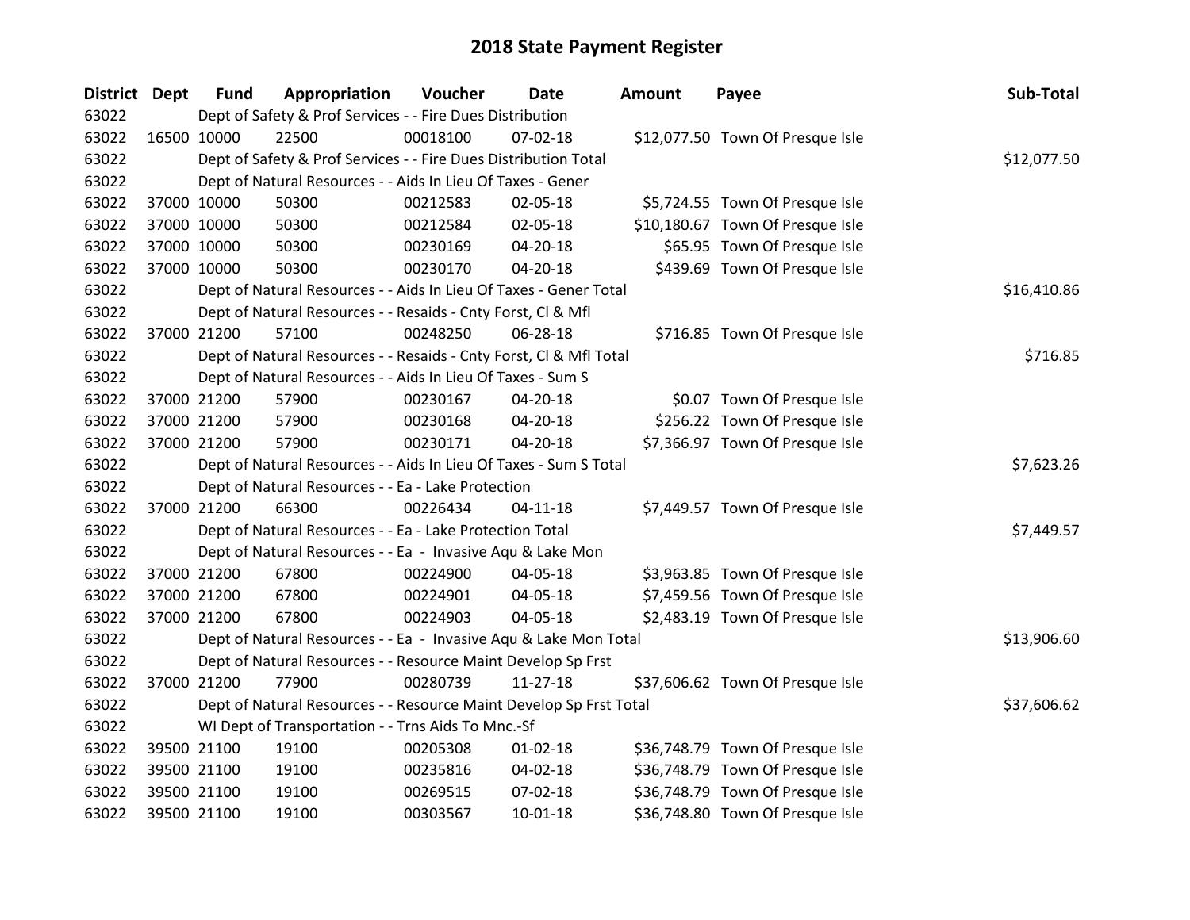# 2018 State Payment Register

| District | Dept | Fund | Appropriation | Voucher | Date | Amount | Payee | Sub-Total |
|---|---|---|---|---|---|---|---|---|
| 63022 | | Dept of Safety & Prof Services - - Fire Dues Distribution | | | | | | |
| 63022 | 16500 | 10000 | 22500 | 00018100 | 07-02-18 | $12,077.50 | Town Of Presque Isle | |
| 63022 | | Dept of Safety & Prof Services - - Fire Dues Distribution Total | | | | | | $12,077.50 |
| 63022 | | Dept of Natural Resources - - Aids In Lieu Of Taxes - Gener | | | | | | |
| 63022 | 37000 | 10000 | 50300 | 00212583 | 02-05-18 | $5,724.55 | Town Of Presque Isle | |
| 63022 | 37000 | 10000 | 50300 | 00212584 | 02-05-18 | $10,180.67 | Town Of Presque Isle | |
| 63022 | 37000 | 10000 | 50300 | 00230169 | 04-20-18 | $65.95 | Town Of Presque Isle | |
| 63022 | 37000 | 10000 | 50300 | 00230170 | 04-20-18 | $439.69 | Town Of Presque Isle | |
| 63022 | | Dept of Natural Resources - - Aids In Lieu Of Taxes - Gener Total | | | | | | $16,410.86 |
| 63022 | | Dept of Natural Resources - - Resaids - Cnty Forst, Cl & Mfl | | | | | | |
| 63022 | 37000 | 21200 | 57100 | 00248250 | 06-28-18 | $716.85 | Town Of Presque Isle | |
| 63022 | | Dept of Natural Resources - - Resaids - Cnty Forst, Cl & Mfl Total | | | | | | $716.85 |
| 63022 | | Dept of Natural Resources - - Aids In Lieu Of Taxes - Sum S | | | | | | |
| 63022 | 37000 | 21200 | 57900 | 00230167 | 04-20-18 | $0.07 | Town Of Presque Isle | |
| 63022 | 37000 | 21200 | 57900 | 00230168 | 04-20-18 | $256.22 | Town Of Presque Isle | |
| 63022 | 37000 | 21200 | 57900 | 00230171 | 04-20-18 | $7,366.97 | Town Of Presque Isle | |
| 63022 | | Dept of Natural Resources - - Aids In Lieu Of Taxes - Sum S Total | | | | | | $7,623.26 |
| 63022 | | Dept of Natural Resources - - Ea - Lake Protection | | | | | | |
| 63022 | 37000 | 21200 | 66300 | 00226434 | 04-11-18 | $7,449.57 | Town Of Presque Isle | |
| 63022 | | Dept of Natural Resources - - Ea - Lake Protection Total | | | | | | $7,449.57 |
| 63022 | | Dept of Natural Resources - - Ea - Invasive Aqu & Lake Mon | | | | | | |
| 63022 | 37000 | 21200 | 67800 | 00224900 | 04-05-18 | $3,963.85 | Town Of Presque Isle | |
| 63022 | 37000 | 21200 | 67800 | 00224901 | 04-05-18 | $7,459.56 | Town Of Presque Isle | |
| 63022 | 37000 | 21200 | 67800 | 00224903 | 04-05-18 | $2,483.19 | Town Of Presque Isle | |
| 63022 | | Dept of Natural Resources - - Ea - Invasive Aqu & Lake Mon Total | | | | | | $13,906.60 |
| 63022 | | Dept of Natural Resources - - Resource Maint Develop Sp Frst | | | | | | |
| 63022 | 37000 | 21200 | 77900 | 00280739 | 11-27-18 | $37,606.62 | Town Of Presque Isle | |
| 63022 | | Dept of Natural Resources - - Resource Maint Develop Sp Frst Total | | | | | | $37,606.62 |
| 63022 | | WI Dept of Transportation - - Trns Aids To Mnc.-Sf | | | | | | |
| 63022 | 39500 | 21100 | 19100 | 00205308 | 01-02-18 | $36,748.79 | Town Of Presque Isle | |
| 63022 | 39500 | 21100 | 19100 | 00235816 | 04-02-18 | $36,748.79 | Town Of Presque Isle | |
| 63022 | 39500 | 21100 | 19100 | 00269515 | 07-02-18 | $36,748.79 | Town Of Presque Isle | |
| 63022 | 39500 | 21100 | 19100 | 00303567 | 10-01-18 | $36,748.80 | Town Of Presque Isle | |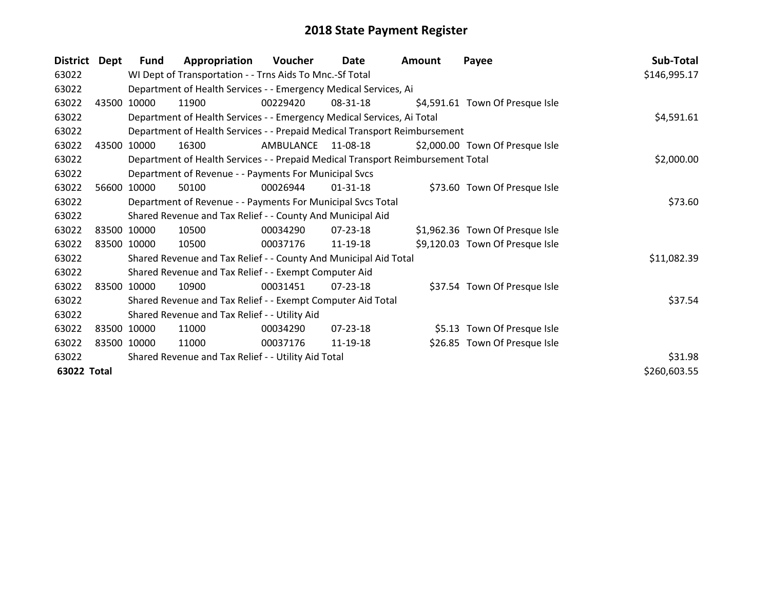# 2018 State Payment Register

| District | Dept | Fund | Appropriation | Voucher | Date | Amount | Payee | Sub-Total |
|---|---|---|---|---|---|---|---|---|
| 63022 | | WI Dept of Transportation - - Trns Aids To Mnc.-Sf Total | | | | | | $146,995.17 |
| 63022 | | Department of Health Services - - Emergency Medical Services, Ai | | | | | | |
| 63022 | 43500 | 10000 | 11900 | 00229420 | 08-31-18 | $4,591.61 | Town Of Presque Isle | |
| 63022 | | Department of Health Services - - Emergency Medical Services, Ai Total | | | | | | $4,591.61 |
| 63022 | | Department of Health Services - - Prepaid Medical Transport Reimbursement | | | | | | |
| 63022 | 43500 | 10000 | 16300 | AMBULANCE | 11-08-18 | $2,000.00 | Town Of Presque Isle | |
| 63022 | | Department of Health Services - - Prepaid Medical Transport Reimbursement Total | | | | | | $2,000.00 |
| 63022 | | Department of Revenue - - Payments For Municipal Svcs | | | | | | |
| 63022 | 56600 | 10000 | 50100 | 00026944 | 01-31-18 | $73.60 | Town Of Presque Isle | |
| 63022 | | Department of Revenue - - Payments For Municipal Svcs Total | | | | | | $73.60 |
| 63022 | | Shared Revenue and Tax Relief - - County And Municipal Aid | | | | | | |
| 63022 | 83500 | 10000 | 10500 | 00034290 | 07-23-18 | $1,962.36 | Town Of Presque Isle | |
| 63022 | 83500 | 10000 | 10500 | 00037176 | 11-19-18 | $9,120.03 | Town Of Presque Isle | |
| 63022 | | Shared Revenue and Tax Relief - - County And Municipal Aid Total | | | | | | $11,082.39 |
| 63022 | | Shared Revenue and Tax Relief - - Exempt Computer Aid | | | | | | |
| 63022 | 83500 | 10000 | 10900 | 00031451 | 07-23-18 | $37.54 | Town Of Presque Isle | |
| 63022 | | Shared Revenue and Tax Relief - - Exempt Computer Aid Total | | | | | | $37.54 |
| 63022 | | Shared Revenue and Tax Relief - - Utility Aid | | | | | | |
| 63022 | 83500 | 10000 | 11000 | 00034290 | 07-23-18 | $5.13 | Town Of Presque Isle | |
| 63022 | 83500 | 10000 | 11000 | 00037176 | 11-19-18 | $26.85 | Town Of Presque Isle | |
| 63022 | | Shared Revenue and Tax Relief - - Utility Aid Total | | | | | | $31.98 |
| **63022 Total** | | | | | | | | $260,603.55 |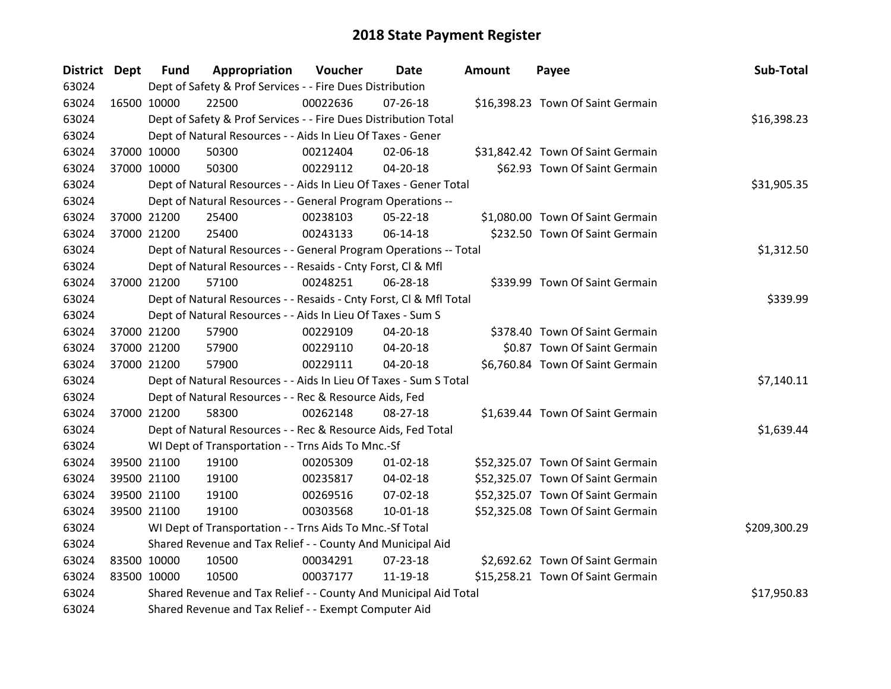# 2018 State Payment Register

| District | Dept | Fund | Appropriation | Voucher | Date | Amount | Payee | Sub-Total |
|---|---|---|---|---|---|---|---|---|
| 63024 | | Dept of Safety & Prof Services - - Fire Dues Distribution | | | | | | |
| 63024 | 16500 | 10000 | 22500 | 00022636 | 07-26-18 | $16,398.23 | Town Of Saint Germain | |
| 63024 | | Dept of Safety & Prof Services - - Fire Dues Distribution Total | | | | | | $16,398.23 |
| 63024 | | Dept of Natural Resources - - Aids In Lieu Of Taxes - Gener | | | | | | |
| 63024 | 37000 | 10000 | 50300 | 00212404 | 02-06-18 | $31,842.42 | Town Of Saint Germain | |
| 63024 | 37000 | 10000 | 50300 | 00229112 | 04-20-18 | $62.93 | Town Of Saint Germain | |
| 63024 | | Dept of Natural Resources - - Aids In Lieu Of Taxes - Gener Total | | | | | | $31,905.35 |
| 63024 | | Dept of Natural Resources - - General Program Operations -- | | | | | | |
| 63024 | 37000 | 21200 | 25400 | 00238103 | 05-22-18 | $1,080.00 | Town Of Saint Germain | |
| 63024 | 37000 | 21200 | 25400 | 00243133 | 06-14-18 | $232.50 | Town Of Saint Germain | |
| 63024 | | Dept of Natural Resources - - General Program Operations -- Total | | | | | | $1,312.50 |
| 63024 | | Dept of Natural Resources - - Resaids - Cnty Forst, Cl & Mfl | | | | | | |
| 63024 | 37000 | 21200 | 57100 | 00248251 | 06-28-18 | $339.99 | Town Of Saint Germain | |
| 63024 | | Dept of Natural Resources - - Resaids - Cnty Forst, Cl & Mfl Total | | | | | | $339.99 |
| 63024 | | Dept of Natural Resources - - Aids In Lieu Of Taxes - Sum S | | | | | | |
| 63024 | 37000 | 21200 | 57900 | 00229109 | 04-20-18 | $378.40 | Town Of Saint Germain | |
| 63024 | 37000 | 21200 | 57900 | 00229110 | 04-20-18 | $0.87 | Town Of Saint Germain | |
| 63024 | 37000 | 21200 | 57900 | 00229111 | 04-20-18 | $6,760.84 | Town Of Saint Germain | |
| 63024 | | Dept of Natural Resources - - Aids In Lieu Of Taxes - Sum S Total | | | | | | $7,140.11 |
| 63024 | | Dept of Natural Resources - - Rec & Resource Aids, Fed | | | | | | |
| 63024 | 37000 | 21200 | 58300 | 00262148 | 08-27-18 | $1,639.44 | Town Of Saint Germain | |
| 63024 | | Dept of Natural Resources - - Rec & Resource Aids, Fed Total | | | | | | $1,639.44 |
| 63024 | | WI Dept of Transportation - - Trns Aids To Mnc.-Sf | | | | | | |
| 63024 | 39500 | 21100 | 19100 | 00205309 | 01-02-18 | $52,325.07 | Town Of Saint Germain | |
| 63024 | 39500 | 21100 | 19100 | 00235817 | 04-02-18 | $52,325.07 | Town Of Saint Germain | |
| 63024 | 39500 | 21100 | 19100 | 00269516 | 07-02-18 | $52,325.07 | Town Of Saint Germain | |
| 63024 | 39500 | 21100 | 19100 | 00303568 | 10-01-18 | $52,325.08 | Town Of Saint Germain | |
| 63024 | | WI Dept of Transportation - - Trns Aids To Mnc.-Sf Total | | | | | | $209,300.29 |
| 63024 | | Shared Revenue and Tax Relief - - County And Municipal Aid | | | | | | |
| 63024 | 83500 | 10000 | 10500 | 00034291 | 07-23-18 | $2,692.62 | Town Of Saint Germain | |
| 63024 | 83500 | 10000 | 10500 | 00037177 | 11-19-18 | $15,258.21 | Town Of Saint Germain | |
| 63024 | | Shared Revenue and Tax Relief - - County And Municipal Aid Total | | | | | | $17,950.83 |
| 63024 | | Shared Revenue and Tax Relief - - Exempt Computer Aid | | | | | | |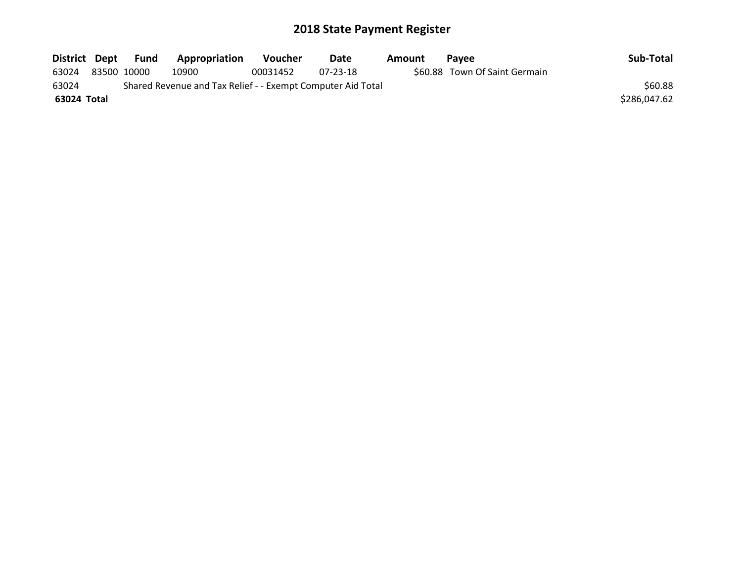## 2018 State Payment Register

| District | Dept | Fund | Appropriation | Voucher | Date | Amount | Payee | Sub-Total |
|---|---|---|---|---|---|---|---|---|
| 63024 | 83500 | 10000 | 10900 | 00031452 | 07-23-18 | $60.88 | Town Of Saint Germain | |
| 63024 | | Shared Revenue and Tax Relief - - Exempt Computer Aid Total | | | | | | $60.88 |
| **63024** | **Total** | | | | | | | $286,047.62 |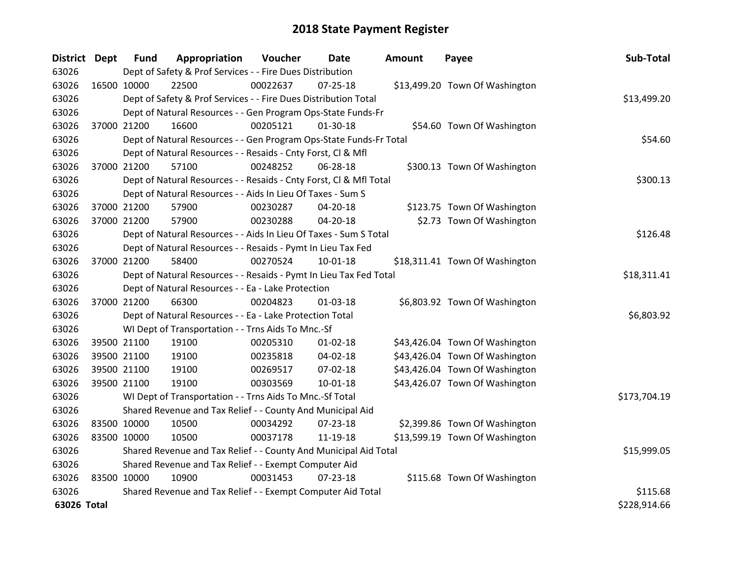# 2018 State Payment Register

| District | Dept | Fund | Appropriation | Voucher | Date | Amount | Payee | Sub-Total |
|---|---|---|---|---|---|---|---|---|
| 63026 | | Dept of Safety & Prof Services - - Fire Dues Distribution | | | | | | |
| 63026 | 16500 | 10000 | 22500 | 00022637 | 07-25-18 | $13,499.20 | Town Of Washington | |
| 63026 | | Dept of Safety & Prof Services - - Fire Dues Distribution Total | | | | | | $13,499.20 |
| 63026 | | Dept of Natural Resources - - Gen Program Ops-State Funds-Fr | | | | | | |
| 63026 | 37000 | 21200 | 16600 | 00205121 | 01-30-18 | $54.60 | Town Of Washington | |
| 63026 | | Dept of Natural Resources - - Gen Program Ops-State Funds-Fr Total | | | | | | $54.60 |
| 63026 | | Dept of Natural Resources - - Resaids - Cnty Forst, Cl & Mfl | | | | | | |
| 63026 | 37000 | 21200 | 57100 | 00248252 | 06-28-18 | $300.13 | Town Of Washington | |
| 63026 | | Dept of Natural Resources - - Resaids - Cnty Forst, Cl & Mfl Total | | | | | | $300.13 |
| 63026 | | Dept of Natural Resources - - Aids In Lieu Of Taxes - Sum S | | | | | | |
| 63026 | 37000 | 21200 | 57900 | 00230287 | 04-20-18 | $123.75 | Town Of Washington | |
| 63026 | 37000 | 21200 | 57900 | 00230288 | 04-20-18 | $2.73 | Town Of Washington | |
| 63026 | | Dept of Natural Resources - - Aids In Lieu Of Taxes - Sum S Total | | | | | | $126.48 |
| 63026 | | Dept of Natural Resources - - Resaids - Pymt In Lieu Tax Fed | | | | | | |
| 63026 | 37000 | 21200 | 58400 | 00270524 | 10-01-18 | $18,311.41 | Town Of Washington | |
| 63026 | | Dept of Natural Resources - - Resaids - Pymt In Lieu Tax Fed Total | | | | | | $18,311.41 |
| 63026 | | Dept of Natural Resources - - Ea - Lake Protection | | | | | | |
| 63026 | 37000 | 21200 | 66300 | 00204823 | 01-03-18 | $6,803.92 | Town Of Washington | |
| 63026 | | Dept of Natural Resources - - Ea - Lake Protection Total | | | | | | $6,803.92 |
| 63026 | | WI Dept of Transportation - - Trns Aids To Mnc.-Sf | | | | | | |
| 63026 | 39500 | 21100 | 19100 | 00205310 | 01-02-18 | $43,426.04 | Town Of Washington | |
| 63026 | 39500 | 21100 | 19100 | 00235818 | 04-02-18 | $43,426.04 | Town Of Washington | |
| 63026 | 39500 | 21100 | 19100 | 00269517 | 07-02-18 | $43,426.04 | Town Of Washington | |
| 63026 | 39500 | 21100 | 19100 | 00303569 | 10-01-18 | $43,426.07 | Town Of Washington | |
| 63026 | | WI Dept of Transportation - - Trns Aids To Mnc.-Sf Total | | | | | | $173,704.19 |
| 63026 | | Shared Revenue and Tax Relief - - County And Municipal Aid | | | | | | |
| 63026 | 83500 | 10000 | 10500 | 00034292 | 07-23-18 | $2,399.86 | Town Of Washington | |
| 63026 | 83500 | 10000 | 10500 | 00037178 | 11-19-18 | $13,599.19 | Town Of Washington | |
| 63026 | | Shared Revenue and Tax Relief - - County And Municipal Aid Total | | | | | | $15,999.05 |
| 63026 | | Shared Revenue and Tax Relief - - Exempt Computer Aid | | | | | | |
| 63026 | 83500 | 10000 | 10900 | 00031453 | 07-23-18 | $115.68 | Town Of Washington | |
| 63026 | | Shared Revenue and Tax Relief - - Exempt Computer Aid Total | | | | | | $115.68 |
| **63026 Total** | | | | | | | | $228,914.66 |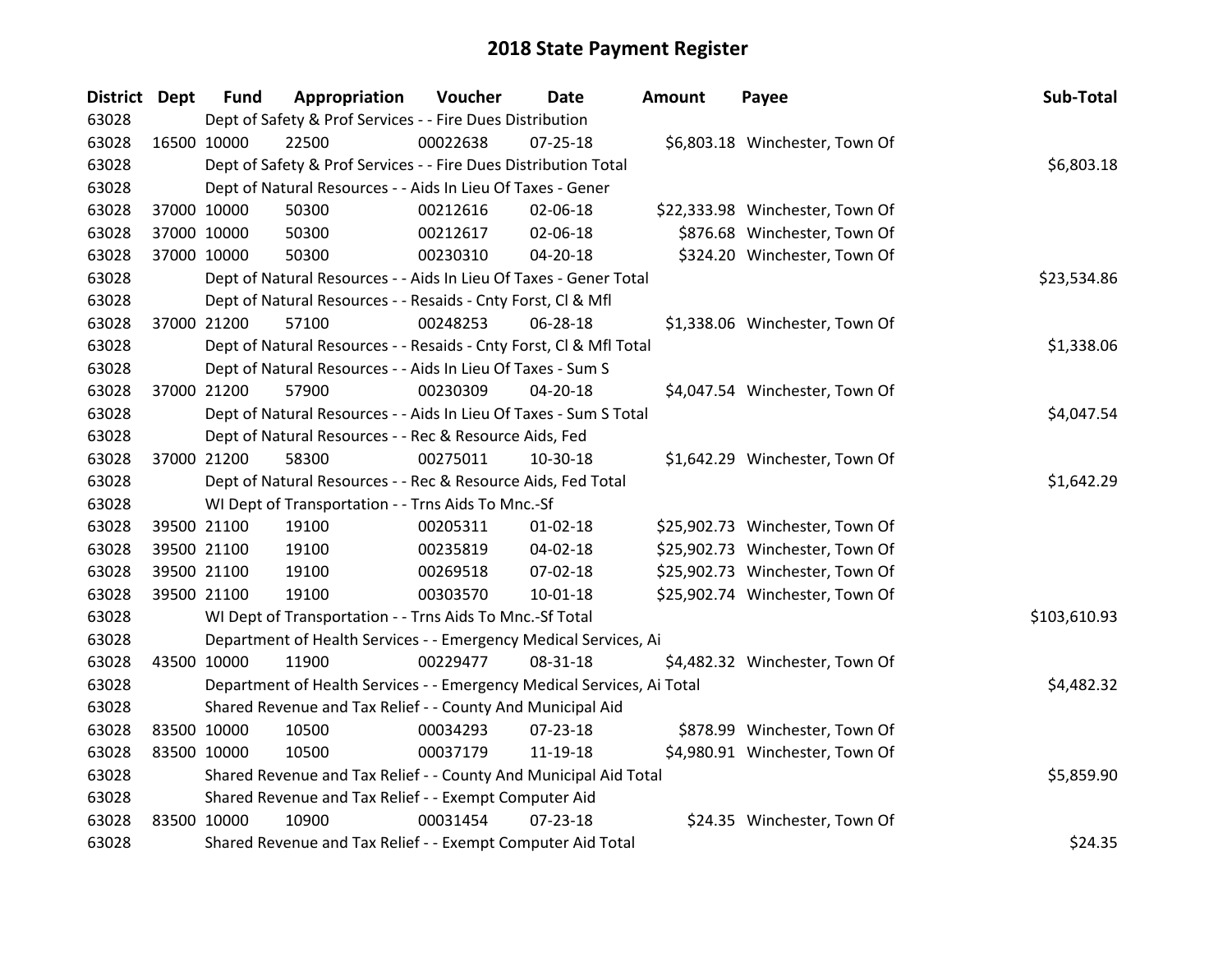# 2018 State Payment Register

| District | Dept | Fund | Appropriation | Voucher | Date | Amount | Payee | Sub-Total |
|---|---|---|---|---|---|---|---|---|
| 63028 | | Dept of Safety & Prof Services - - Fire Dues Distribution | | | | | | |
| 63028 | 16500 | 10000 | 22500 | 00022638 | 07-25-18 | $6,803.18 | Winchester, Town Of | |
| 63028 | | Dept of Safety & Prof Services - - Fire Dues Distribution Total | | | | | | $6,803.18 |
| 63028 | | Dept of Natural Resources - - Aids In Lieu Of Taxes - Gener | | | | | | |
| 63028 | 37000 | 10000 | 50300 | 00212616 | 02-06-18 | $22,333.98 | Winchester, Town Of | |
| 63028 | 37000 | 10000 | 50300 | 00212617 | 02-06-18 | $876.68 | Winchester, Town Of | |
| 63028 | 37000 | 10000 | 50300 | 00230310 | 04-20-18 | $324.20 | Winchester, Town Of | |
| 63028 | | Dept of Natural Resources - - Aids In Lieu Of Taxes - Gener Total | | | | | | $23,534.86 |
| 63028 | | Dept of Natural Resources - - Resaids - Cnty Forst, Cl & Mfl | | | | | | |
| 63028 | 37000 | 21200 | 57100 | 00248253 | 06-28-18 | $1,338.06 | Winchester, Town Of | |
| 63028 | | Dept of Natural Resources - - Resaids - Cnty Forst, Cl & Mfl Total | | | | | | $1,338.06 |
| 63028 | | Dept of Natural Resources - - Aids In Lieu Of Taxes - Sum S | | | | | | |
| 63028 | 37000 | 21200 | 57900 | 00230309 | 04-20-18 | $4,047.54 | Winchester, Town Of | |
| 63028 | | Dept of Natural Resources - - Aids In Lieu Of Taxes - Sum S Total | | | | | | $4,047.54 |
| 63028 | | Dept of Natural Resources - - Rec & Resource Aids, Fed | | | | | | |
| 63028 | 37000 | 21200 | 58300 | 00275011 | 10-30-18 | $1,642.29 | Winchester, Town Of | |
| 63028 | | Dept of Natural Resources - - Rec & Resource Aids, Fed Total | | | | | | $1,642.29 |
| 63028 | | WI Dept of Transportation - - Trns Aids To Mnc.-Sf | | | | | | |
| 63028 | 39500 | 21100 | 19100 | 00205311 | 01-02-18 | $25,902.73 | Winchester, Town Of | |
| 63028 | 39500 | 21100 | 19100 | 00235819 | 04-02-18 | $25,902.73 | Winchester, Town Of | |
| 63028 | 39500 | 21100 | 19100 | 00269518 | 07-02-18 | $25,902.73 | Winchester, Town Of | |
| 63028 | 39500 | 21100 | 19100 | 00303570 | 10-01-18 | $25,902.74 | Winchester, Town Of | |
| 63028 | | WI Dept of Transportation - - Trns Aids To Mnc.-Sf Total | | | | | | $103,610.93 |
| 63028 | | Department of Health Services - - Emergency Medical Services, Ai | | | | | | |
| 63028 | 43500 | 10000 | 11900 | 00229477 | 08-31-18 | $4,482.32 | Winchester, Town Of | |
| 63028 | | Department of Health Services - - Emergency Medical Services, Ai Total | | | | | | $4,482.32 |
| 63028 | | Shared Revenue and Tax Relief - - County And Municipal Aid | | | | | | |
| 63028 | 83500 | 10000 | 10500 | 00034293 | 07-23-18 | $878.99 | Winchester, Town Of | |
| 63028 | 83500 | 10000 | 10500 | 00037179 | 11-19-18 | $4,980.91 | Winchester, Town Of | |
| 63028 | | Shared Revenue and Tax Relief - - County And Municipal Aid Total | | | | | | $5,859.90 |
| 63028 | | Shared Revenue and Tax Relief - - Exempt Computer Aid | | | | | | |
| 63028 | 83500 | 10000 | 10900 | 00031454 | 07-23-18 | $24.35 | Winchester, Town Of | |
| 63028 | | Shared Revenue and Tax Relief - - Exempt Computer Aid Total | | | | | | $24.35 |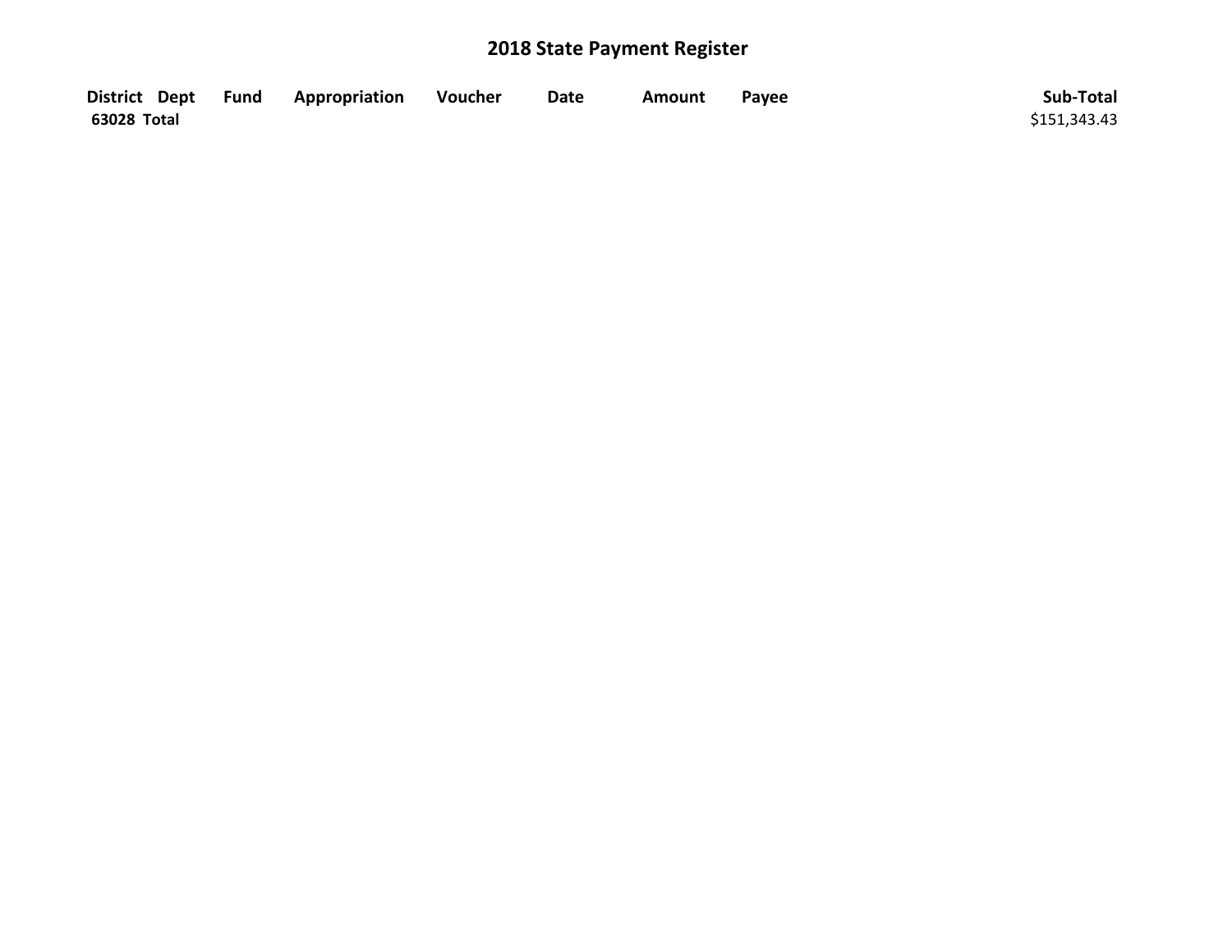# 2018 State Payment Register

| District | Dept | Fund | Appropriation | Voucher | Date | Amount | Payee | Sub-Total |
|---|---|---|---|---|---|---|---|---|
| **63028 Total** | | | | | | | | $151,343.43 |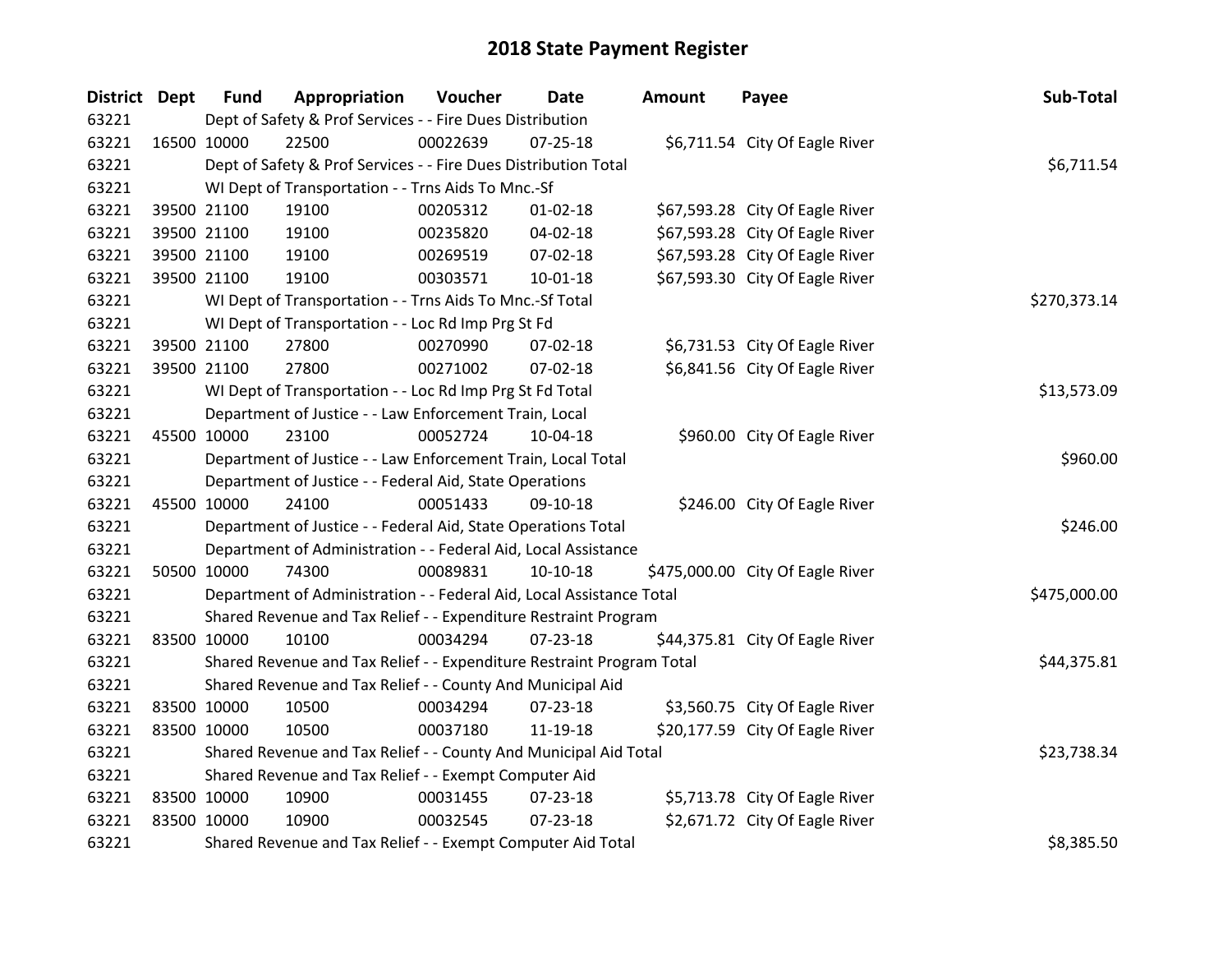# 2018 State Payment Register

| District | Dept | Fund | Appropriation | Voucher | Date | Amount | Payee | Sub-Total |
|---|---|---|---|---|---|---|---|---|
| 63221 | Dept of Safety & Prof Services - - Fire Dues Distribution | | | | | | | |
| 63221 | 16500 | 10000 | 22500 | 00022639 | 07-25-18 | $6,711.54 | City Of Eagle River | |
| 63221 | Dept of Safety & Prof Services - - Fire Dues Distribution Total | | | | | | | $6,711.54 |
| 63221 | WI Dept of Transportation - - Trns Aids To Mnc.-Sf | | | | | | | |
| 63221 | 39500 | 21100 | 19100 | 00205312 | 01-02-18 | $67,593.28 | City Of Eagle River | |
| 63221 | 39500 | 21100 | 19100 | 00235820 | 04-02-18 | $67,593.28 | City Of Eagle River | |
| 63221 | 39500 | 21100 | 19100 | 00269519 | 07-02-18 | $67,593.28 | City Of Eagle River | |
| 63221 | 39500 | 21100 | 19100 | 00303571 | 10-01-18 | $67,593.30 | City Of Eagle River | |
| 63221 | WI Dept of Transportation - - Trns Aids To Mnc.-Sf Total | | | | | | | $270,373.14 |
| 63221 | WI Dept of Transportation - - Loc Rd Imp Prg St Fd | | | | | | | |
| 63221 | 39500 | 21100 | 27800 | 00270990 | 07-02-18 | $6,731.53 | City Of Eagle River | |
| 63221 | 39500 | 21100 | 27800 | 00271002 | 07-02-18 | $6,841.56 | City Of Eagle River | |
| 63221 | WI Dept of Transportation - - Loc Rd Imp Prg St Fd Total | | | | | | | $13,573.09 |
| 63221 | Department of Justice - - Law Enforcement Train, Local | | | | | | | |
| 63221 | 45500 | 10000 | 23100 | 00052724 | 10-04-18 | $960.00 | City Of Eagle River | |
| 63221 | Department of Justice - - Law Enforcement Train, Local Total | | | | | | | $960.00 |
| 63221 | Department of Justice - - Federal Aid, State Operations | | | | | | | |
| 63221 | 45500 | 10000 | 24100 | 00051433 | 09-10-18 | $246.00 | City Of Eagle River | |
| 63221 | Department of Justice - - Federal Aid, State Operations Total | | | | | | | $246.00 |
| 63221 | Department of Administration - - Federal Aid, Local Assistance | | | | | | | |
| 63221 | 50500 | 10000 | 74300 | 00089831 | 10-10-18 | $475,000.00 | City Of Eagle River | |
| 63221 | Department of Administration - - Federal Aid, Local Assistance Total | | | | | | | $475,000.00 |
| 63221 | Shared Revenue and Tax Relief - - Expenditure Restraint Program | | | | | | | |
| 63221 | 83500 | 10000 | 10100 | 00034294 | 07-23-18 | $44,375.81 | City Of Eagle River | |
| 63221 | Shared Revenue and Tax Relief - - Expenditure Restraint Program Total | | | | | | | $44,375.81 |
| 63221 | Shared Revenue and Tax Relief - - County And Municipal Aid | | | | | | | |
| 63221 | 83500 | 10000 | 10500 | 00034294 | 07-23-18 | $3,560.75 | City Of Eagle River | |
| 63221 | 83500 | 10000 | 10500 | 00037180 | 11-19-18 | $20,177.59 | City Of Eagle River | |
| 63221 | Shared Revenue and Tax Relief - - County And Municipal Aid Total | | | | | | | $23,738.34 |
| 63221 | Shared Revenue and Tax Relief - - Exempt Computer Aid | | | | | | | |
| 63221 | 83500 | 10000 | 10900 | 00031455 | 07-23-18 | $5,713.78 | City Of Eagle River | |
| 63221 | 83500 | 10000 | 10900 | 00032545 | 07-23-18 | $2,671.72 | City Of Eagle River | |
| 63221 | Shared Revenue and Tax Relief - - Exempt Computer Aid Total | | | | | | | $8,385.50 |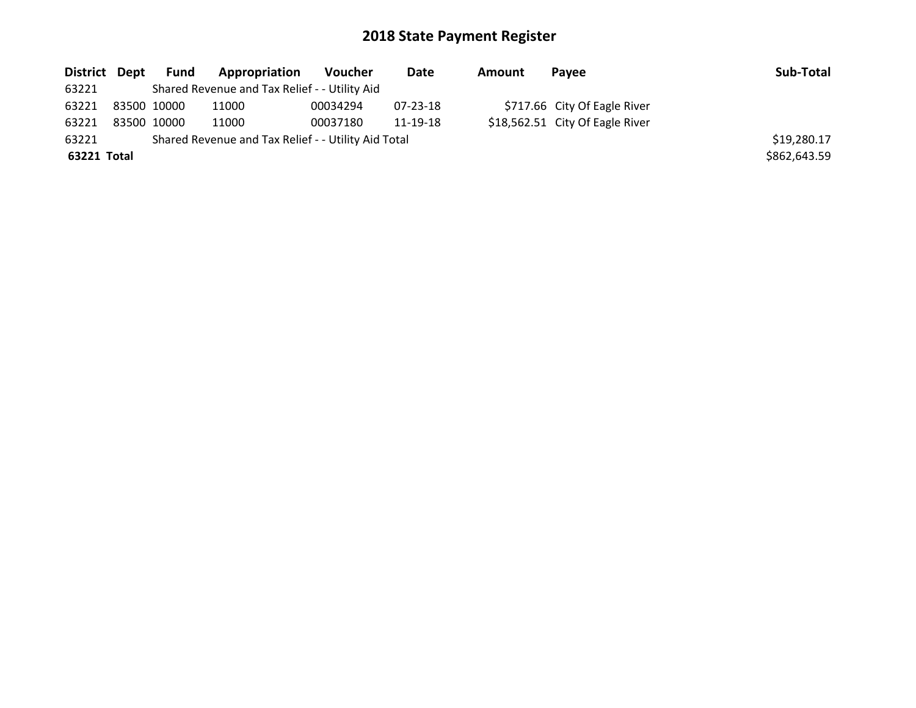# 2018 State Payment Register

| District | Dept | Fund | Appropriation | Voucher | Date | Amount | Payee | Sub-Total |
|---|---|---|---|---|---|---|---|---|
| 63221 | | Shared Revenue and Tax Relief - - Utility Aid | | | | | | |
| 63221 | 83500 | 10000 | 11000 | 00034294 | 07-23-18 | $717.66 | City Of Eagle River | |
| 63221 | 83500 | 10000 | 11000 | 00037180 | 11-19-18 | $18,562.51 | City Of Eagle River | |
| 63221 | | Shared Revenue and Tax Relief - - Utility Aid Total | | | | | | $19,280.17 |
| **63221** | **Total** | | | | | | | $862,643.59 |